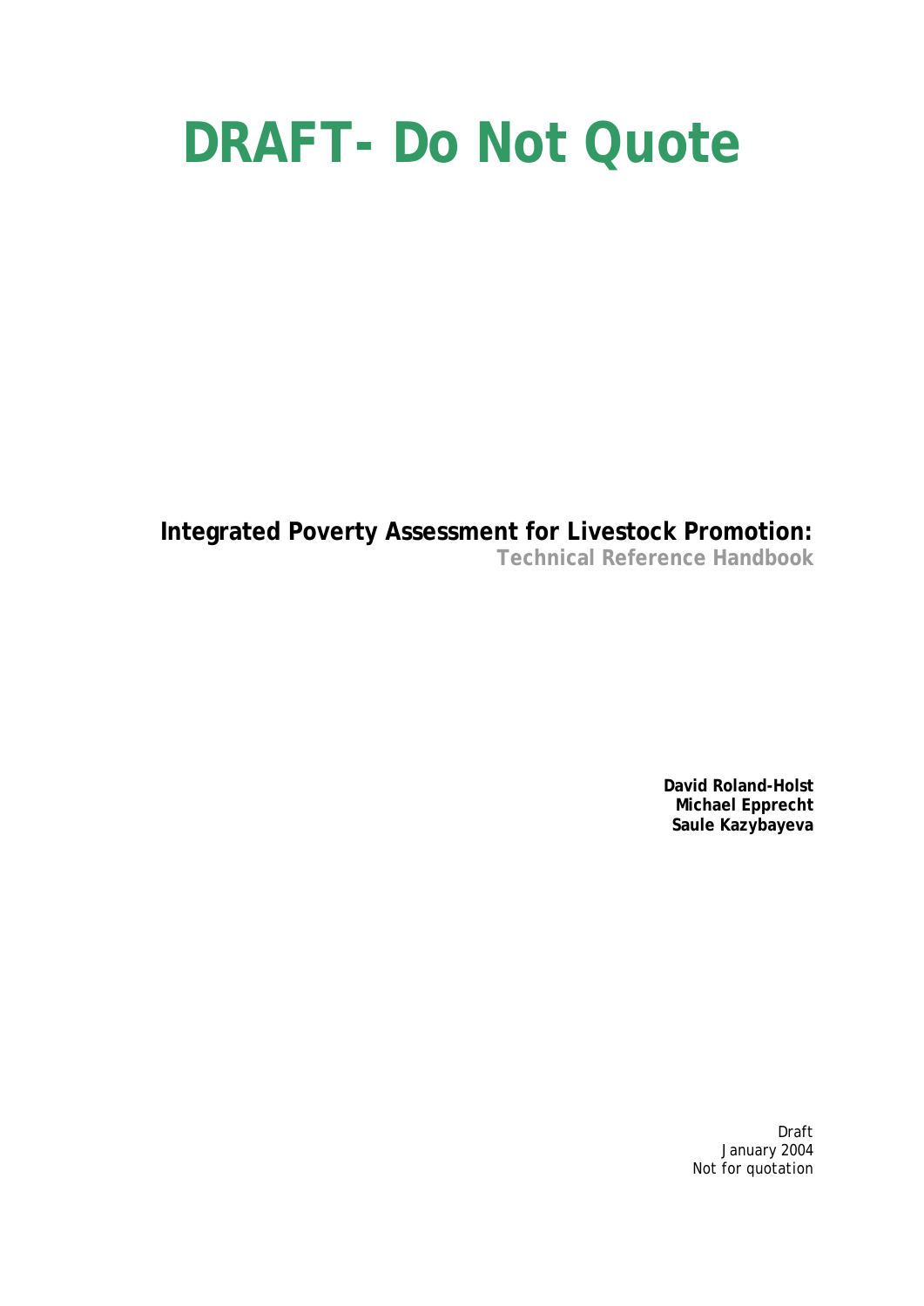# DRAFT- Do Not Quote

## Integrated Poverty Assessment for Livestock Promotion:

**Technical Reference Handbook**

**David Roland-Holst**
**Michael Epprecht**
**Saule Kazybayeva**

Draft
January 2004
Not for quotation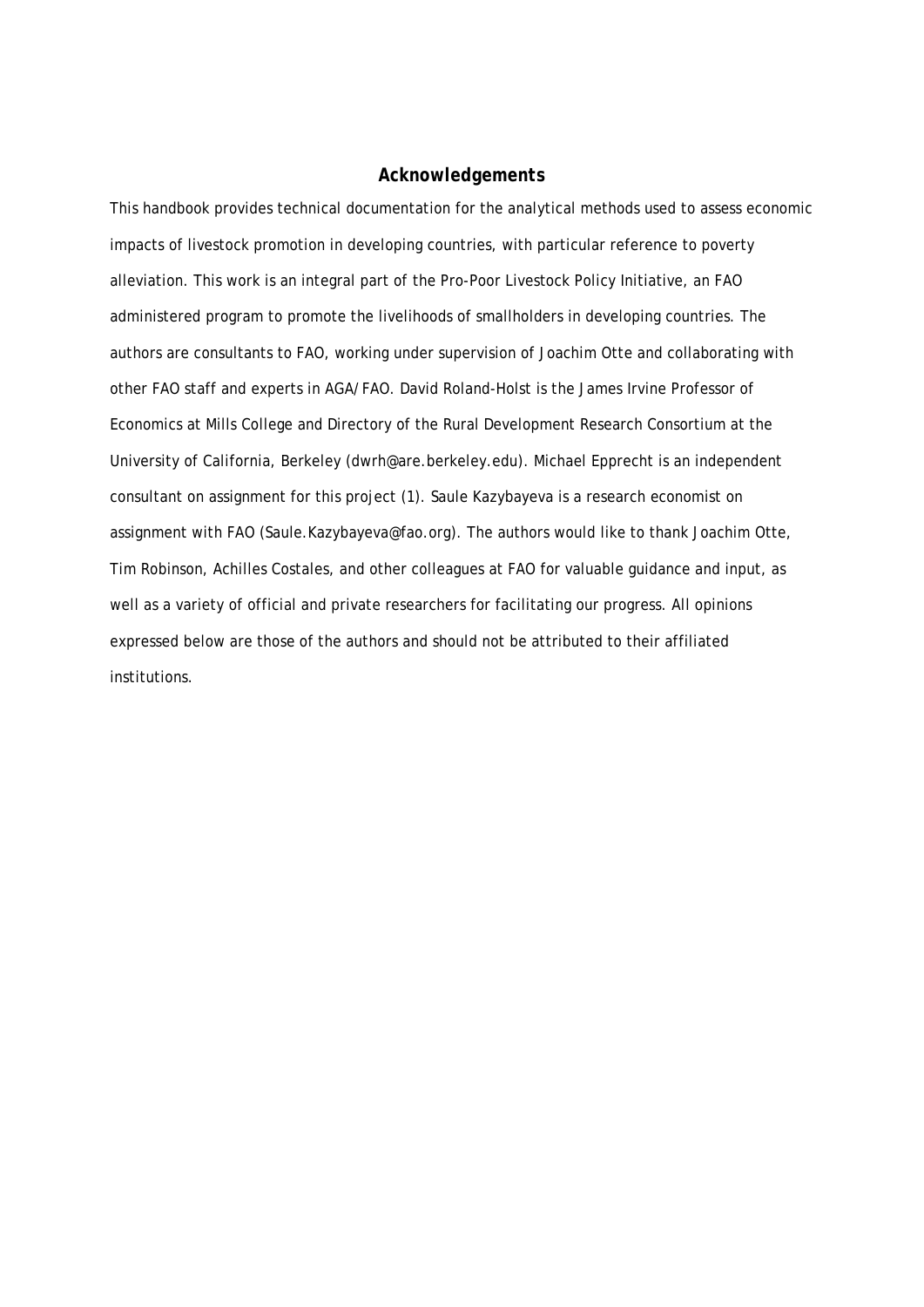## Acknowledgements

This handbook provides technical documentation for the analytical methods used to assess economic impacts of livestock promotion in developing countries, with particular reference to poverty alleviation. This work is an integral part of the Pro-Poor Livestock Policy Initiative, an FAO administered program to promote the livelihoods of smallholders in developing countries. The authors are consultants to FAO, working under supervision of Joachim Otte and collaborating with other FAO staff and experts in AGA/FAO. David Roland-Holst is the James Irvine Professor of Economics at Mills College and Directory of the Rural Development Research Consortium at the University of California, Berkeley (dwrh@are.berkeley.edu). Michael Epprecht is an independent consultant on assignment for this project (1). Saule Kazybayeva is a research economist on assignment with FAO (Saule.Kazybayeva@fao.org). The authors would like to thank Joachim Otte, Tim Robinson, Achilles Costales, and other colleagues at FAO for valuable guidance and input, as well as a variety of official and private researchers for facilitating our progress. All opinions expressed below are those of the authors and should not be attributed to their affiliated institutions.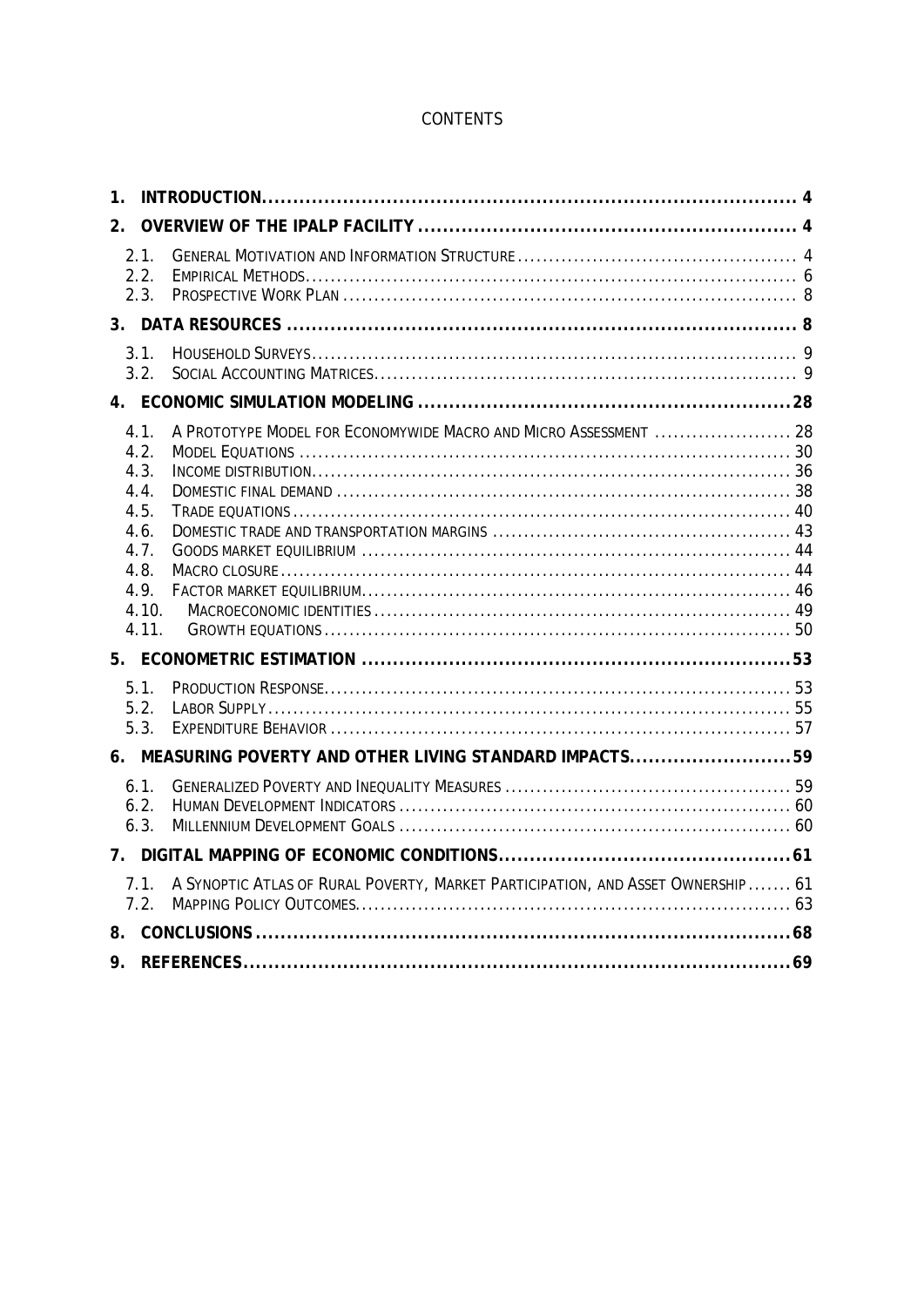# CONTENTS

1. **INTRODUCTION** ..................................................... 4
2. **OVERVIEW OF THE IPALP FACILITY** ..................................................... 4
   - 2.1. General Motivation and Information Structure ..................................................... 4
   - 2.2. Empirical Methods ..................................................... 6
   - 2.3. Prospective Work Plan ..................................................... 8
3. **DATA RESOURCES** ..................................................... 8
   - 3.1. Household Surveys ..................................................... 9
   - 3.2. Social Accounting Matrices ..................................................... 9
4. **ECONOMIC SIMULATION MODELING** ..................................................... 28
   - 4.1. A Prototype Model for Economywide Macro and Micro Assessment ..................................................... 28
   - 4.2. Model Equations ..................................................... 30
   - 4.3. Income distribution ..................................................... 36
   - 4.4. Domestic final demand ..................................................... 38
   - 4.5. Trade equations ..................................................... 40
   - 4.6. Domestic trade and transportation margins ..................................................... 43
   - 4.7. Goods market equilibrium ..................................................... 44
   - 4.8. Macro closure ..................................................... 44
   - 4.9. Factor market equilibrium ..................................................... 46
   - 4.10. Macroeconomic identities ..................................................... 49
   - 4.11. Growth equations ..................................................... 50
5. **ECONOMETRIC ESTIMATION** ..................................................... 53
   - 5.1. Production Response ..................................................... 53
   - 5.2. Labor Supply ..................................................... 55
   - 5.3. Expenditure Behavior ..................................................... 57
6. **MEASURING POVERTY AND OTHER LIVING STANDARD IMPACTS** ..................................................... 59
   - 6.1. Generalized Poverty and Inequality Measures ..................................................... 59
   - 6.2. Human Development Indicators ..................................................... 60
   - 6.3. Millennium Development Goals ..................................................... 60
7. **DIGITAL MAPPING OF ECONOMIC CONDITIONS** ..................................................... 61
   - 7.1. A Synoptic Atlas of Rural Poverty, Market Participation, and Asset Ownership ..................................................... 61
   - 7.2. Mapping Policy Outcomes ..................................................... 63
8. **CONCLUSIONS** ..................................................... 68
9. **REFERENCES** ..................................................... 69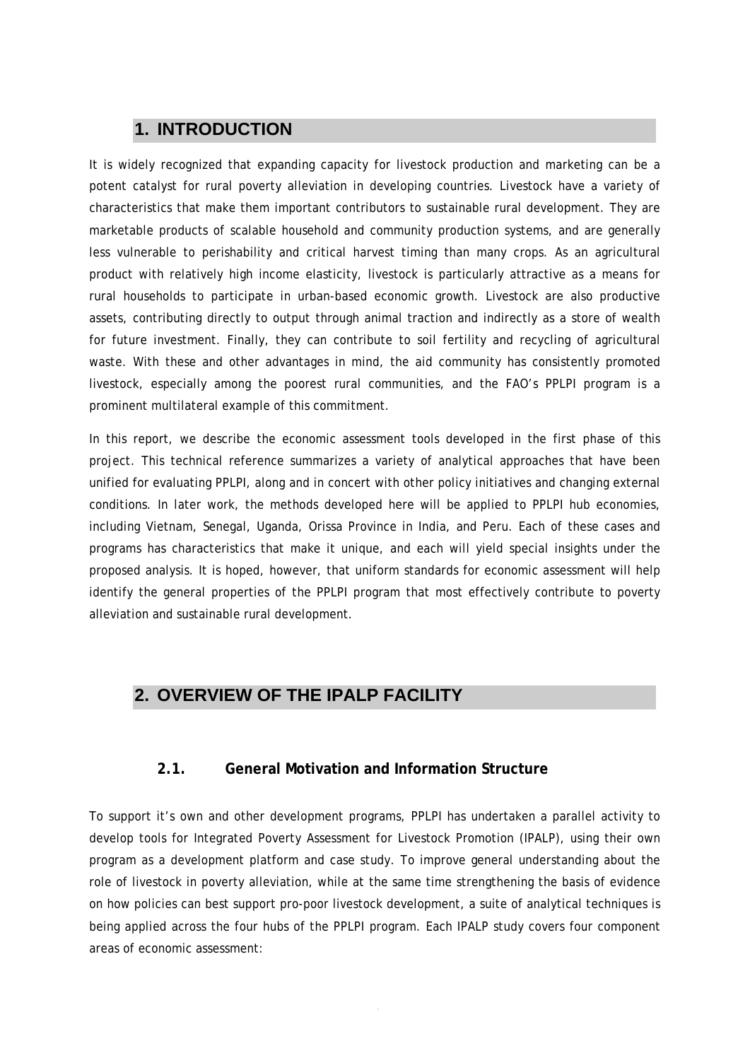# 1. INTRODUCTION

It is widely recognized that expanding capacity for livestock production and marketing can be a potent catalyst for rural poverty alleviation in developing countries. Livestock have a variety of characteristics that make them important contributors to sustainable rural development. They are marketable products of scalable household and community production systems, and are generally less vulnerable to perishability and critical harvest timing than many crops. As an agricultural product with relatively high income elasticity, livestock is particularly attractive as a means for rural households to participate in urban-based economic growth. Livestock are also productive assets, contributing directly to output through animal traction and indirectly as a store of wealth for future investment. Finally, they can contribute to soil fertility and recycling of agricultural waste. With these and other advantages in mind, the aid community has consistently promoted livestock, especially among the poorest rural communities, and the FAO's PPLPI program is a prominent multilateral example of this commitment.

In this report, we describe the economic assessment tools developed in the first phase of this project. This technical reference summarizes a variety of analytical approaches that have been unified for evaluating PPLPI, along and in concert with other policy initiatives and changing external conditions. In later work, the methods developed here will be applied to PPLPI hub economies, including Vietnam, Senegal, Uganda, Orissa Province in India, and Peru. Each of these cases and programs has characteristics that make it unique, and each will yield special insights under the proposed analysis. It is hoped, however, that uniform standards for economic assessment will help identify the general properties of the PPLPI program that most effectively contribute to poverty alleviation and sustainable rural development.

# 2. OVERVIEW OF THE IPALP FACILITY

## 2.1. General Motivation and Information Structure

To support it's own and other development programs, PPLPI has undertaken a parallel activity to develop tools for Integrated Poverty Assessment for Livestock Promotion (IPALP), using their own program as a development platform and case study. To improve general understanding about the role of livestock in poverty alleviation, while at the same time strengthening the basis of evidence on how policies can best support pro-poor livestock development, a suite of analytical techniques is being applied across the four hubs of the PPLPI program. Each IPALP study covers four component areas of economic assessment: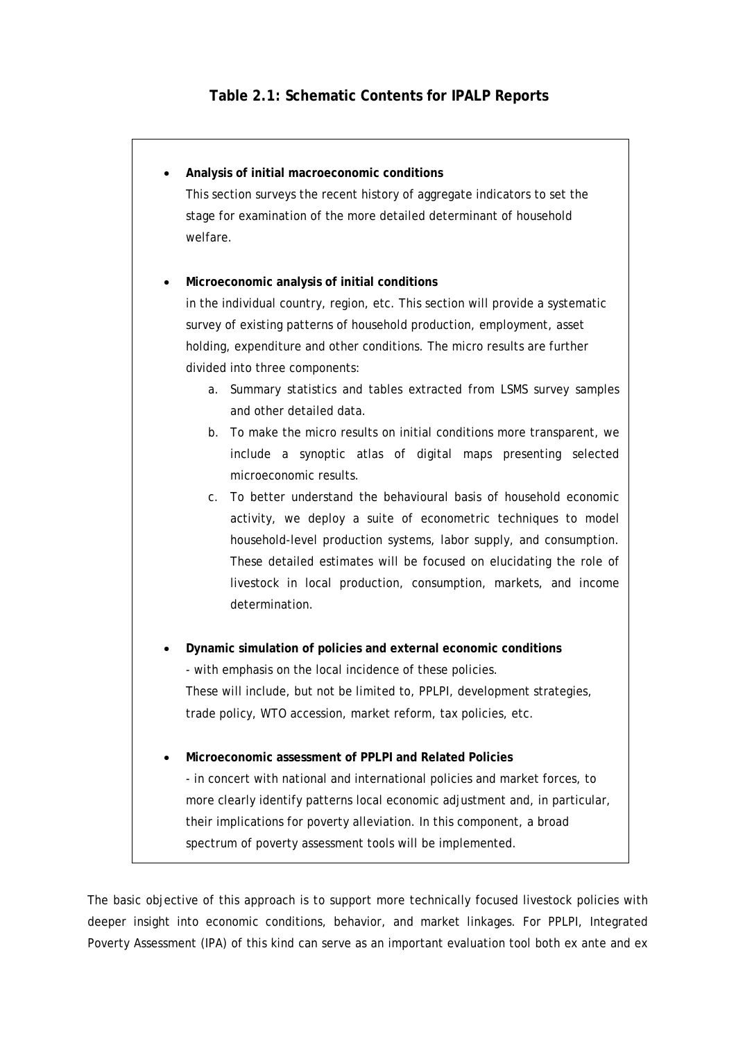### Table 2.1: Schematic Contents for IPALP Reports

- **Analysis of initial macroeconomic conditions**

  This section surveys the recent history of aggregate indicators to set the stage for examination of the more detailed determinant of household welfare.

- **Microeconomic analysis of initial conditions**

  in the individual country, region, etc. This section will provide a systematic survey of existing patterns of household production, employment, asset holding, expenditure and other conditions. The micro results are further divided into three components:

  a. Summary statistics and tables extracted from LSMS survey samples and other detailed data.
  b. To make the micro results on initial conditions more transparent, we include a synoptic atlas of digital maps presenting selected microeconomic results.
  c. To better understand the behavioural basis of household economic activity, we deploy a suite of econometric techniques to model household-level production systems, labor supply, and consumption. These detailed estimates will be focused on elucidating the role of livestock in local production, consumption, markets, and income determination.

- **Dynamic simulation of policies and external economic conditions**

  - with emphasis on the local incidence of these policies.

  These will include, but not be limited to, PPLPI, development strategies, trade policy, WTO accession, market reform, tax policies, etc.

- **Microeconomic assessment of PPLPI and Related Policies**

  - in concert with national and international policies and market forces, to more clearly identify patterns local economic adjustment and, in particular, their implications for poverty alleviation. In this component, a broad spectrum of poverty assessment tools will be implemented.

The basic objective of this approach is to support more technically focused livestock policies with deeper insight into economic conditions, behavior, and market linkages. For PPLPI, Integrated Poverty Assessment (IPA) of this kind can serve as an important evaluation tool both ex ante and ex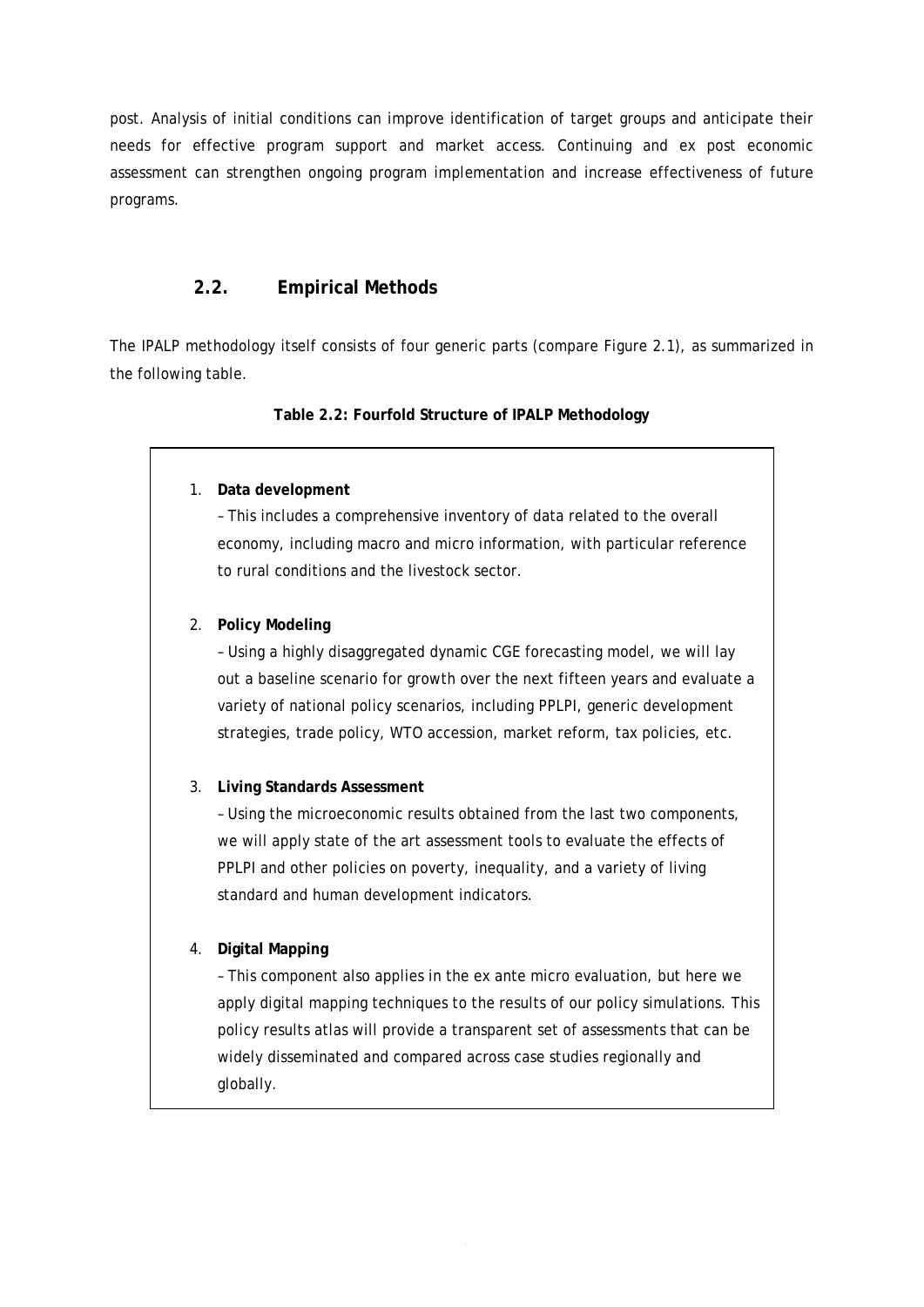post. Analysis of initial conditions can improve identification of target groups and anticipate their needs for effective program support and market access. Continuing and ex post economic assessment can strengthen ongoing program implementation and increase effectiveness of future programs.

## 2.2. Empirical Methods

The IPALP methodology itself consists of four generic parts (compare Figure 2.1), as summarized in the following table.

**Table 2.2: Fourfold Structure of IPALP Methodology**

1. **Data development**
   – This includes a comprehensive inventory of data related to the overall economy, including macro and micro information, with particular reference to rural conditions and the livestock sector.

2. **Policy Modeling**
   – Using a highly disaggregated dynamic CGE forecasting model, we will lay out a baseline scenario for growth over the next fifteen years and evaluate a variety of national policy scenarios, including PPLPI, generic development strategies, trade policy, WTO accession, market reform, tax policies, etc.

3. **Living Standards Assessment**
   – Using the microeconomic results obtained from the last two components, we will apply state of the art assessment tools to evaluate the effects of PPLPI and other policies on poverty, inequality, and a variety of living standard and human development indicators.

4. **Digital Mapping**
   – This component also applies in the ex ante micro evaluation, but here we apply digital mapping techniques to the results of our policy simulations. This policy results atlas will provide a transparent set of assessments that can be widely disseminated and compared across case studies regionally and globally.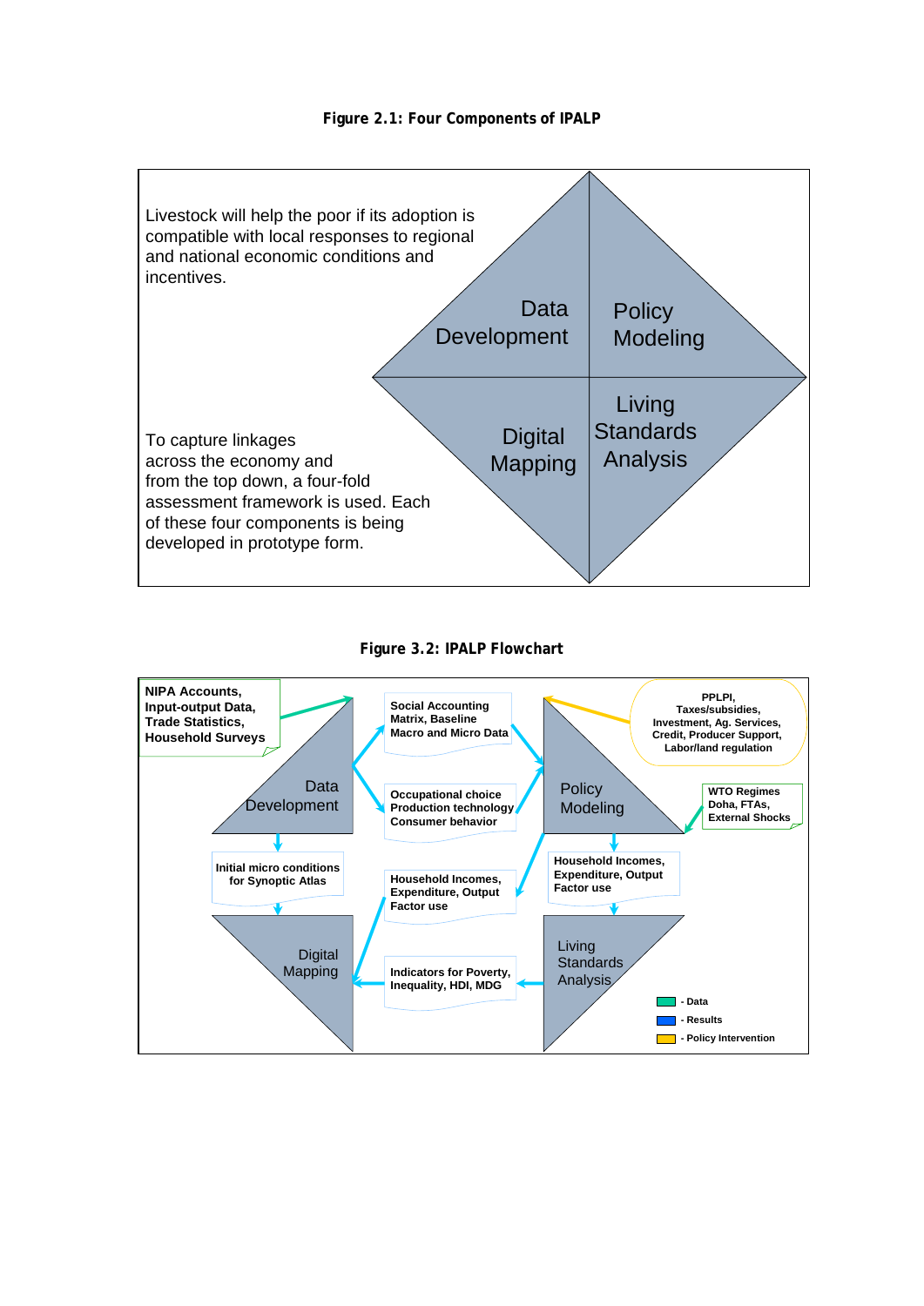**Figure 2.1: Four Components of IPALP**

Livestock will help the poor if its adoption is compatible with local responses to regional and national economic conditions and incentives.

Data Development

Policy Modeling

Digital Mapping

Living Standards Analysis

To capture linkages across the economy and from the top down, a four-fold assessment framework is used. Each of these four components is being developed in prototype form.

**Figure 3.2: IPALP Flowchart**

NIPA Accounts, Input-output Data, Trade Statistics, Household Surveys

Data Development

Social Accounting Matrix, Baseline Macro and Micro Data

Occupational choice Production technology Consumer behavior

PPLPI, Taxes/subsidies, Investment, Ag. Services, Credit, Producer Support, Labor/land regulation

Policy Modeling

WTO Regimes Doha, FTAs, External Shocks

Initial micro conditions for Synoptic Atlas

Household Incomes, Expenditure, Output Factor use

Household Incomes, Expenditure, Output Factor use

Digital Mapping

Indicators for Poverty, Inequality, HDI, MDG

Living Standards Analysis

- Data
- Results
- Policy Intervention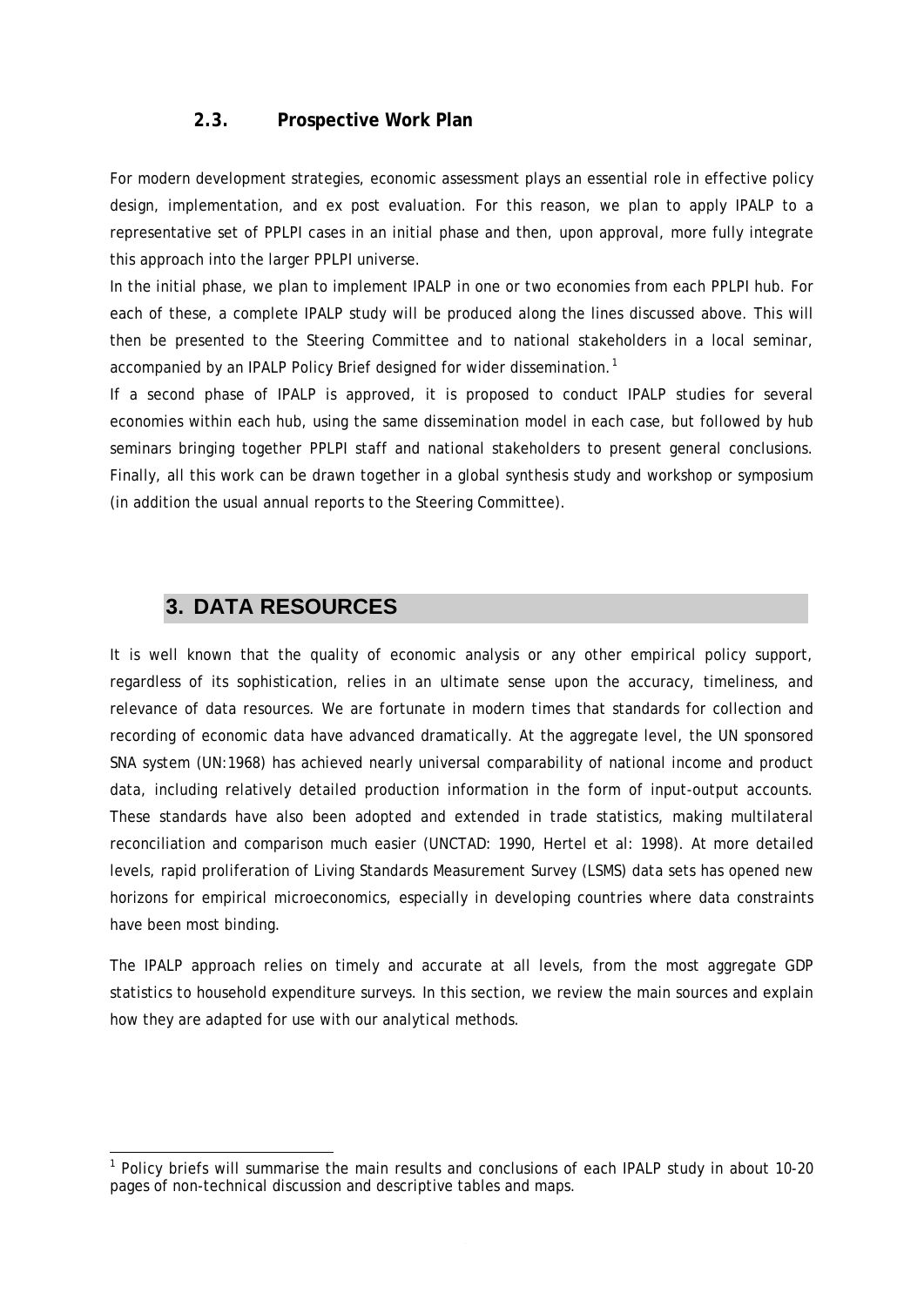### 2.3. Prospective Work Plan

For modern development strategies, economic assessment plays an essential role in effective policy design, implementation, and ex post evaluation. For this reason, we plan to apply IPALP to a representative set of PPLPI cases in an initial phase and then, upon approval, more fully integrate this approach into the larger PPLPI universe.

In the initial phase, we plan to implement IPALP in one or two economies from each PPLPI hub. For each of these, a complete IPALP study will be produced along the lines discussed above. This will then be presented to the Steering Committee and to national stakeholders in a local seminar, accompanied by an IPALP Policy Brief designed for wider dissemination.[1]

If a second phase of IPALP is approved, it is proposed to conduct IPALP studies for several economies within each hub, using the same dissemination model in each case, but followed by hub seminars bringing together PPLPI staff and national stakeholders to present general conclusions. Finally, all this work can be drawn together in a global synthesis study and workshop or symposium (in addition the usual annual reports to the Steering Committee).

# 3. DATA RESOURCES

It is well known that the quality of economic analysis or any other empirical policy support, regardless of its sophistication, relies in an ultimate sense upon the accuracy, timeliness, and relevance of data resources. We are fortunate in modern times that standards for collection and recording of economic data have advanced dramatically. At the aggregate level, the UN sponsored SNA system (UN:1968) has achieved nearly universal comparability of national income and product data, including relatively detailed production information in the form of input-output accounts. These standards have also been adopted and extended in trade statistics, making multilateral reconciliation and comparison much easier (UNCTAD: 1990, Hertel et al: 1998). At more detailed levels, rapid proliferation of Living Standards Measurement Survey (LSMS) data sets has opened new horizons for empirical microeconomics, especially in developing countries where data constraints have been most binding.

The IPALP approach relies on timely and accurate at all levels, from the most aggregate GDP statistics to household expenditure surveys. In this section, we review the main sources and explain how they are adapted for use with our analytical methods.

---

[1] Policy briefs will summarise the main results and conclusions of each IPALP study in about 10-20 pages of non-technical discussion and descriptive tables and maps.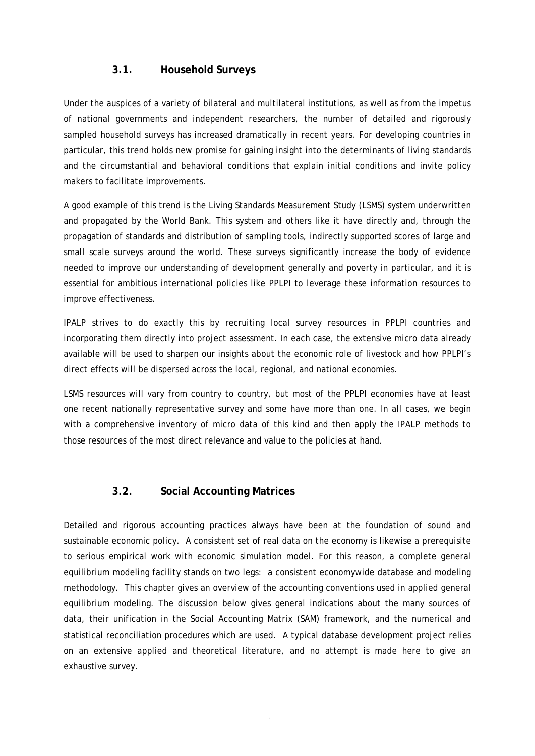### 3.1. Household Surveys

Under the auspices of a variety of bilateral and multilateral institutions, as well as from the impetus of national governments and independent researchers, the number of detailed and rigorously sampled household surveys has increased dramatically in recent years. For developing countries in particular, this trend holds new promise for gaining insight into the determinants of living standards and the circumstantial and behavioral conditions that explain initial conditions and invite policy makers to facilitate improvements.

A good example of this trend is the Living Standards Measurement Study (LSMS) system underwritten and propagated by the World Bank. This system and others like it have directly and, through the propagation of standards and distribution of sampling tools, indirectly supported scores of large and small scale surveys around the world. These surveys significantly increase the body of evidence needed to improve our understanding of development generally and poverty in particular, and it is essential for ambitious international policies like PPLPI to leverage these information resources to improve effectiveness.

IPALP strives to do exactly this by recruiting local survey resources in PPLPI countries and incorporating them directly into project assessment. In each case, the extensive micro data already available will be used to sharpen our insights about the economic role of livestock and how PPLPI's direct effects will be dispersed across the local, regional, and national economies.

LSMS resources will vary from country to country, but most of the PPLPI economies have at least one recent nationally representative survey and some have more than one. In all cases, we begin with a comprehensive inventory of micro data of this kind and then apply the IPALP methods to those resources of the most direct relevance and value to the policies at hand.

### 3.2. Social Accounting Matrices

Detailed and rigorous accounting practices always have been at the foundation of sound and sustainable economic policy. A consistent set of real data on the economy is likewise a prerequisite to serious empirical work with economic simulation model. For this reason, a complete general equilibrium modeling facility stands on two legs: a consistent economywide database and modeling methodology. This chapter gives an overview of the accounting conventions used in applied general equilibrium modeling. The discussion below gives general indications about the many sources of data, their unification in the Social Accounting Matrix (SAM) framework, and the numerical and statistical reconciliation procedures which are used. A typical database development project relies on an extensive applied and theoretical literature, and no attempt is made here to give an exhaustive survey.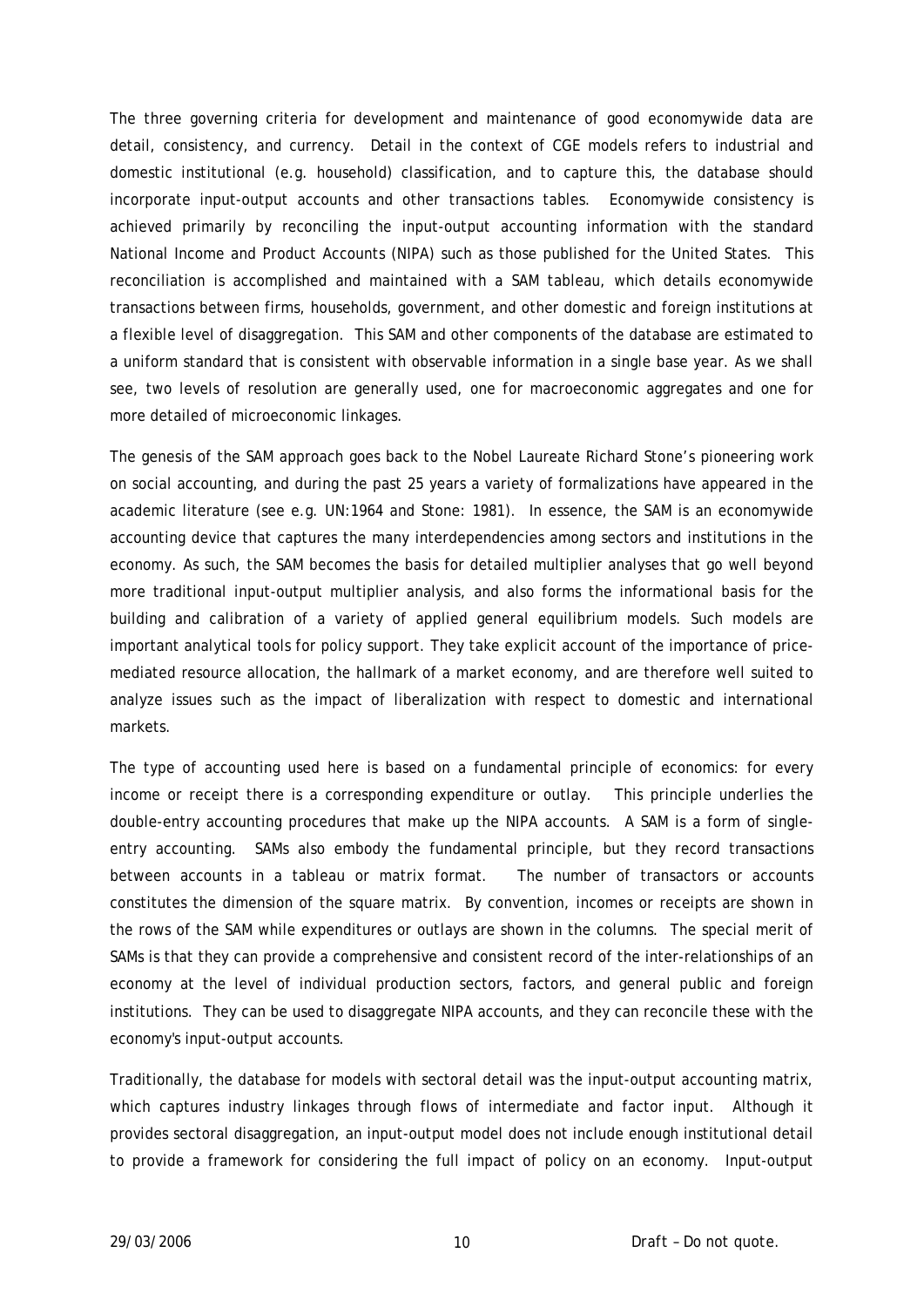The three governing criteria for development and maintenance of good economywide data are detail, consistency, and currency. Detail in the context of CGE models refers to industrial and domestic institutional (e.g. household) classification, and to capture this, the database should incorporate input-output accounts and other transactions tables. Economywide consistency is achieved primarily by reconciling the input-output accounting information with the standard National Income and Product Accounts (NIPA) such as those published for the United States. This reconciliation is accomplished and maintained with a SAM tableau, which details economywide transactions between firms, households, government, and other domestic and foreign institutions at a flexible level of disaggregation. This SAM and other components of the database are estimated to a uniform standard that is consistent with observable information in a single base year. As we shall see, two levels of resolution are generally used, one for macroeconomic aggregates and one for more detailed of microeconomic linkages.

The genesis of the SAM approach goes back to the Nobel Laureate Richard Stone's pioneering work on social accounting, and during the past 25 years a variety of formalizations have appeared in the academic literature (see e.g. UN:1964 and Stone: 1981). In essence, the SAM is an economywide accounting device that captures the many interdependencies among sectors and institutions in the economy. As such, the SAM becomes the basis for detailed multiplier analyses that go well beyond more traditional input-output multiplier analysis, and also forms the informational basis for the building and calibration of a variety of applied general equilibrium models. Such models are important analytical tools for policy support. They take explicit account of the importance of price-mediated resource allocation, the hallmark of a market economy, and are therefore well suited to analyze issues such as the impact of liberalization with respect to domestic and international markets.

The type of accounting used here is based on a fundamental principle of economics: for every income or receipt there is a corresponding expenditure or outlay. This principle underlies the double-entry accounting procedures that make up the NIPA accounts. A SAM is a form of single-entry accounting. SAMs also embody the fundamental principle, but they record transactions between accounts in a tableau or matrix format. The number of transactors or accounts constitutes the dimension of the square matrix. By convention, incomes or receipts are shown in the rows of the SAM while expenditures or outlays are shown in the columns. The special merit of SAMs is that they can provide a comprehensive and consistent record of the inter-relationships of an economy at the level of individual production sectors, factors, and general public and foreign institutions. They can be used to disaggregate NIPA accounts, and they can reconcile these with the economy's input-output accounts.

Traditionally, the database for models with sectoral detail was the input-output accounting matrix, which captures industry linkages through flows of intermediate and factor input. Although it provides sectoral disaggregation, an input-output model does not include enough institutional detail to provide a framework for considering the full impact of policy on an economy. Input-output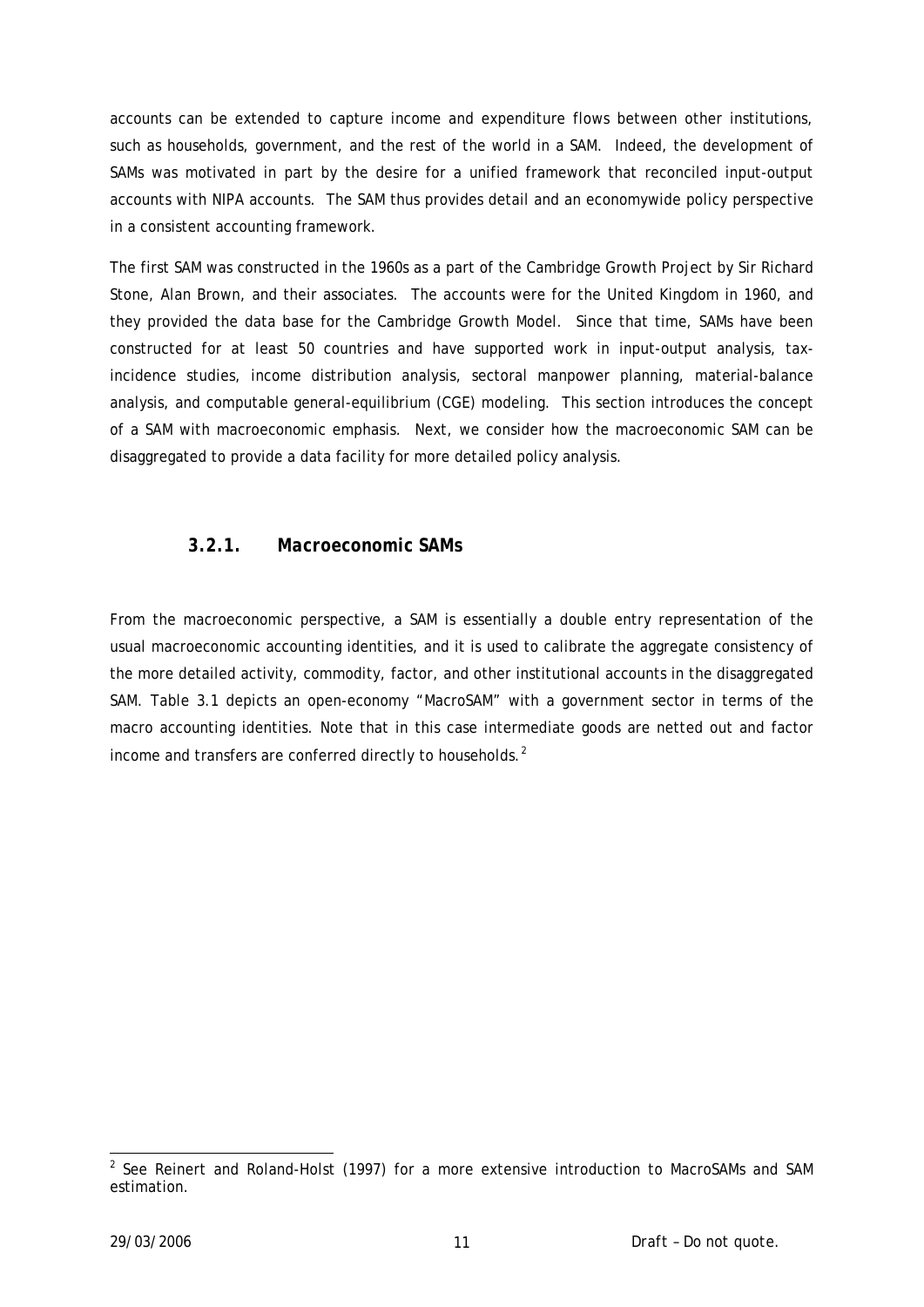accounts can be extended to capture income and expenditure flows between other institutions, such as households, government, and the rest of the world in a SAM. Indeed, the development of SAMs was motivated in part by the desire for a unified framework that reconciled input-output accounts with NIPA accounts. The SAM thus provides detail and an economywide policy perspective in a consistent accounting framework.

The first SAM was constructed in the 1960s as a part of the Cambridge Growth Project by Sir Richard Stone, Alan Brown, and their associates. The accounts were for the United Kingdom in 1960, and they provided the data base for the Cambridge Growth Model. Since that time, SAMs have been constructed for at least 50 countries and have supported work in input-output analysis, tax-incidence studies, income distribution analysis, sectoral manpower planning, material-balance analysis, and computable general-equilibrium (CGE) modeling. This section introduces the concept of a SAM with macroeconomic emphasis. Next, we consider how the macroeconomic SAM can be disaggregated to provide a data facility for more detailed policy analysis.

### 3.2.1. Macroeconomic SAMs

From the macroeconomic perspective, a SAM is essentially a double entry representation of the usual macroeconomic accounting identities, and it is used to calibrate the aggregate consistency of the more detailed activity, commodity, factor, and other institutional accounts in the disaggregated SAM. Table 3.1 depicts an open-economy "MacroSAM" with a government sector in terms of the macro accounting identities. Note that in this case intermediate goods are netted out and factor income and transfers are conferred directly to households.[2]

[2] See Reinert and Roland-Holst (1997) for a more extensive introduction to MacroSAMs and SAM estimation.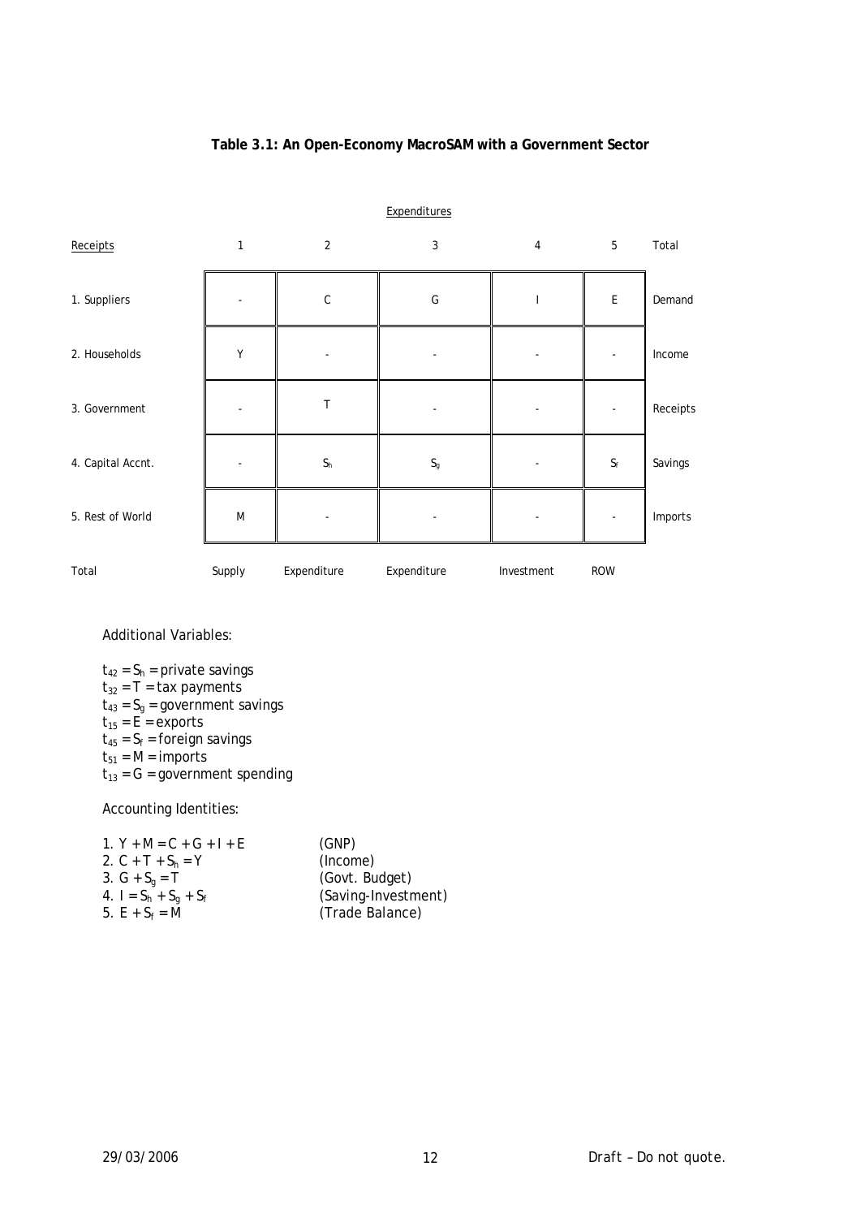**Table 3.1: An Open-Economy MacroSAM with a Government Sector**

| | Expenditures | | | | | |
|---|---|---|---|---|---|---|
| Receipts | 1 | 2 | 3 | 4 | 5 | Total |
| 1. Suppliers | - | C | G | I | E | Demand |
| 2. Households | Y | - | - | - | - | Income |
| 3. Government | - | T | - | - | - | Receipts |
| 4. Capital Accnt. | - | $S_h$ | $S_g$ | - | $S_f$ | Savings |
| 5. Rest of World | M | - | - | - | - | Imports |
| Total | Supply | Expenditure | Expenditure | Investment | ROW | |

Additional Variables:

$t_{42} = S_h$ = private savings
$t_{32} = T$ = tax payments
$t_{43} = S_g$ = government savings
$t_{15} = E$ = exports
$t_{45} = S_f$ = foreign savings
$t_{51} = M$ = imports
$t_{13} = G$ = government spending

Accounting Identities:

1. $Y + M = C + G + I + E$ (GNP)
2. $C + T + S_h = Y$ (Income)
3. $G + S_g = T$ (Govt. Budget)
4. $I = S_h + S_g + S_f$ (Saving-Investment)
5. $E + S_f = M$ (Trade Balance)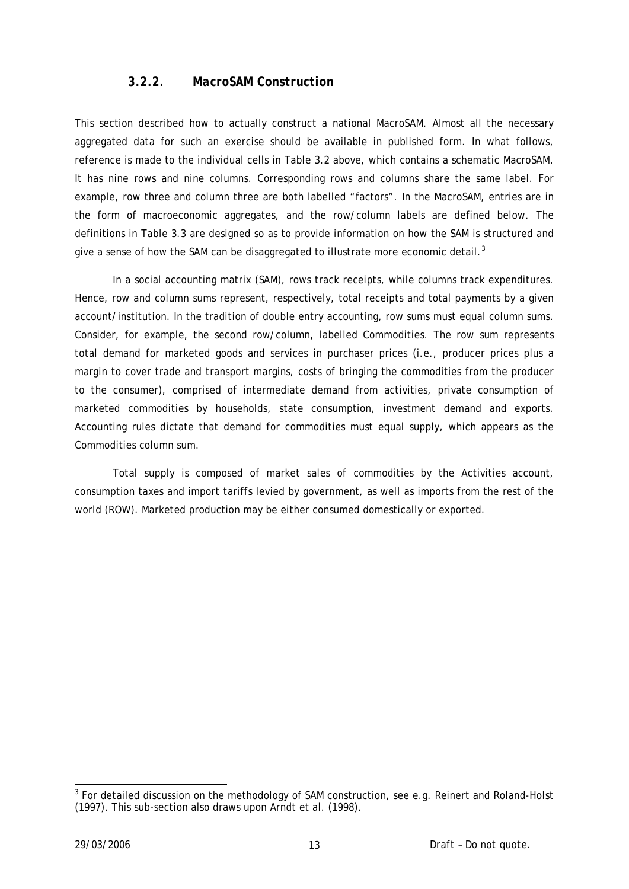### 3.2.2. MacroSAM Construction

This section described how to actually construct a national MacroSAM. Almost all the necessary aggregated data for such an exercise should be available in published form. In what follows, reference is made to the individual cells in Table 3.2 above, which contains a schematic MacroSAM. It has nine rows and nine columns. Corresponding rows and columns share the same label. For example, row three and column three are both labelled "factors". In the MacroSAM, entries are in the form of macroeconomic aggregates, and the row/column labels are defined below. The definitions in Table 3.3 are designed so as to provide information on how the SAM is structured and give a sense of how the SAM can be disaggregated to illustrate more economic detail.[3]

In a social accounting matrix (SAM), rows track receipts, while columns track expenditures. Hence, row and column sums represent, respectively, total receipts and total payments by a given account/institution. In the tradition of double entry accounting, row sums must equal column sums. Consider, for example, the second row/column, labelled Commodities. The row sum represents total demand for marketed goods and services in purchaser prices (i.e., producer prices plus a margin to cover trade and transport margins, costs of bringing the commodities from the producer to the consumer), comprised of intermediate demand from activities, private consumption of marketed commodities by households, state consumption, investment demand and exports. Accounting rules dictate that demand for commodities must equal supply, which appears as the Commodities column sum.

Total supply is composed of market sales of commodities by the Activities account, consumption taxes and import tariffs levied by government, as well as imports from the rest of the world (ROW). Marketed production may be either consumed domestically or exported.

[3] For detailed discussion on the methodology of SAM construction, see e.g. Reinert and Roland-Holst (1997). This sub-section also draws upon Arndt et al. (1998).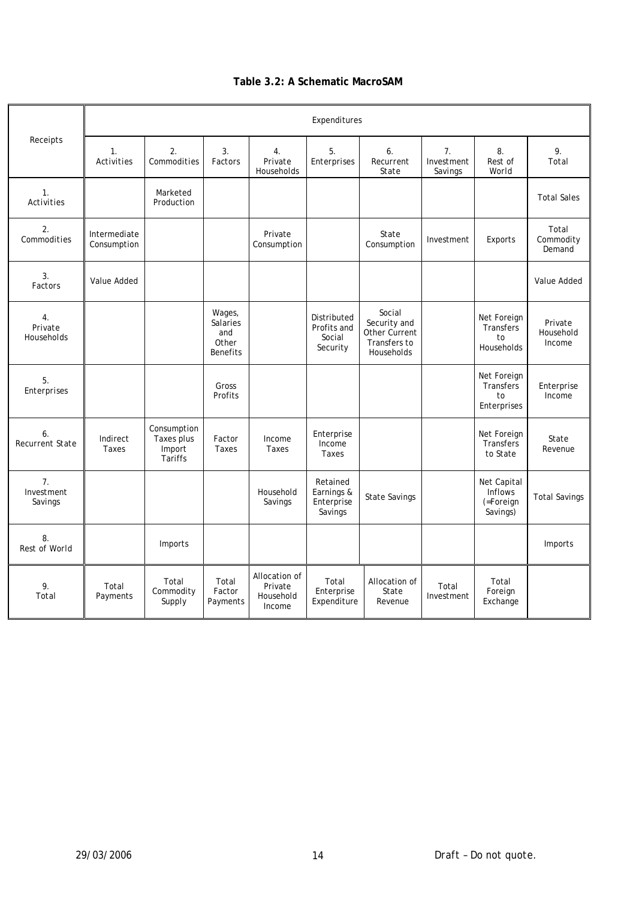**Table 3.2: A Schematic MacroSAM**

| Receipts | Expenditures | | | | | | | | |
|---|---|---|---|---|---|---|---|---|---|
| | 1. Activities | 2. Commodities | 3. Factors | 4. Private Households | 5. Enterprises | 6. Recurrent State | 7. Investment Savings | 8. Rest of World | 9. Total |
| 1. Activities | | Marketed Production | | | | | | | Total Sales |
| 2. Commodities | Intermediate Consumption | | | Private Consumption | | State Consumption | Investment | Exports | Total Commodity Demand |
| 3. Factors | Value Added | | | | | | | | Value Added |
| 4. Private Households | | | Wages, Salaries and Other Benefits | | Distributed Profits and Social Security | Social Security and Other Current Transfers to Households | | Net Foreign Transfers to Households | Private Household Income |
| 5. Enterprises | | | Gross Profits | | | | | Net Foreign Transfers to Enterprises | Enterprise Income |
| 6. Recurrent State | Indirect Taxes | Consumption Taxes plus Import Tariffs | Factor Taxes | Income Taxes | Enterprise Income Taxes | | | Net Foreign Transfers to State | State Revenue |
| 7. Investment Savings | | | | Household Savings | Retained Earnings & Enterprise Savings | State Savings | | Net Capital Inflows (=Foreign Savings) | Total Savings |
| 8. Rest of World | | Imports | | | | | | | Imports |
| 9. Total | Total Payments | Total Commodity Supply | Total Factor Payments | Allocation of Private Household Income | Total Enterprise Expenditure | Allocation of State Revenue | Total Investment | Total Foreign Exchange | |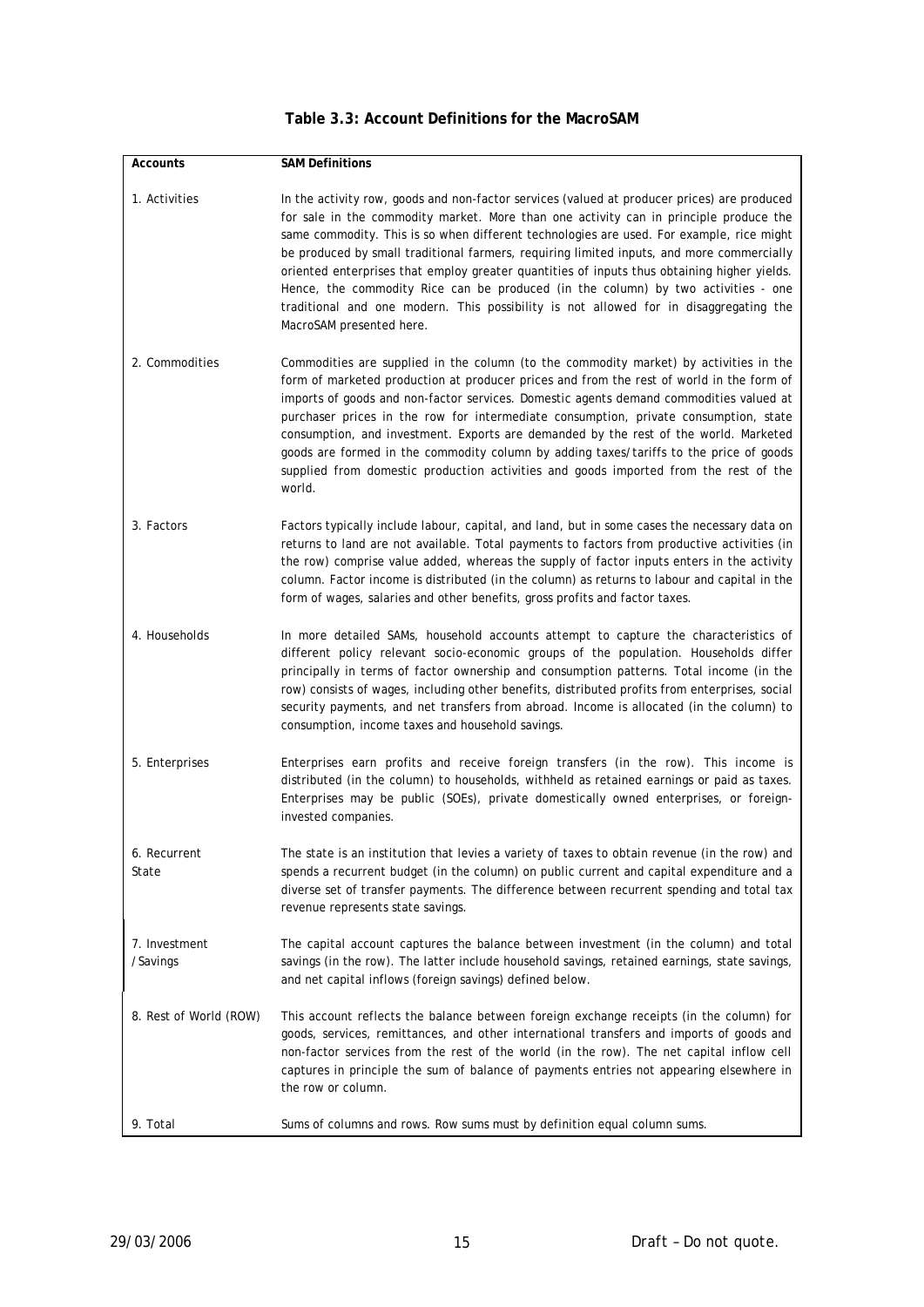**Table 3.3: Account Definitions for the MacroSAM**

| Accounts | SAM Definitions |
|---|---|
| 1. Activities | In the activity row, goods and non-factor services (valued at producer prices) are produced for sale in the commodity market. More than one activity can in principle produce the same commodity. This is so when different technologies are used. For example, rice might be produced by small traditional farmers, requiring limited inputs, and more commercially oriented enterprises that employ greater quantities of inputs thus obtaining higher yields. Hence, the commodity Rice can be produced (in the column) by two activities - one traditional and one modern. This possibility is not allowed for in disaggregating the MacroSAM presented here. |
| 2. Commodities | Commodities are supplied in the column (to the commodity market) by activities in the form of marketed production at producer prices and from the rest of world in the form of imports of goods and non-factor services. Domestic agents demand commodities valued at purchaser prices in the row for intermediate consumption, private consumption, state consumption, and investment. Exports are demanded by the rest of the world. Marketed goods are formed in the commodity column by adding taxes/tariffs to the price of goods supplied from domestic production activities and goods imported from the rest of the world. |
| 3. Factors | Factors typically include labour, capital, and land, but in some cases the necessary data on returns to land are not available. Total payments to factors from productive activities (in the row) comprise value added, whereas the supply of factor inputs enters in the activity column. Factor income is distributed (in the column) as returns to labour and capital in the form of wages, salaries and other benefits, gross profits and factor taxes. |
| 4. Households | In more detailed SAMs, household accounts attempt to capture the characteristics of different policy relevant socio-economic groups of the population. Households differ principally in terms of factor ownership and consumption patterns. Total income (in the row) consists of wages, including other benefits, distributed profits from enterprises, social security payments, and net transfers from abroad. Income is allocated (in the column) to consumption, income taxes and household savings. |
| 5. Enterprises | Enterprises earn profits and receive foreign transfers (in the row). This income is distributed (in the column) to households, withheld as retained earnings or paid as taxes. Enterprises may be public (SOEs), private domestically owned enterprises, or foreign-invested companies. |
| 6. Recurrent State | The state is an institution that levies a variety of taxes to obtain revenue (in the row) and spends a recurrent budget (in the column) on public current and capital expenditure and a diverse set of transfer payments. The difference between recurrent spending and total tax revenue represents state savings. |
| 7. Investment /Savings | The capital account captures the balance between investment (in the column) and total savings (in the row). The latter include household savings, retained earnings, state savings, and net capital inflows (foreign savings) defined below. |
| 8. Rest of World (ROW) | This account reflects the balance between foreign exchange receipts (in the column) for goods, services, remittances, and other international transfers and imports of goods and non-factor services from the rest of the world (in the row). The net capital inflow cell captures in principle the sum of balance of payments entries not appearing elsewhere in the row or column. |
| 9. Total | Sums of columns and rows. Row sums must by definition equal column sums. |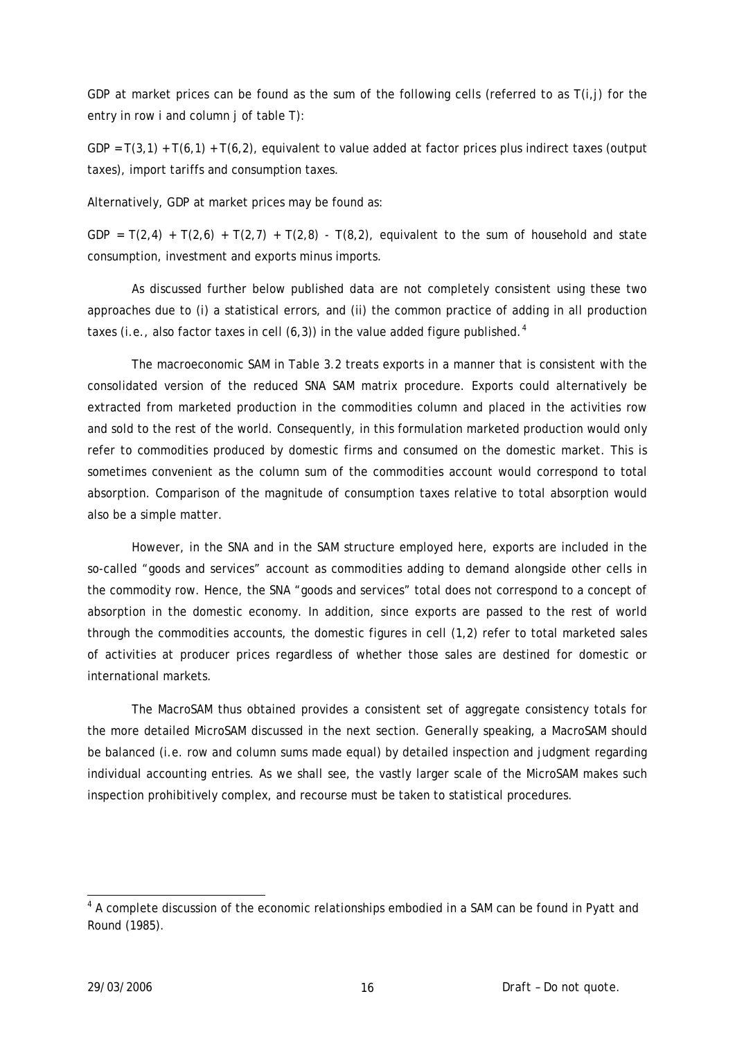GDP at market prices can be found as the sum of the following cells (referred to as $T(i,j)$ for the entry in row i and column j of table T):

$GDP = T(3,1) + T(6,1) + T(6,2)$, equivalent to value added at factor prices plus indirect taxes (output taxes), import tariffs and consumption taxes.

Alternatively, GDP at market prices may be found as:

$GDP = T(2,4) + T(2,6) + T(2,7) + T(2,8) - T(8,2)$, equivalent to the sum of household and state consumption, investment and exports minus imports.

As discussed further below published data are not completely consistent using these two approaches due to (i) a statistical errors, and (ii) the common practice of adding in all production taxes (i.e., also factor taxes in cell (6,3)) in the value added figure published.[4]

The macroeconomic SAM in Table 3.2 treats exports in a manner that is consistent with the consolidated version of the reduced SNA SAM matrix procedure. Exports could alternatively be extracted from marketed production in the commodities column and placed in the activities row and sold to the rest of the world. Consequently, in this formulation marketed production would only refer to commodities produced by domestic firms and consumed on the domestic market. This is sometimes convenient as the column sum of the commodities account would correspond to total absorption. Comparison of the magnitude of consumption taxes relative to total absorption would also be a simple matter.

However, in the SNA and in the SAM structure employed here, exports are included in the so-called "goods and services" account as commodities adding to demand alongside other cells in the commodity row. Hence, the SNA "goods and services" total does not correspond to a concept of absorption in the domestic economy. In addition, since exports are passed to the rest of world through the commodities accounts, the domestic figures in cell (1,2) refer to total marketed sales of activities at producer prices regardless of whether those sales are destined for domestic or international markets.

The MacroSAM thus obtained provides a consistent set of aggregate consistency totals for the more detailed MicroSAM discussed in the next section. Generally speaking, a MacroSAM should be balanced (i.e. row and column sums made equal) by detailed inspection and judgment regarding individual accounting entries. As we shall see, the vastly larger scale of the MicroSAM makes such inspection prohibitively complex, and recourse must be taken to statistical procedures.

[4] A complete discussion of the economic relationships embodied in a SAM can be found in Pyatt and Round (1985).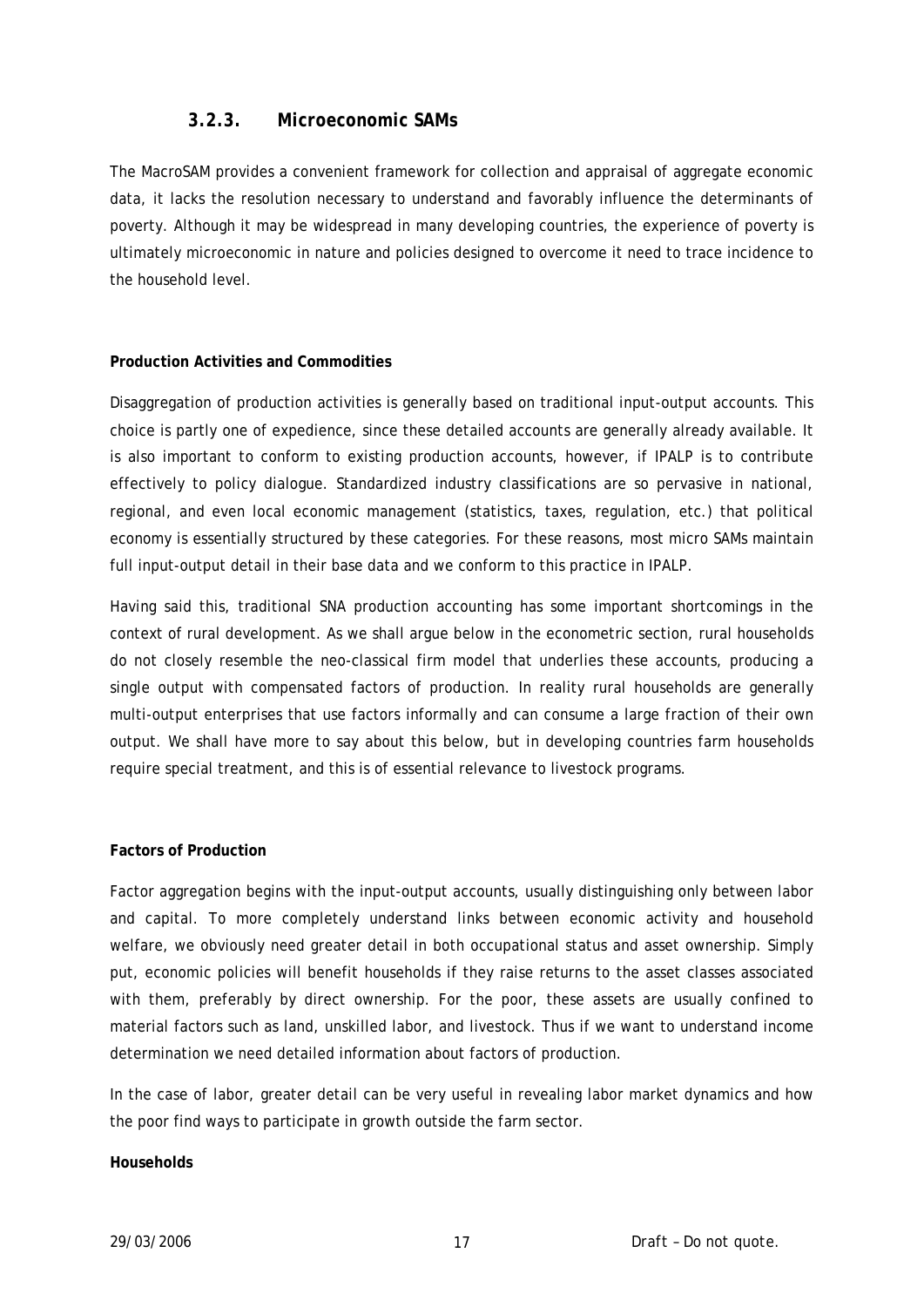### 3.2.3. Microeconomic SAMs

The MacroSAM provides a convenient framework for collection and appraisal of aggregate economic data, it lacks the resolution necessary to understand and favorably influence the determinants of poverty. Although it may be widespread in many developing countries, the experience of poverty is ultimately microeconomic in nature and policies designed to overcome it need to trace incidence to the household level.

**Production Activities and Commodities**

Disaggregation of production activities is generally based on traditional input-output accounts. This choice is partly one of expedience, since these detailed accounts are generally already available. It is also important to conform to existing production accounts, however, if IPALP is to contribute effectively to policy dialogue. Standardized industry classifications are so pervasive in national, regional, and even local economic management (statistics, taxes, regulation, etc.) that political economy is essentially structured by these categories. For these reasons, most micro SAMs maintain full input-output detail in their base data and we conform to this practice in IPALP.

Having said this, traditional SNA production accounting has some important shortcomings in the context of rural development. As we shall argue below in the econometric section, rural households do not closely resemble the neo-classical firm model that underlies these accounts, producing a single output with compensated factors of production. In reality rural households are generally multi-output enterprises that use factors informally and can consume a large fraction of their own output. We shall have more to say about this below, but in developing countries farm households require special treatment, and this is of essential relevance to livestock programs.

**Factors of Production**

Factor aggregation begins with the input-output accounts, usually distinguishing only between labor and capital. To more completely understand links between economic activity and household welfare, we obviously need greater detail in both occupational status and asset ownership. Simply put, economic policies will benefit households if they raise returns to the asset classes associated with them, preferably by direct ownership. For the poor, these assets are usually confined to material factors such as land, unskilled labor, and livestock. Thus if we want to understand income determination we need detailed information about factors of production.

In the case of labor, greater detail can be very useful in revealing labor market dynamics and how the poor find ways to participate in growth outside the farm sector.

**Households**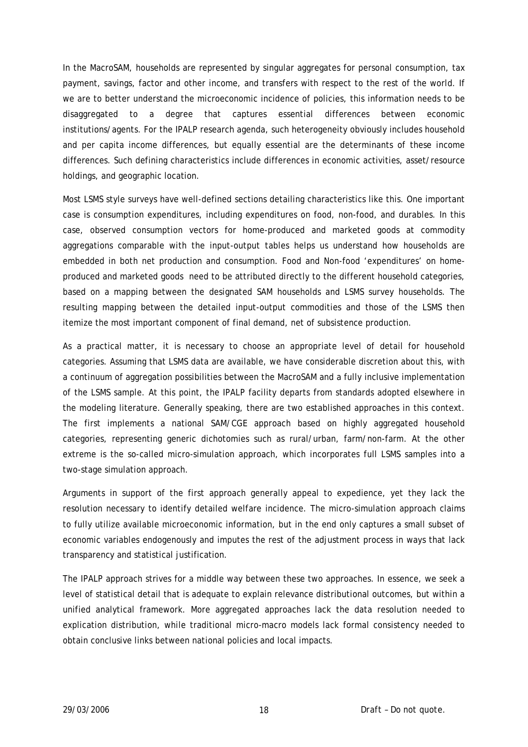In the MacroSAM, households are represented by singular aggregates for personal consumption, tax payment, savings, factor and other income, and transfers with respect to the rest of the world. If we are to better understand the microeconomic incidence of policies, this information needs to be disaggregated to a degree that captures essential differences between economic institutions/agents. For the IPALP research agenda, such heterogeneity obviously includes household and per capita income differences, but equally essential are the determinants of these income differences. Such defining characteristics include differences in economic activities, asset/resource holdings, and geographic location.

Most LSMS style surveys have well-defined sections detailing characteristics like this. One important case is consumption expenditures, including expenditures on food, non-food, and durables. In this case, observed consumption vectors for home-produced and marketed goods at commodity aggregations comparable with the input-output tables helps us understand how households are embedded in both net production and consumption. Food and Non-food 'expenditures' on home-produced and marketed goods need to be attributed directly to the different household categories, based on a mapping between the designated SAM households and LSMS survey households. The resulting mapping between the detailed input-output commodities and those of the LSMS then itemize the most important component of final demand, net of subsistence production.

As a practical matter, it is necessary to choose an appropriate level of detail for household categories. Assuming that LSMS data are available, we have considerable discretion about this, with a continuum of aggregation possibilities between the MacroSAM and a fully inclusive implementation of the LSMS sample. At this point, the IPALP facility departs from standards adopted elsewhere in the modeling literature. Generally speaking, there are two established approaches in this context. The first implements a national SAM/CGE approach based on highly aggregated household categories, representing generic dichotomies such as rural/urban, farm/non-farm. At the other extreme is the so-called micro-simulation approach, which incorporates full LSMS samples into a two-stage simulation approach.

Arguments in support of the first approach generally appeal to expedience, yet they lack the resolution necessary to identify detailed welfare incidence. The micro-simulation approach claims to fully utilize available microeconomic information, but in the end only captures a small subset of economic variables endogenously and imputes the rest of the adjustment process in ways that lack transparency and statistical justification.

The IPALP approach strives for a middle way between these two approaches. In essence, we seek a level of statistical detail that is adequate to explain relevance distributional outcomes, but within a unified analytical framework. More aggregated approaches lack the data resolution needed to explication distribution, while traditional micro-macro models lack formal consistency needed to obtain conclusive links between national policies and local impacts.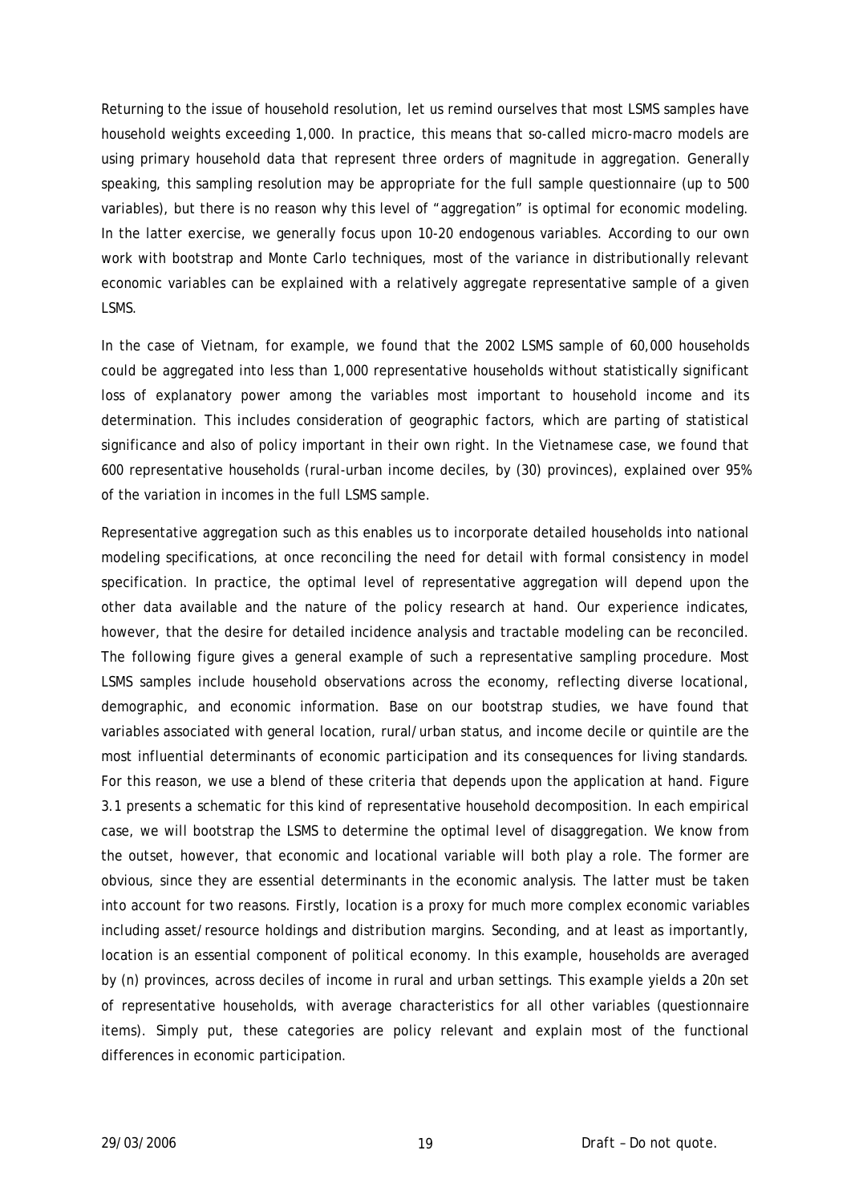Returning to the issue of household resolution, let us remind ourselves that most LSMS samples have household weights exceeding 1,000. In practice, this means that so-called micro-macro models are using primary household data that represent three orders of magnitude in aggregation. Generally speaking, this sampling resolution may be appropriate for the full sample questionnaire (up to 500 variables), but there is no reason why this level of "aggregation" is optimal for economic modeling. In the latter exercise, we generally focus upon 10-20 endogenous variables. According to our own work with bootstrap and Monte Carlo techniques, most of the variance in distributionally relevant economic variables can be explained with a relatively aggregate representative sample of a given LSMS.

In the case of Vietnam, for example, we found that the 2002 LSMS sample of 60,000 households could be aggregated into less than 1,000 representative households without statistically significant loss of explanatory power among the variables most important to household income and its determination. This includes consideration of geographic factors, which are parting of statistical significance and also of policy important in their own right. In the Vietnamese case, we found that 600 representative households (rural-urban income deciles, by (30) provinces), explained over 95% of the variation in incomes in the full LSMS sample.

Representative aggregation such as this enables us to incorporate detailed households into national modeling specifications, at once reconciling the need for detail with formal consistency in model specification. In practice, the optimal level of representative aggregation will depend upon the other data available and the nature of the policy research at hand. Our experience indicates, however, that the desire for detailed incidence analysis and tractable modeling can be reconciled. The following figure gives a general example of such a representative sampling procedure. Most LSMS samples include household observations across the economy, reflecting diverse locational, demographic, and economic information. Base on our bootstrap studies, we have found that variables associated with general location, rural/urban status, and income decile or quintile are the most influential determinants of economic participation and its consequences for living standards. For this reason, we use a blend of these criteria that depends upon the application at hand. Figure 3.1 presents a schematic for this kind of representative household decomposition. In each empirical case, we will bootstrap the LSMS to determine the optimal level of disaggregation. We know from the outset, however, that economic and locational variable will both play a role. The former are obvious, since they are essential determinants in the economic analysis. The latter must be taken into account for two reasons. Firstly, location is a proxy for much more complex economic variables including asset/resource holdings and distribution margins. Seconding, and at least as importantly, location is an essential component of political economy. In this example, households are averaged by (n) provinces, across deciles of income in rural and urban settings. This example yields a 20n set of representative households, with average characteristics for all other variables (questionnaire items). Simply put, these categories are policy relevant and explain most of the functional differences in economic participation.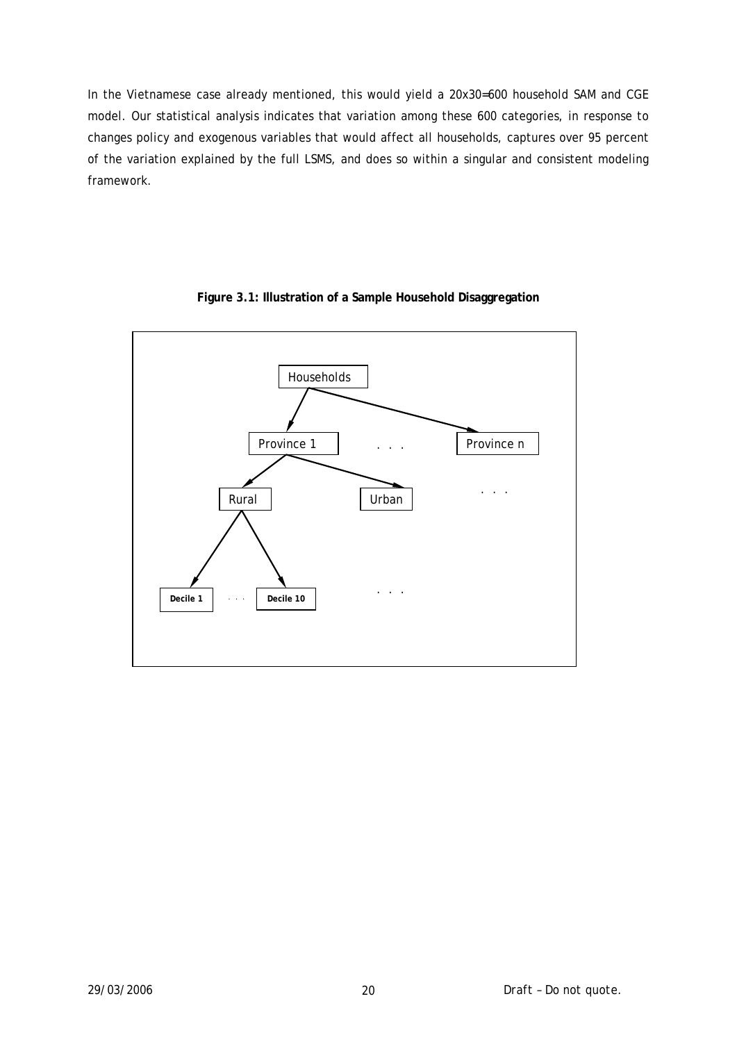In the Vietnamese case already mentioned, this would yield a 20x30=600 household SAM and CGE model. Our statistical analysis indicates that variation among these 600 categories, in response to changes policy and exogenous variables that would affect all households, captures over 95 percent of the variation explained by the full LSMS, and does so within a singular and consistent modeling framework.

**Figure 3.1: Illustration of a Sample Household Disaggregation**

Households

Province 1 . . . Province n

Rural Urban . . .

Decile 1 . . . Decile 10 . . .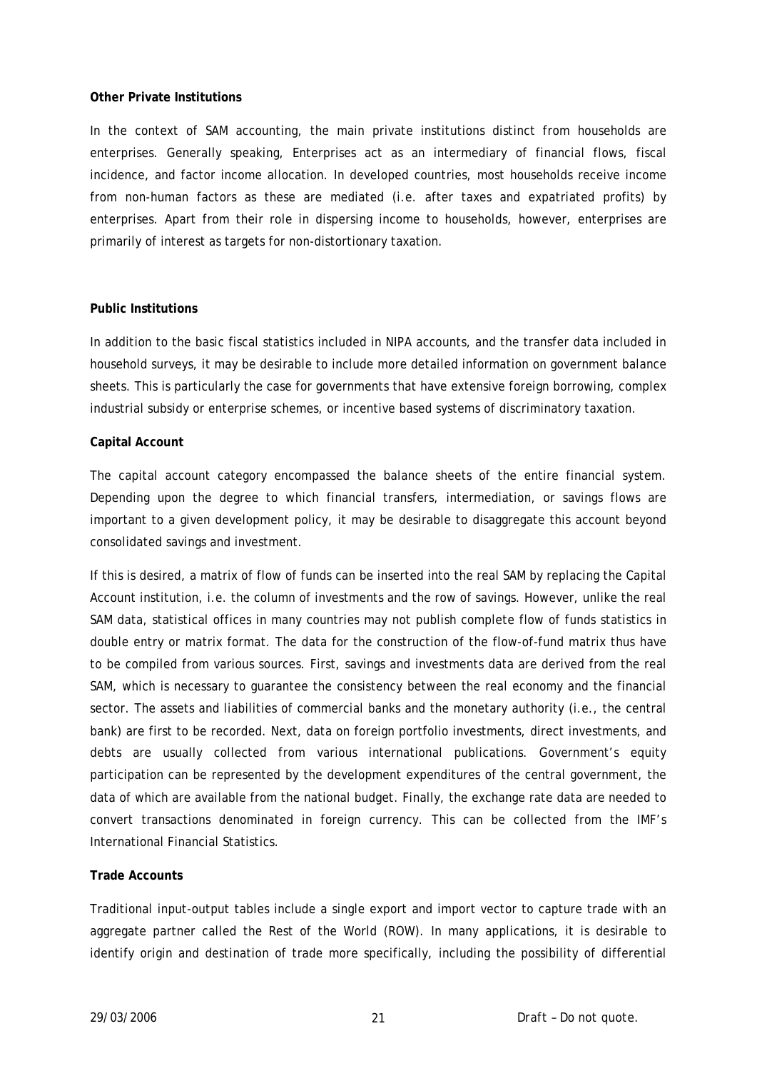**Other Private Institutions**

In the context of SAM accounting, the main private institutions distinct from households are enterprises. Generally speaking, Enterprises act as an intermediary of financial flows, fiscal incidence, and factor income allocation. In developed countries, most households receive income from non-human factors as these are mediated (i.e. after taxes and expatriated profits) by enterprises. Apart from their role in dispersing income to households, however, enterprises are primarily of interest as targets for non-distortionary taxation.

**Public Institutions**

In addition to the basic fiscal statistics included in NIPA accounts, and the transfer data included in household surveys, it may be desirable to include more detailed information on government balance sheets. This is particularly the case for governments that have extensive foreign borrowing, complex industrial subsidy or enterprise schemes, or incentive based systems of discriminatory taxation.

**Capital Account**

The capital account category encompassed the balance sheets of the entire financial system. Depending upon the degree to which financial transfers, intermediation, or savings flows are important to a given development policy, it may be desirable to disaggregate this account beyond consolidated savings and investment.

If this is desired, a matrix of flow of funds can be inserted into the real SAM by replacing the Capital Account institution, i.e. the column of investments and the row of savings. However, unlike the real SAM data, statistical offices in many countries may not publish complete flow of funds statistics in double entry or matrix format. The data for the construction of the flow-of-fund matrix thus have to be compiled from various sources. First, savings and investments data are derived from the real SAM, which is necessary to guarantee the consistency between the real economy and the financial sector. The assets and liabilities of commercial banks and the monetary authority (i.e., the central bank) are first to be recorded. Next, data on foreign portfolio investments, direct investments, and debts are usually collected from various international publications. Government's equity participation can be represented by the development expenditures of the central government, the data of which are available from the national budget. Finally, the exchange rate data are needed to convert transactions denominated in foreign currency. This can be collected from the IMF's International Financial Statistics.

**Trade Accounts**

Traditional input-output tables include a single export and import vector to capture trade with an aggregate partner called the Rest of the World (ROW). In many applications, it is desirable to identify origin and destination of trade more specifically, including the possibility of differential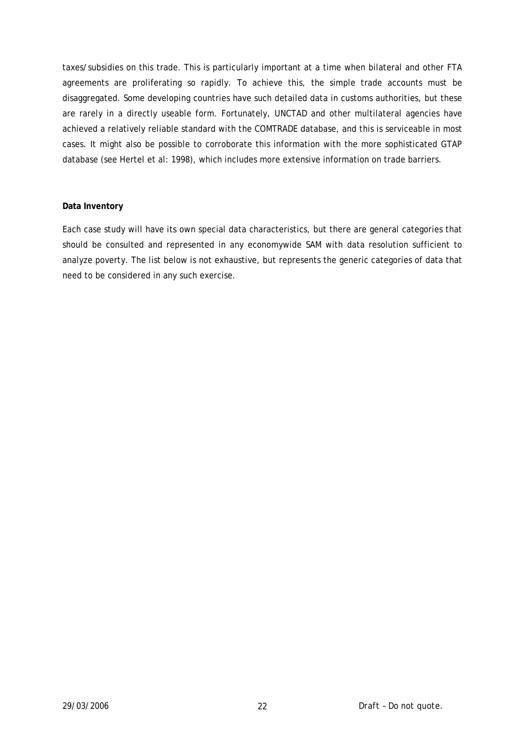taxes/subsidies on this trade. This is particularly important at a time when bilateral and other FTA agreements are proliferating so rapidly. To achieve this, the simple trade accounts must be disaggregated. Some developing countries have such detailed data in customs authorities, but these are rarely in a directly useable form. Fortunately, UNCTAD and other multilateral agencies have achieved a relatively reliable standard with the COMTRADE database, and this is serviceable in most cases. It might also be possible to corroborate this information with the more sophisticated GTAP database (see Hertel et al: 1998), which includes more extensive information on trade barriers.

**Data Inventory**

Each case study will have its own special data characteristics, but there are general categories that should be consulted and represented in any economywide SAM with data resolution sufficient to analyze poverty. The list below is not exhaustive, but represents the generic categories of data that need to be considered in any such exercise.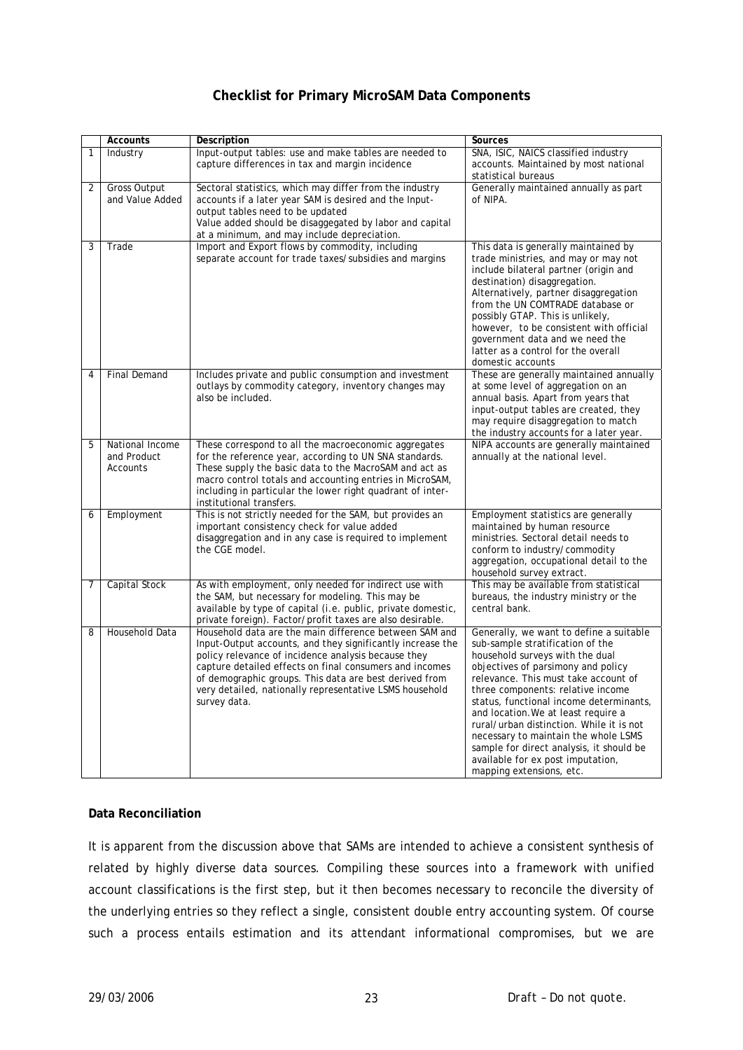## Checklist for Primary MicroSAM Data Components

| | Accounts | Description | Sources |
|---|---|---|---|
| 1 | Industry | Input-output tables: use and make tables are needed to capture differences in tax and margin incidence | SNA, ISIC, NAICS classified industry accounts. Maintained by most national statistical bureaus |
| 2 | Gross Output and Value Added | Sectoral statistics, which may differ from the industry accounts if a later year SAM is desired and the Input-output tables need to be updated<br>Value added should be disaggegated by labor and capital at a minimum, and may include depreciation. | Generally maintained annually as part of NIPA. |
| 3 | Trade | Import and Export flows by commodity, including separate account for trade taxes/subsidies and margins | This data is generally maintained by trade ministries, and may or may not include bilateral partner (origin and destination) disaggregation. Alternatively, partner disaggregation from the UN COMTRADE database or possibly GTAP. This is unlikely, however, to be consistent with official government data and we need the latter as a control for the overall domestic accounts |
| 4 | Final Demand | Includes private and public consumption and investment outlays by commodity category, inventory changes may also be included. | These are generally maintained annually at some level of aggregation on an annual basis. Apart from years that input-output tables are created, they may require disaggregation to match the industry accounts for a later year. |
| 5 | National Income and Product Accounts | These correspond to all the macroeconomic aggregates for the reference year, according to UN SNA standards. These supply the basic data to the MacroSAM and act as macro control totals and accounting entries in MicroSAM, including in particular the lower right quadrant of inter-institutional transfers. | NIPA accounts are generally maintained annually at the national level. |
| 6 | Employment | This is not strictly needed for the SAM, but provides an important consistency check for value added disaggregation and in any case is required to implement the CGE model. | Employment statistics are generally maintained by human resource ministries. Sectoral detail needs to conform to industry/commodity aggregation, occupational detail to the household survey extract. |
| 7 | Capital Stock | As with employment, only needed for indirect use with the SAM, but necessary for modeling. This may be available by type of capital (i.e. public, private domestic, private foreign). Factor/profit taxes are also desirable. | This may be available from statistical bureaus, the industry ministry or the central bank. |
| 8 | Household Data | Household data are the main difference between SAM and Input-Output accounts, and they significantly increase the policy relevance of incidence analysis because they capture detailed effects on final consumers and incomes of demographic groups. This data are best derived from very detailed, nationally representative LSMS household survey data. | Generally, we want to define a suitable sub-sample stratification of the household surveys with the dual objectives of parsimony and policy relevance. This must take account of three components: relative income status, functional income determinants, and location.We at least require a rural/urban distinction. While it is not necessary to maintain the whole LSMS sample for direct analysis, it should be available for ex post imputation, mapping extensions, etc. |

**Data Reconciliation**

It is apparent from the discussion above that SAMs are intended to achieve a consistent synthesis of related by highly diverse data sources. Compiling these sources into a framework with unified account classifications is the first step, but it then becomes necessary to reconcile the diversity of the underlying entries so they reflect a single, consistent double entry accounting system. Of course such a process entails estimation and its attendant informational compromises, but we are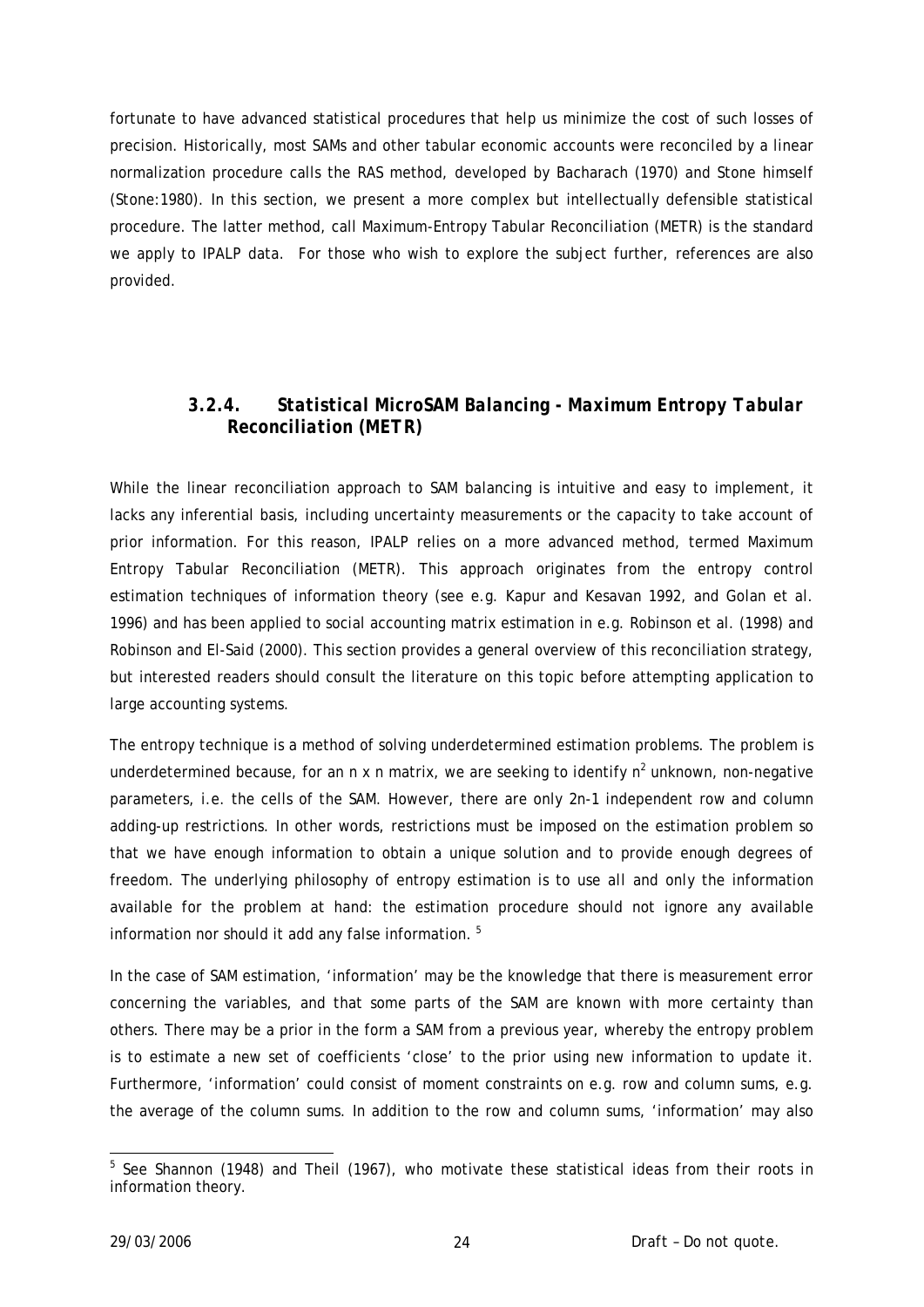fortunate to have advanced statistical procedures that help us minimize the cost of such losses of precision. Historically, most SAMs and other tabular economic accounts were reconciled by a linear normalization procedure calls the RAS method, developed by Bacharach (1970) and Stone himself (Stone:1980). In this section, we present a more complex but intellectually defensible statistical procedure. The latter method, call Maximum-Entropy Tabular Reconciliation (METR) is the standard we apply to IPALP data. For those who wish to explore the subject further, references are also provided.

### 3.2.4. Statistical MicroSAM Balancing - Maximum Entropy Tabular Reconciliation (METR)

While the linear reconciliation approach to SAM balancing is intuitive and easy to implement, it lacks any inferential basis, including uncertainty measurements or the capacity to take account of prior information. For this reason, IPALP relies on a more advanced method, termed Maximum Entropy Tabular Reconciliation (METR). This approach originates from the entropy control estimation techniques of information theory (see e.g. Kapur and Kesavan 1992, and Golan et al. 1996) and has been applied to social accounting matrix estimation in e.g. Robinson et al. (1998) and Robinson and El-Said (2000). This section provides a general overview of this reconciliation strategy, but interested readers should consult the literature on this topic before attempting application to large accounting systems.

The entropy technique is a method of solving underdetermined estimation problems. The problem is underdetermined because, for an n x n matrix, we are seeking to identify $n^2$ unknown, non-negative parameters, i.e. the cells of the SAM. However, there are only 2n-1 independent row and column adding-up restrictions. In other words, restrictions must be imposed on the estimation problem so that we have enough information to obtain a unique solution and to provide enough degrees of freedom. The underlying philosophy of entropy estimation is to use all and only the information available for the problem at hand: the estimation procedure should not ignore any available information nor should it add any false information. [5]

In the case of SAM estimation, 'information' may be the knowledge that there is measurement error concerning the variables, and that some parts of the SAM are known with more certainty than others. There may be a prior in the form a SAM from a previous year, whereby the entropy problem is to estimate a new set of coefficients 'close' to the prior using new information to update it. Furthermore, 'information' could consist of moment constraints on e.g. row and column sums, e.g. the average of the column sums. In addition to the row and column sums, 'information' may also

---

[5] See Shannon (1948) and Theil (1967), who motivate these statistical ideas from their roots in information theory.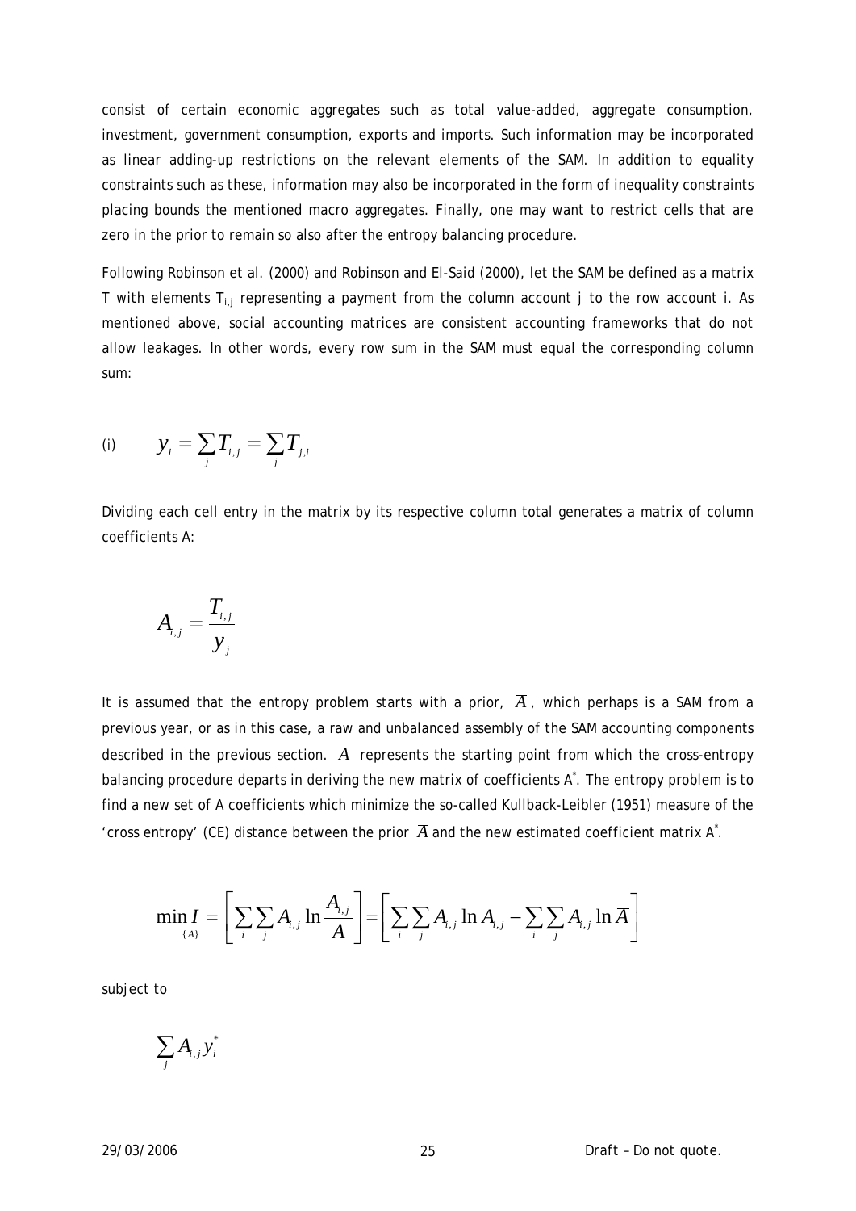consist of certain economic aggregates such as total value-added, aggregate consumption, investment, government consumption, exports and imports. Such information may be incorporated as linear adding-up restrictions on the relevant elements of the SAM. In addition to equality constraints such as these, information may also be incorporated in the form of inequality constraints placing bounds the mentioned macro aggregates. Finally, one may want to restrict cells that are zero in the prior to remain so also after the entropy balancing procedure.

Following Robinson et al. (2000) and Robinson and El-Said (2000), let the SAM be defined as a matrix T with elements $T_{i,j}$ representing a payment from the column account j to the row account i. As mentioned above, social accounting matrices are consistent accounting frameworks that do not allow leakages. In other words, every row sum in the SAM must equal the corresponding column sum:

$$\text{(i)} \qquad y_i = \sum_j T_{i,j} = \sum_j T_{j,i}$$

Dividing each cell entry in the matrix by its respective column total generates a matrix of column coefficients A:

$$A_{i,j} = \frac{T_{i,j}}{y_j}$$

It is assumed that the entropy problem starts with a prior, $\overline{A}$, which perhaps is a SAM from a previous year, or as in this case, a raw and unbalanced assembly of the SAM accounting components described in the previous section. $\overline{A}$ represents the starting point from which the cross-entropy balancing procedure departs in deriving the new matrix of coefficients $A^*$. The entropy problem is to find a new set of A coefficients which minimize the so-called Kullback-Leibler (1951) measure of the 'cross entropy' (CE) distance between the prior $\overline{A}$ and the new estimated coefficient matrix $A^*$.

$$\min_{\{A\}} I = \left[ \sum_i \sum_j A_{i,j} \ln \frac{A_{i,j}}{\overline{A}} \right] = \left[ \sum_i \sum_j A_{i,j} \ln A_{i,j} - \sum_i \sum_j A_{i,j} \ln \overline{A} \right]$$

subject to

$$\sum_j A_{i,j} y_i^*$$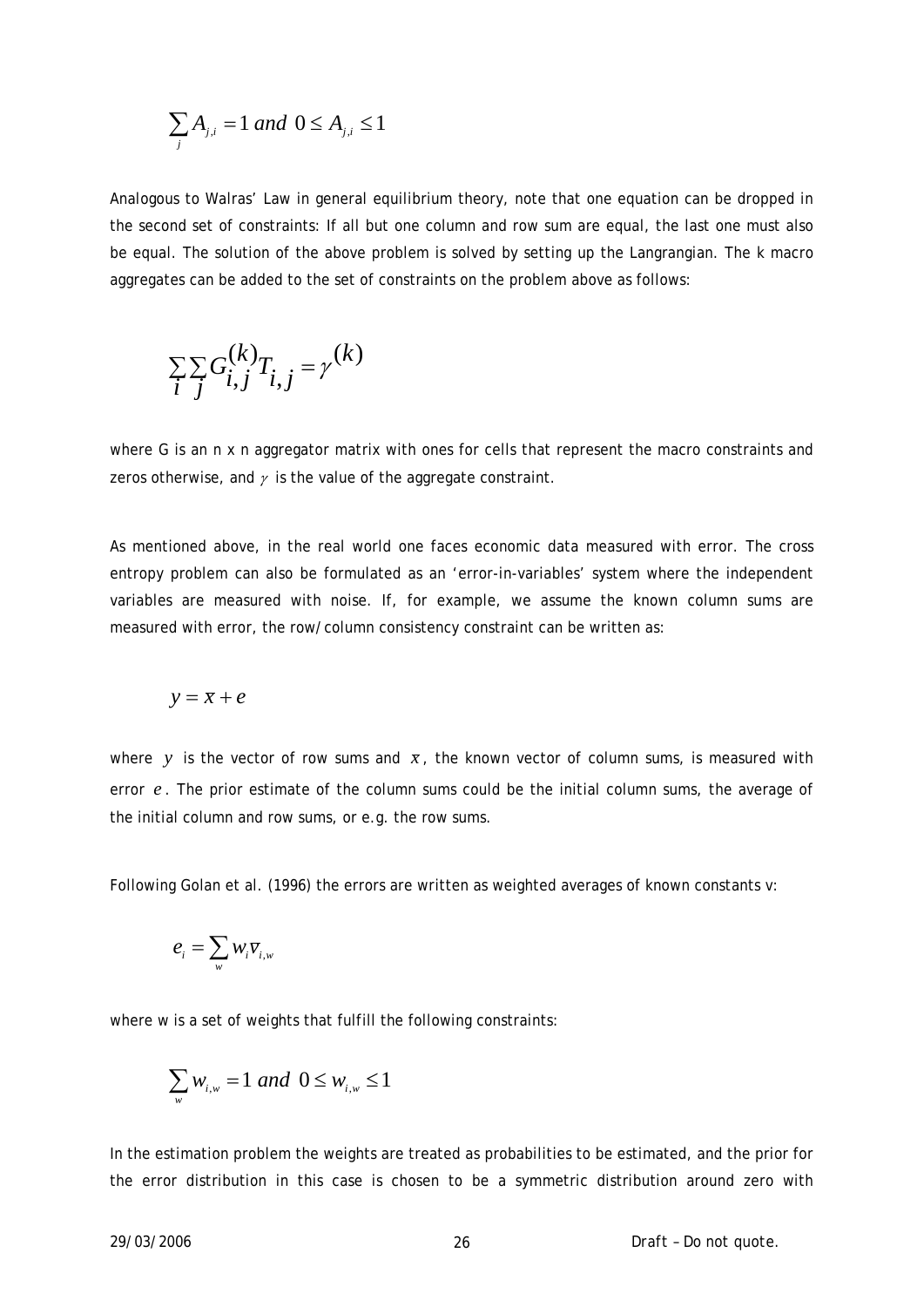$$\sum_j A_{j,i} = 1 \text{ and } 0 \le A_{j,i} \le 1$$

Analogous to Walras' Law in general equilibrium theory, note that one equation can be dropped in the second set of constraints: If all but one column and row sum are equal, the last one must also be equal. The solution of the above problem is solved by setting up the Langrangian. The k macro aggregates can be added to the set of constraints on the problem above as follows:

$$\sum_i \sum_j G_{i,j}^{(k)} T_{i,j} = \gamma^{(k)}$$

where G is an n x n aggregator matrix with ones for cells that represent the macro constraints and zeros otherwise, and $\gamma$ is the value of the aggregate constraint.

As mentioned above, in the real world one faces economic data measured with error. The cross entropy problem can also be formulated as an 'error-in-variables' system where the independent variables are measured with noise. If, for example, we assume the known column sums are measured with error, the row/column consistency constraint can be written as:

$$y = \bar{x} + e$$

where $y$ is the vector of row sums and $\bar{x}$, the known vector of column sums, is measured with error $e$. The prior estimate of the column sums could be the initial column sums, the average of the initial column and row sums, or e.g. the row sums.

Following Golan et al. (1996) the errors are written as weighted averages of known constants v:

$$e_i = \sum_w w_i \bar{v}_{i,w}$$

where w is a set of weights that fulfill the following constraints:

$$\sum_w w_{i,w} = 1 \text{ and } 0 \le w_{i,w} \le 1$$

In the estimation problem the weights are treated as probabilities to be estimated, and the prior for the error distribution in this case is chosen to be a symmetric distribution around zero with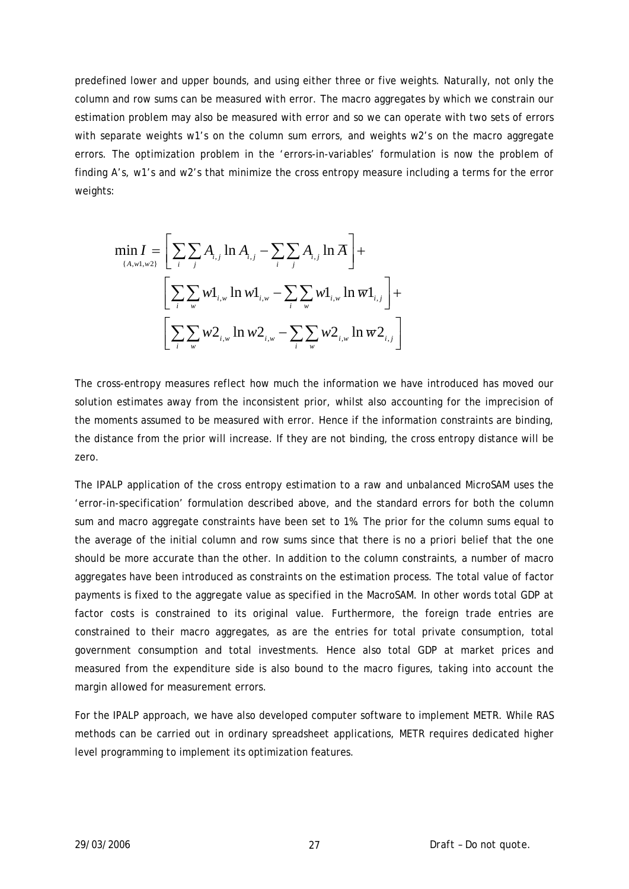predefined lower and upper bounds, and using either three or five weights. Naturally, not only the column and row sums can be measured with error. The macro aggregates by which we constrain our estimation problem may also be measured with error and so we can operate with two sets of errors with separate weights w1's on the column sum errors, and weights w2's on the macro aggregate errors. The optimization problem in the 'errors-in-variables' formulation is now the problem of finding A's, w1's and w2's that minimize the cross entropy measure including a terms for the error weights:

$$
\begin{aligned}
\min_{\{A,w1,w2\}} I = & \left[ \sum_i \sum_j A_{i,j} \ln A_{i,j} - \sum_i \sum_j A_{i,j} \ln \overline{A} \right] + \\
& \left[ \sum_i \sum_w w1_{i,w} \ln w1_{i,w} - \sum_i \sum_w w1_{i,w} \ln \overline{w}1_{i,j} \right] + \\
& \left[ \sum_i \sum_w w2_{i,w} \ln w2_{i,w} - \sum_i \sum_w w2_{i,w} \ln \overline{w}2_{i,j} \right]
\end{aligned}
$$

The cross-entropy measures reflect how much the information we have introduced has moved our solution estimates away from the inconsistent prior, whilst also accounting for the imprecision of the moments assumed to be measured with error. Hence if the information constraints are binding, the distance from the prior will increase. If they are not binding, the cross entropy distance will be zero.

The IPALP application of the cross entropy estimation to a raw and unbalanced MicroSAM uses the 'error-in-specification' formulation described above, and the standard errors for both the column sum and macro aggregate constraints have been set to 1%. The prior for the column sums equal to the average of the initial column and row sums since that there is no a priori belief that the one should be more accurate than the other. In addition to the column constraints, a number of macro aggregates have been introduced as constraints on the estimation process. The total value of factor payments is fixed to the aggregate value as specified in the MacroSAM. In other words total GDP at factor costs is constrained to its original value. Furthermore, the foreign trade entries are constrained to their macro aggregates, as are the entries for total private consumption, total government consumption and total investments. Hence also total GDP at market prices and measured from the expenditure side is also bound to the macro figures, taking into account the margin allowed for measurement errors.

For the IPALP approach, we have also developed computer software to implement METR. While RAS methods can be carried out in ordinary spreadsheet applications, METR requires dedicated higher level programming to implement its optimization features.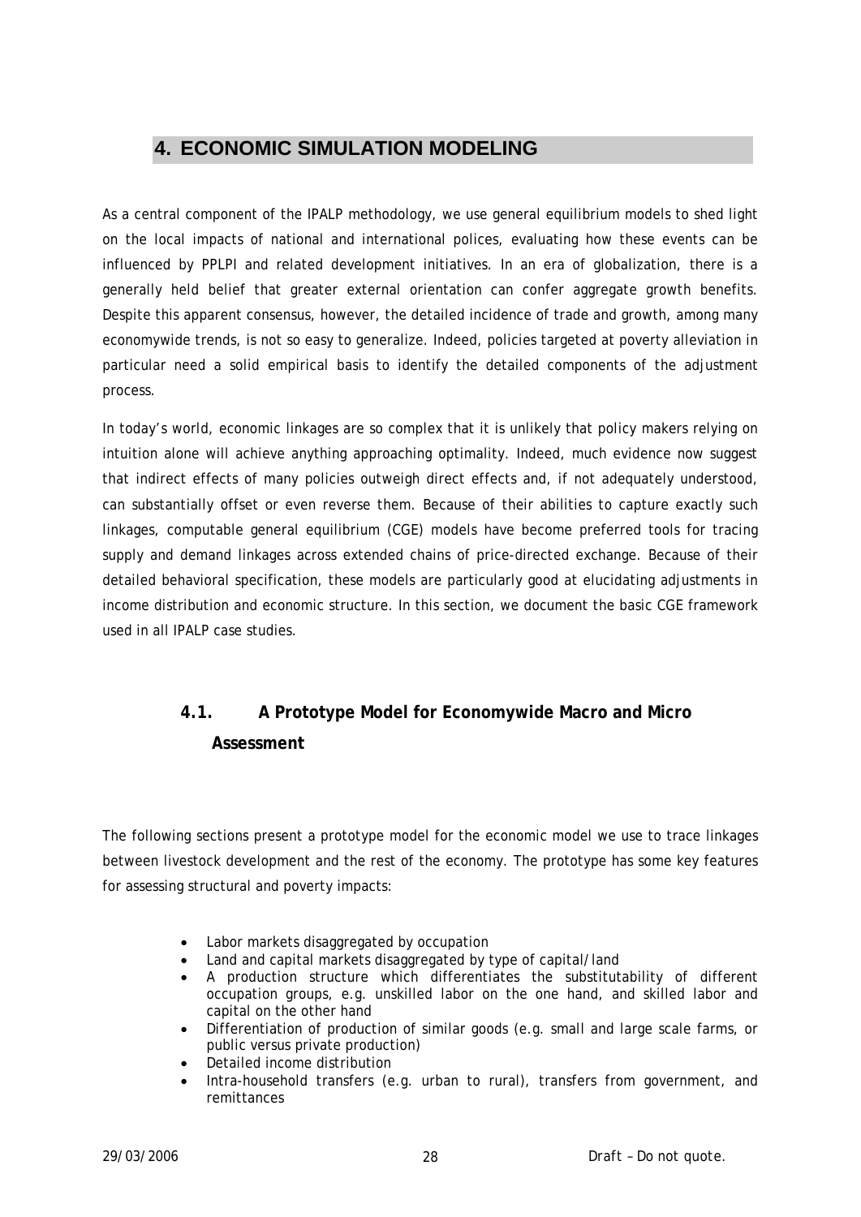# 4. ECONOMIC SIMULATION MODELING

As a central component of the IPALP methodology, we use general equilibrium models to shed light on the local impacts of national and international polices, evaluating how these events can be influenced by PPLPI and related development initiatives. In an era of globalization, there is a generally held belief that greater external orientation can confer aggregate growth benefits. Despite this apparent consensus, however, the detailed incidence of trade and growth, among many economywide trends, is not so easy to generalize. Indeed, policies targeted at poverty alleviation in particular need a solid empirical basis to identify the detailed components of the adjustment process.

In today's world, economic linkages are so complex that it is unlikely that policy makers relying on intuition alone will achieve anything approaching optimality. Indeed, much evidence now suggest that indirect effects of many policies outweigh direct effects and, if not adequately understood, can substantially offset or even reverse them. Because of their abilities to capture exactly such linkages, computable general equilibrium (CGE) models have become preferred tools for tracing supply and demand linkages across extended chains of price-directed exchange. Because of their detailed behavioral specification, these models are particularly good at elucidating adjustments in income distribution and economic structure. In this section, we document the basic CGE framework used in all IPALP case studies.

## 4.1. A Prototype Model for Economywide Macro and Micro Assessment

The following sections present a prototype model for the economic model we use to trace linkages between livestock development and the rest of the economy. The prototype has some key features for assessing structural and poverty impacts:

- Labor markets disaggregated by occupation
- Land and capital markets disaggregated by type of capital/land
- A production structure which differentiates the substitutability of different occupation groups, e.g. unskilled labor on the one hand, and skilled labor and capital on the other hand
- Differentiation of production of similar goods (e.g. small and large scale farms, or public versus private production)
- Detailed income distribution
- Intra-household transfers (e.g. urban to rural), transfers from government, and remittances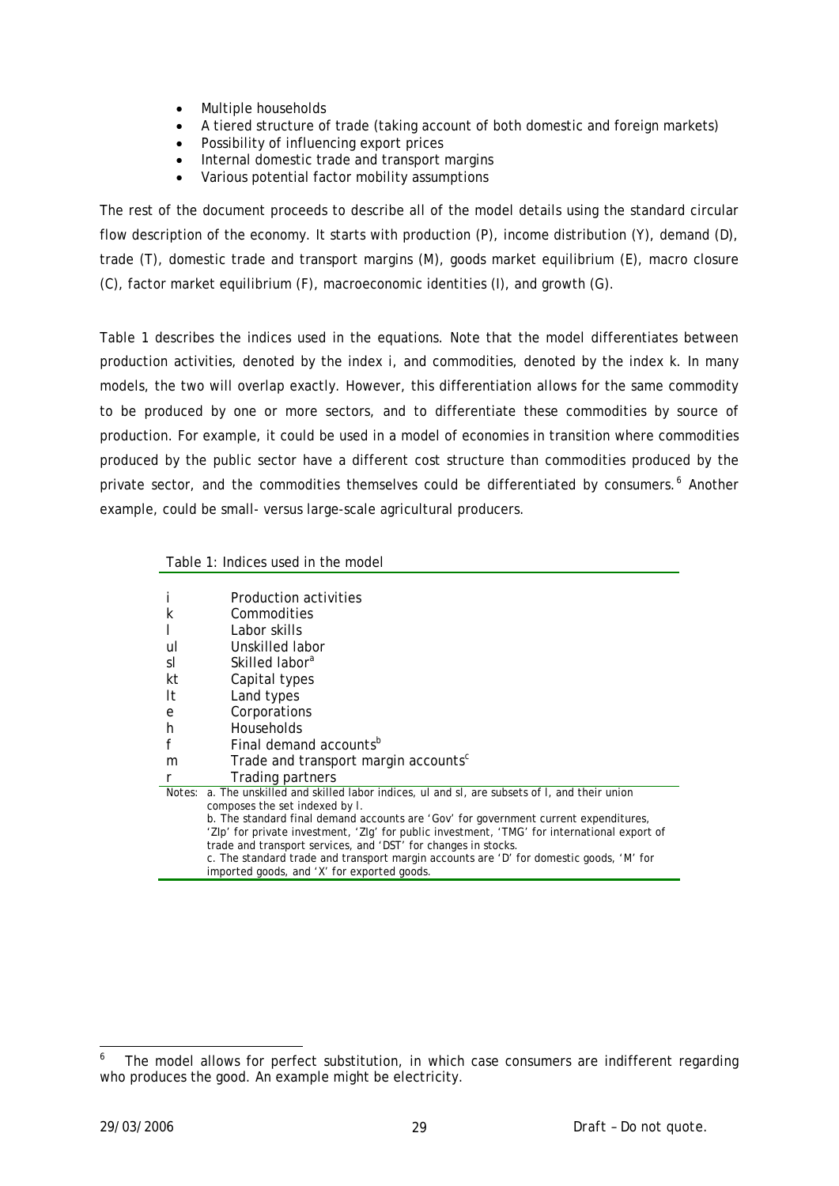- Multiple households
- A tiered structure of trade (taking account of both domestic and foreign markets)
- Possibility of influencing export prices
- Internal domestic trade and transport margins
- Various potential factor mobility assumptions

The rest of the document proceeds to describe all of the model details using the standard circular flow description of the economy. It starts with production (P), income distribution (Y), demand (D), trade (T), domestic trade and transport margins (M), goods market equilibrium (E), macro closure (C), factor market equilibrium (F), macroeconomic identities (I), and growth (G).

Table 1 describes the indices used in the equations. Note that the model differentiates between production activities, denoted by the index i, and commodities, denoted by the index k. In many models, the two will overlap exactly. However, this differentiation allows for the same commodity to be produced by one or more sectors, and to differentiate these commodities by source of production. For example, it could be used in a model of economies in transition where commodities produced by the public sector have a different cost structure than commodities produced by the private sector, and the commodities themselves could be differentiated by consumers.[6] Another example, could be small- versus large-scale agricultural producers.

Table 1: Indices used in the model

| Index | Description |
|---|---|
| i | Production activities |
| k | Commodities |
| l | Labor skills |
| ul | Unskilled labor |
| sl | Skilled labor[a] |
| kt | Capital types |
| lt | Land types |
| e | Corporations |
| h | Households |
| f | Final demand accounts[b] |
| m | Trade and transport margin accounts[c] |
| r | Trading partners |

Notes: a. The unskilled and skilled labor indices, ul and sl, are subsets of l, and their union composes the set indexed by l.
b. The standard final demand accounts are 'Gov' for government current expenditures, 'ZIp' for private investment, 'ZIg' for public investment, 'TMG' for international export of trade and transport services, and 'DST' for changes in stocks.
c. The standard trade and transport margin accounts are 'D' for domestic goods, 'M' for imported goods, and 'X' for exported goods.

[6] The model allows for perfect substitution, in which case consumers are indifferent regarding who produces the good. An example might be electricity.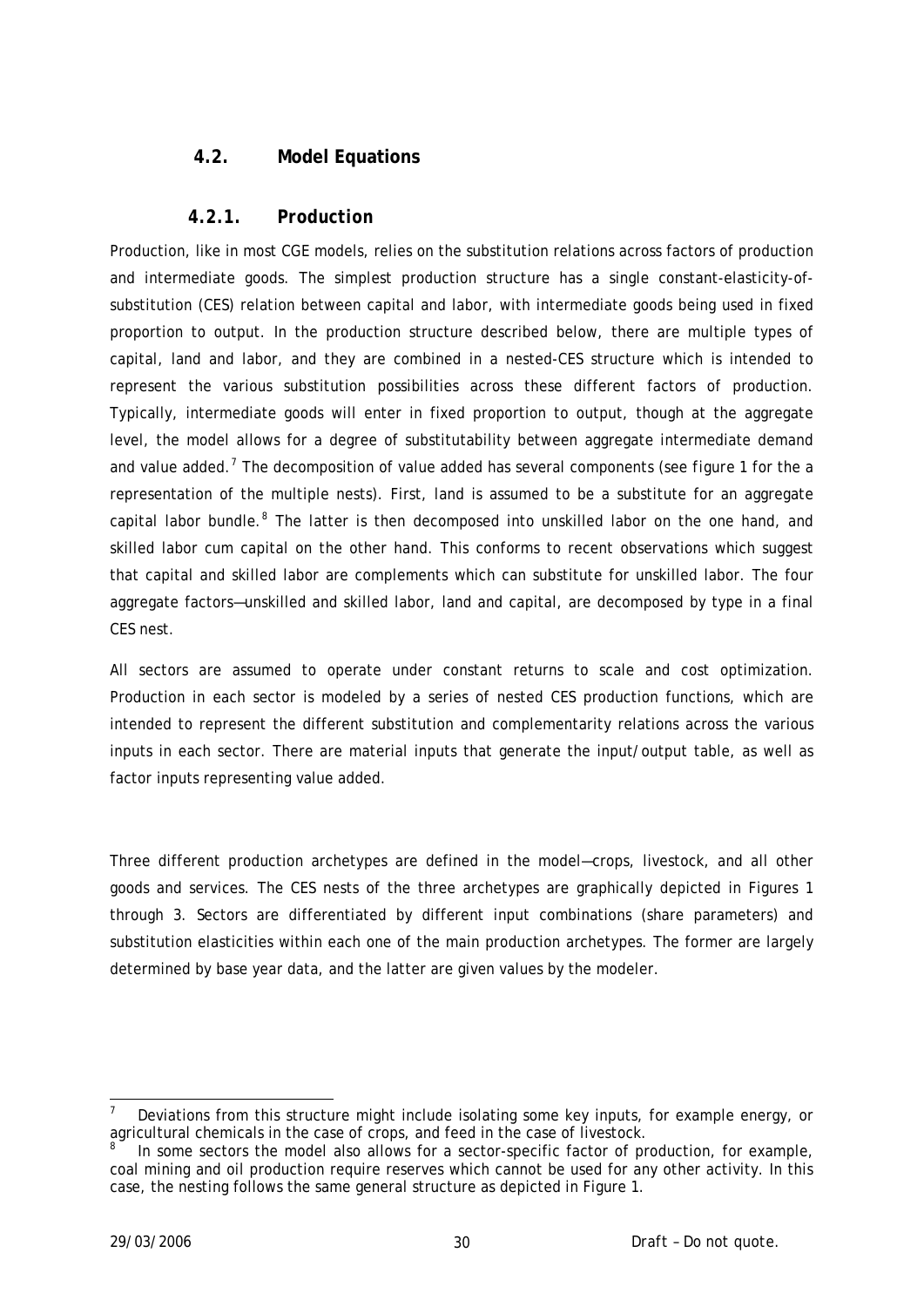## 4.2. Model Equations

### 4.2.1. *Production*

Production, like in most CGE models, relies on the substitution relations across factors of production and intermediate goods. The simplest production structure has a single constant-elasticity-of-substitution (CES) relation between capital and labor, with intermediate goods being used in fixed proportion to output. In the production structure described below, there are multiple types of capital, land and labor, and they are combined in a nested-CES structure which is intended to represent the various substitution possibilities across these different factors of production. Typically, intermediate goods will enter in fixed proportion to output, though at the aggregate level, the model allows for a degree of substitutability between aggregate intermediate demand and value added.[7] The decomposition of value added has several components (see *figure 1* for the a representation of the multiple nests). First, land is assumed to be a substitute for an aggregate capital labor bundle.[8] The latter is then decomposed into unskilled labor on the one hand, and skilled labor cum capital on the other hand. This conforms to recent observations which suggest that capital and skilled labor are complements which can substitute for unskilled labor. The four aggregate factors—unskilled and skilled labor, land and capital, are decomposed by type in a final CES nest.

All sectors are assumed to operate under constant returns to scale and cost optimization. Production in each sector is modeled by a series of nested CES production functions, which are intended to represent the different substitution and complementarity relations across the various inputs in each sector. There are material inputs that generate the input/output table, as well as factor inputs representing value added.

Three different production archetypes are defined in the model—crops, livestock, and all other goods and services. The CES nests of the three archetypes are graphically depicted in Figures 1 through 3. Sectors are differentiated by different input combinations (share parameters) and substitution elasticities within each one of the main production archetypes. The former are largely determined by base year data, and the latter are given values by the modeler.

---

[7] Deviations from this structure might include isolating some key inputs, for example energy, or agricultural chemicals in the case of crops, and feed in the case of livestock.

[8] In some sectors the model also allows for a sector-specific factor of production, for example, coal mining and oil production require reserves which cannot be used for any other activity. In this case, the nesting follows the same general structure as depicted in Figure 1.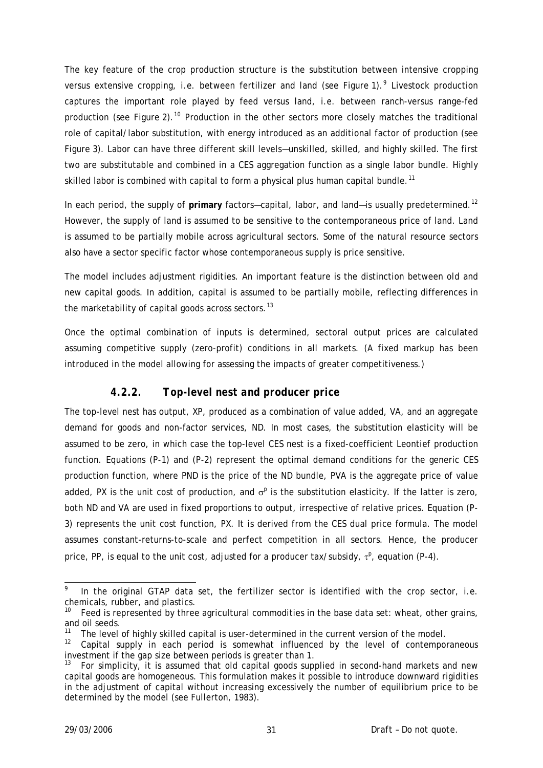The key feature of the crop production structure is the substitution between intensive cropping versus extensive cropping, i.e. between fertilizer and land (see Figure 1).[9] Livestock production captures the important role played by feed versus land, i.e. between ranch-versus range-fed production (see Figure 2).[10] Production in the other sectors more closely matches the traditional role of capital/labor substitution, with energy introduced as an additional factor of production (see Figure 3). Labor can have three different skill levels—unskilled, skilled, and highly skilled. The first two are substitutable and combined in a CES aggregation function as a single labor bundle. Highly skilled labor is combined with capital to form a physical plus human capital bundle.[11]

In each period, the supply of **primary** factors—capital, labor, and land—is usually predetermined.[12] However, the supply of land is assumed to be sensitive to the contemporaneous price of land. Land is assumed to be partially mobile across agricultural sectors. Some of the natural resource sectors also have a sector specific factor whose contemporaneous supply is price sensitive.

The model includes adjustment rigidities. An important feature is the distinction between old and new capital goods. In addition, capital is assumed to be partially mobile, reflecting differences in the marketability of capital goods across sectors.[13]

Once the optimal combination of inputs is determined, sectoral output prices are calculated assuming competitive supply (zero-profit) conditions in all markets. (A fixed markup has been introduced in the model allowing for assessing the impacts of greater competitiveness.)

### 4.2.2. Top-level nest and producer price

The top-level nest has output, XP, produced as a combination of value added, VA, and an aggregate demand for goods and non-factor services, ND. In most cases, the substitution elasticity will be assumed to be zero, in which case the top-level CES nest is a fixed-coefficient Leontief production function. Equations (P-1) and (P-2) represent the optimal demand conditions for the generic CES production function, where PND is the price of the ND bundle, PVA is the aggregate price of value added, PX is the unit cost of production, and $\sigma^p$ is the substitution elasticity. If the latter is zero, both ND and VA are used in fixed proportions to output, irrespective of relative prices. Equation (P-3) represents the unit cost function, PX. It is derived from the CES dual price formula. The model assumes constant-returns-to-scale and perfect competition in all sectors. Hence, the producer price, PP, is equal to the unit cost, adjusted for a producer tax/subsidy, $\tau^p$, equation (P-4).

---

[9] In the original GTAP data set, the fertilizer sector is identified with the crop sector, i.e. chemicals, rubber, and plastics.

[10] Feed is represented by three agricultural commodities in the base data set: wheat, other grains, and oil seeds.

[11] The level of highly skilled capital is user-determined in the current version of the model.

[12] Capital supply in each period is somewhat influenced by the level of contemporaneous investment if the gap size between periods is greater than 1.

[13] For simplicity, it is assumed that old capital goods supplied in second-hand markets and new capital goods are homogeneous. This formulation makes it possible to introduce downward rigidities in the adjustment of capital without increasing excessively the number of equilibrium price to be determined by the model (see Fullerton, 1983).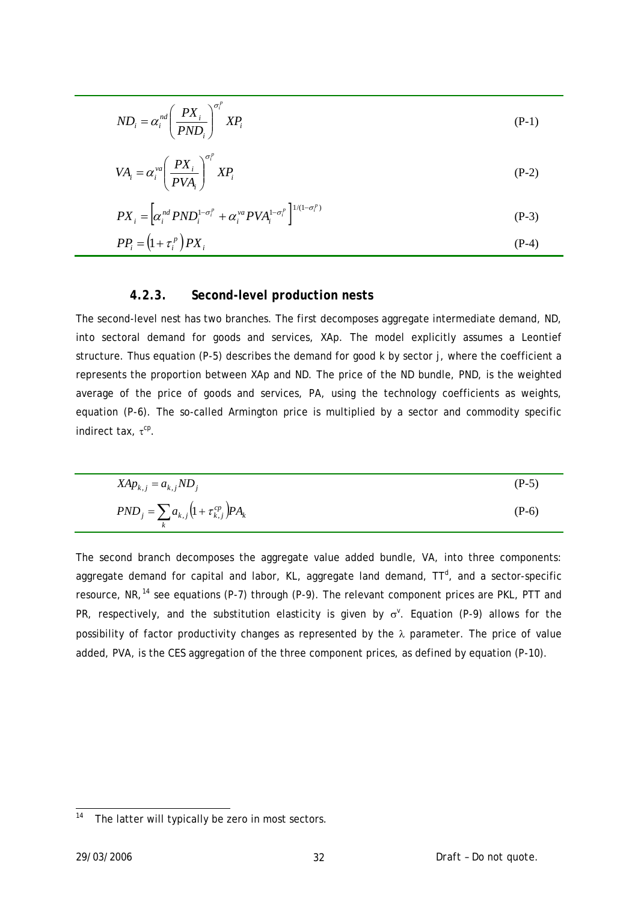$$ND_i = \alpha_i^{nd} \left( \frac{PX_i}{PND_i} \right)^{\sigma_i^p} XP_i \tag{P-1}$$

$$VA_i = \alpha_i^{va} \left( \frac{PX_i}{PVA_i} \right)^{\sigma_i^p} XP_i \tag{P-2}$$

$$PX_i = \left[ \alpha_i^{nd} PND_i^{1-\sigma_i^p} + \alpha_i^{va} PVA_i^{1-\sigma_i^p} \right]^{1/(1-\sigma_i^p)} \tag{P-3}$$

$$PP_i = \left(1 + \tau_i^p\right) PX_i \tag{P-4}$$

### 4.2.3. Second-level production nests

The second-level nest has two branches. The first decomposes aggregate intermediate demand, ND, into sectoral demand for goods and services, XAp. The model explicitly assumes a Leontief structure. Thus equation (P-5) describes the demand for good k by sector j, where the coefficient a represents the proportion between XAp and ND. The price of the ND bundle, PND, is the weighted average of the price of goods and services, PA, using the technology coefficients as weights, equation (P-6). The so-called Armington price is multiplied by a sector and commodity specific indirect tax, $\tau^{cp}$.

$$XAp_{k,j} = a_{k,j} ND_j \tag{P-5}$$

$$PND_j = \sum_k a_{k,j} \left(1 + \tau_{k,j}^{cp}\right) PA_k \tag{P-6}$$

The second branch decomposes the aggregate value added bundle, VA, into three components: aggregate demand for capital and labor, KL, aggregate land demand, $TT^d$, and a sector-specific resource, NR,[14] see equations (P-7) through (P-9). The relevant component prices are PKL, PTT and PR, respectively, and the substitution elasticity is given by $\sigma^v$. Equation (P-9) allows for the possibility of factor productivity changes as represented by the $\lambda$ parameter. The price of value added, PVA, is the CES aggregation of the three component prices, as defined by equation (P-10).

[14] The latter will typically be zero in most sectors.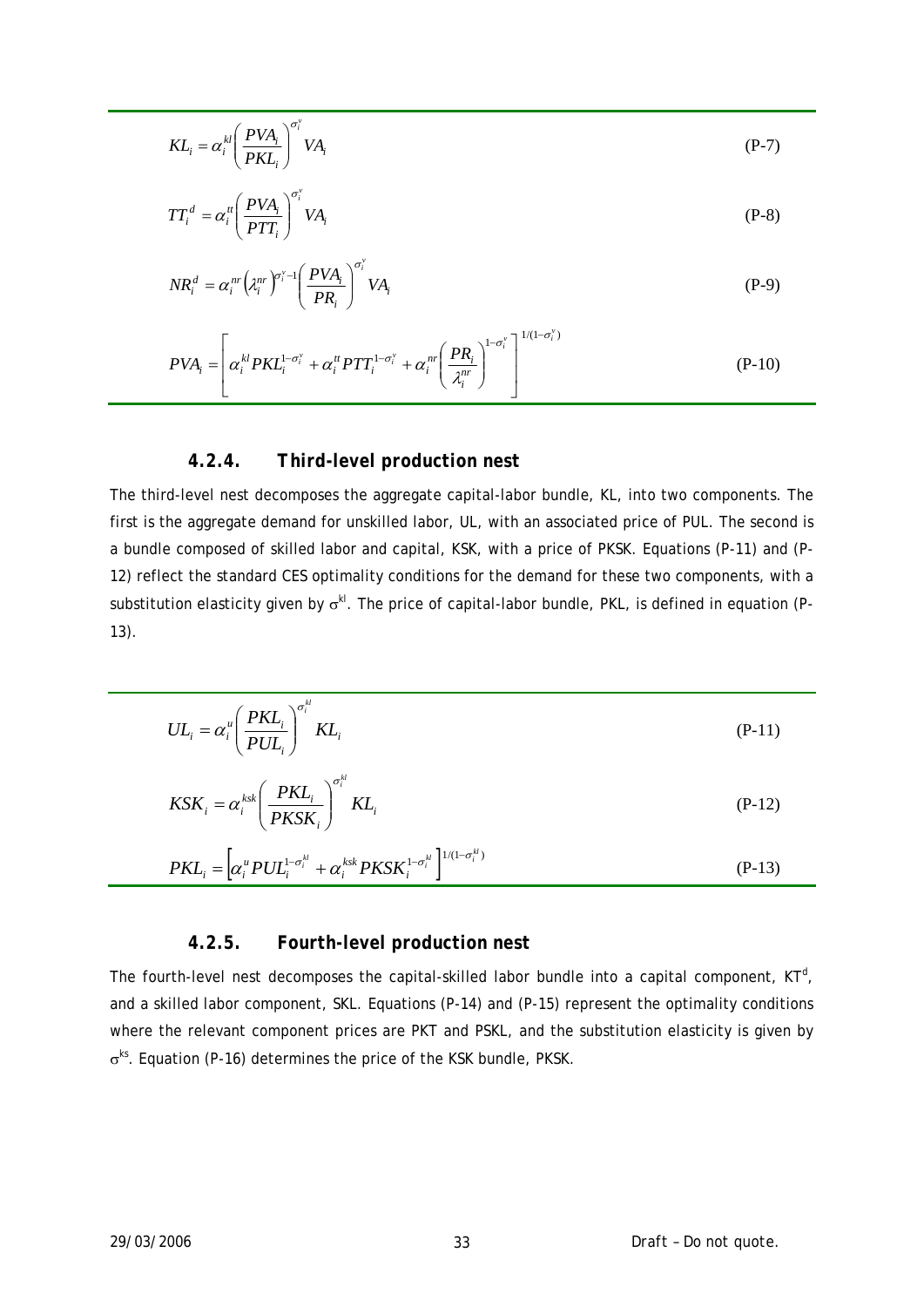$$KL_i = \alpha_i^{kl} \left( \frac{PVA_i}{PKL_i} \right)^{\sigma_i^v} VA_i \tag{P-7}$$

$$TT_i^d = \alpha_i^{tt} \left( \frac{PVA_i}{PTT_i} \right)^{\sigma_i^v} VA_i \tag{P-8}$$

$$NR_i^d = \alpha_i^{nr} \left( \lambda_i^{nr} \right)^{\sigma_i^v - 1} \left( \frac{PVA_i}{PR_i} \right)^{\sigma_i^v} VA_i \tag{P-9}$$

$$PVA_i = \left[ \alpha_i^{kl} PKL_i^{1-\sigma_i^v} + \alpha_i^{tt} PTT_i^{1-\sigma_i^v} + \alpha_i^{nr} \left( \frac{PR_i}{\lambda_i^{nr}} \right)^{1-\sigma_i^v} \right]^{1/(1-\sigma_i^v)} \tag{P-10}$$

### 4.2.4. Third-level production nest

The third-level nest decomposes the aggregate capital-labor bundle, KL, into two components. The first is the aggregate demand for unskilled labor, UL, with an associated price of PUL. The second is a bundle composed of skilled labor and capital, KSK, with a price of PKSK. Equations (P-11) and (P-12) reflect the standard CES optimality conditions for the demand for these two components, with a substitution elasticity given by $\sigma^{kl}$. The price of capital-labor bundle, PKL, is defined in equation (P-13).

$$UL_i = \alpha_i^{u} \left( \frac{PKL_i}{PUL_i} \right)^{\sigma_i^{kl}} KL_i \tag{P-11}$$

$$KSK_i = \alpha_i^{ksk} \left( \frac{PKL_i}{PKSK_i} \right)^{\sigma_i^{kl}} KL_i \tag{P-12}$$

$$PKL_i = \left[ \alpha_i^{u} PUL_i^{1-\sigma_i^{kl}} + \alpha_i^{ksk} PKSK_i^{1-\sigma_i^{kl}} \right]^{1/(1-\sigma_i^{kl})} \tag{P-13}$$

### 4.2.5. Fourth-level production nest

The fourth-level nest decomposes the capital-skilled labor bundle into a capital component, $KT^d$, and a skilled labor component, SKL. Equations (P-14) and (P-15) represent the optimality conditions where the relevant component prices are PKT and PSKL, and the substitution elasticity is given by $\sigma^{ks}$. Equation (P-16) determines the price of the KSK bundle, PKSK.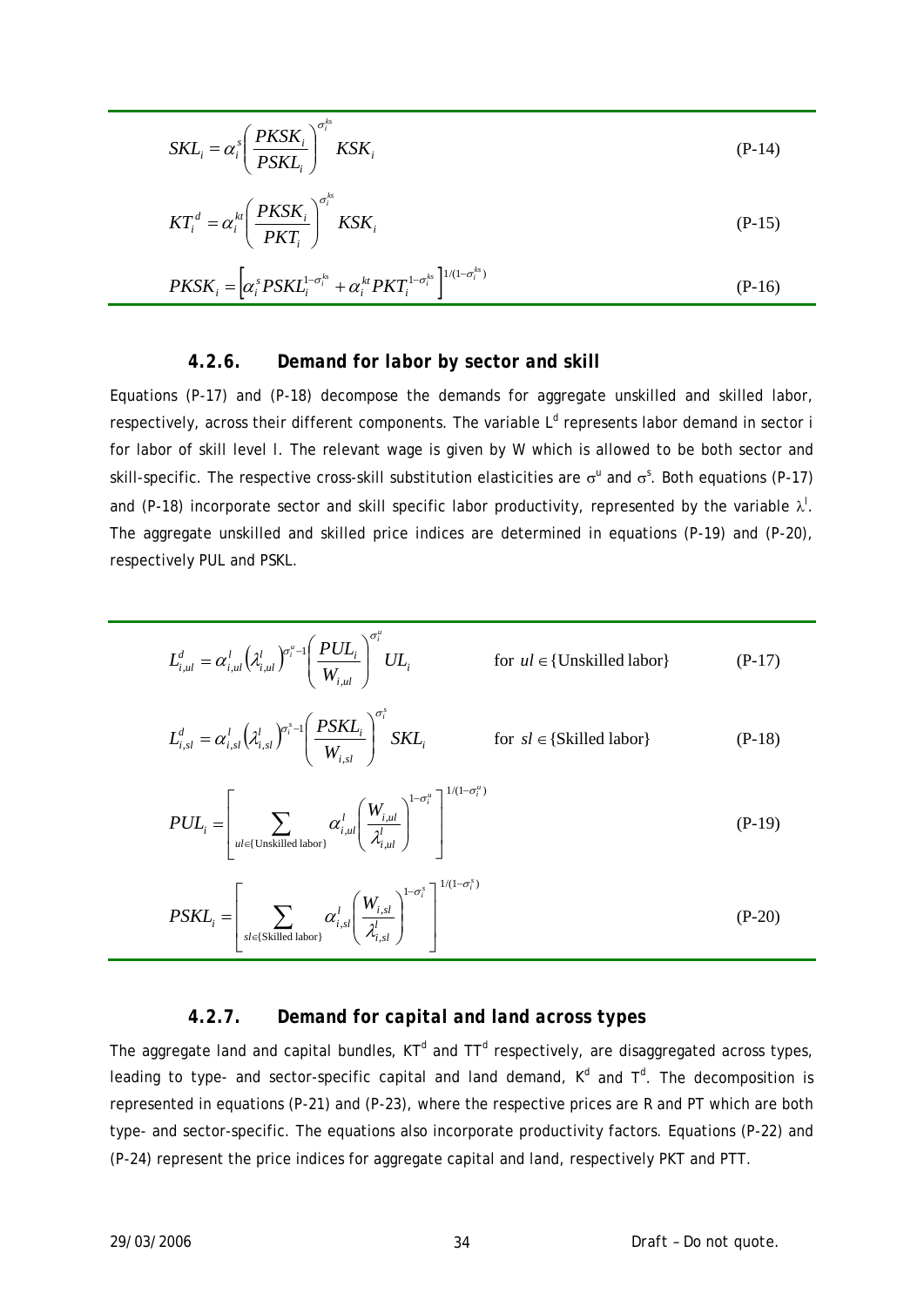$$SKL_i = \alpha_i^s \left( \frac{PKSK_i}{PSKL_i} \right)^{\sigma_i^{ks}} KSK_i \tag{P-14}$$

$$KT_i^d = \alpha_i^{kt} \left( \frac{PKSK_i}{PKT_i} \right)^{\sigma_i^{ks}} KSK_i \tag{P-15}$$

$$PKSK_i = \left[ \alpha_i^s PSKL_i^{1-\sigma_i^{ks}} + \alpha_i^{kt} PKT_i^{1-\sigma_i^{ks}} \right]^{1/(1-\sigma_i^{ks})} \tag{P-16}$$

### 4.2.6. Demand for labor by sector and skill

Equations (P-17) and (P-18) decompose the demands for aggregate unskilled and skilled labor, respectively, across their different components. The variable $L^d$ represents labor demand in sector i for labor of skill level l. The relevant wage is given by W which is allowed to be both sector and skill-specific. The respective cross-skill substitution elasticities are $\sigma^u$ and $\sigma^s$. Both equations (P-17) and (P-18) incorporate sector and skill specific labor productivity, represented by the variable $\lambda^l$. The aggregate unskilled and skilled price indices are determined in equations (P-19) and (P-20), respectively PUL and PSKL.

$$L_{i,ul}^d = \alpha_{i,ul}^l \left( \lambda_{i,ul}^l \right)^{\sigma_i^u - 1} \left( \frac{PUL_i}{W_{i,ul}} \right)^{\sigma_i^u} UL_i \qquad \text{for } ul \in \{\text{Unskilled labor}\} \tag{P-17}$$

$$L_{i,sl}^d = \alpha_{i,sl}^l \left( \lambda_{i,sl}^l \right)^{\sigma_i^s - 1} \left( \frac{PSKL_i}{W_{i,sl}} \right)^{\sigma_i^s} SKL_i \qquad \text{for } sl \in \{\text{Skilled labor}\} \tag{P-18}$$

$$PUL_i = \left[ \sum_{ul \in \{\text{Unskilled labor}\}} \alpha_{i,ul}^l \left( \frac{W_{i,ul}}{\lambda_{i,ul}^l} \right)^{1-\sigma_i^u} \right]^{1/(1-\sigma_i^u)} \tag{P-19}$$

$$PSKL_i = \left[ \sum_{sl \in \{\text{Skilled labor}\}} \alpha_{i,sl}^l \left( \frac{W_{i,sl}}{\lambda_{i,sl}^l} \right)^{1-\sigma_i^s} \right]^{1/(1-\sigma_i^s)} \tag{P-20}$$

### 4.2.7. Demand for capital and land across types

The aggregate land and capital bundles, $KT^d$ and $TT^d$ respectively, are disaggregated across types, leading to type- and sector-specific capital and land demand, $K^d$ and $T^d$. The decomposition is represented in equations (P-21) and (P-23), where the respective prices are R and PT which are both type- and sector-specific. The equations also incorporate productivity factors. Equations (P-22) and (P-24) represent the price indices for aggregate capital and land, respectively PKT and PTT.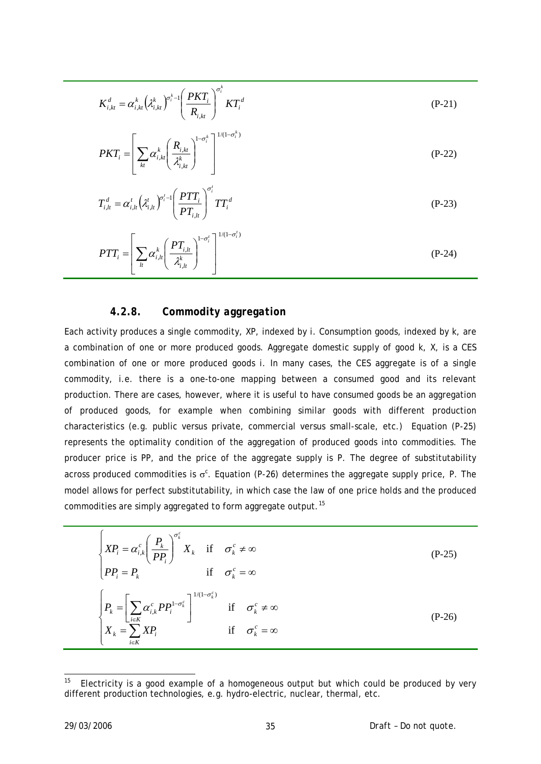$$K_{i,kt}^{d} = \alpha_{i,kt}^{k} \left(\lambda_{i,kt}^{k}\right)^{\sigma_i^k - 1} \left(\frac{PKT_i}{R_{i,kt}}\right)^{\sigma_i^k} KT_i^{d} \tag{P-21}$$

$$PKT_i = \left[\sum_{kt} \alpha_{i,kt}^{k} \left(\frac{R_{i,kt}}{\lambda_{i,kt}^{k}}\right)^{1-\sigma_i^k}\right]^{1/(1-\sigma_i^k)} \tag{P-22}$$

$$T_{i,lt}^{d} = \alpha_{i,lt}^{t} \left(\lambda_{i,lt}^{t}\right)^{\sigma_i^t - 1} \left(\frac{PTT_i}{PT_{i,lt}}\right)^{\sigma_i^t} TT_i^{d} \tag{P-23}$$

$$PTT_i = \left[\sum_{lt} \alpha_{i,lt}^{k} \left(\frac{PT_{i,lt}}{\lambda_{i,lt}^{k}}\right)^{1-\sigma_i^t}\right]^{1/(1-\sigma_i^t)} \tag{P-24}$$

### 4.2.8. *Commodity aggregation*

Each activity produces a single commodity, XP, indexed by i. Consumption goods, indexed by k, are a combination of one or more produced goods. Aggregate domestic supply of good k, X, is a CES combination of one or more produced goods i. In many cases, the CES aggregate is of a single commodity, i.e. there is a one-to-one mapping between a consumed good and its relevant production. There are cases, however, where it is useful to have consumed goods be an aggregation of produced goods, for example when combining similar goods with different production characteristics (e.g. public versus private, commercial versus small-scale, etc.) Equation (P-25) represents the optimality condition of the aggregation of produced goods into commodities. The producer price is PP, and the price of the aggregate supply is P. The degree of substitutability across produced commodities is $\sigma^c$. Equation (P-26) determines the aggregate supply price, P. The model allows for perfect substitutability, in which case the law of one price holds and the produced commodities are simply aggregated to form aggregate output.[15]

$$\begin{cases} XP_i = \alpha_{i,k}^{c} \left(\dfrac{P_k}{PP_i}\right)^{\sigma_k^c} X_k & \text{if} \quad \sigma_k^c \neq \infty \\ PP_i = P_k & \text{if} \quad \sigma_k^c = \infty \end{cases} \tag{P-25}$$

$$\begin{cases} P_k = \left[\displaystyle\sum_{i \in K} \alpha_{i,k}^{c} PP_i^{1-\sigma_k^c}\right]^{1/(1-\sigma_k^c)} & \text{if} \quad \sigma_k^c \neq \infty \\ X_k = \displaystyle\sum_{i \in K} XP_i & \text{if} \quad \sigma_k^c = \infty \end{cases} \tag{P-26}$$

---

[15] Electricity is a good example of a homogeneous output but which could be produced by very different production technologies, e.g. hydro-electric, nuclear, thermal, etc.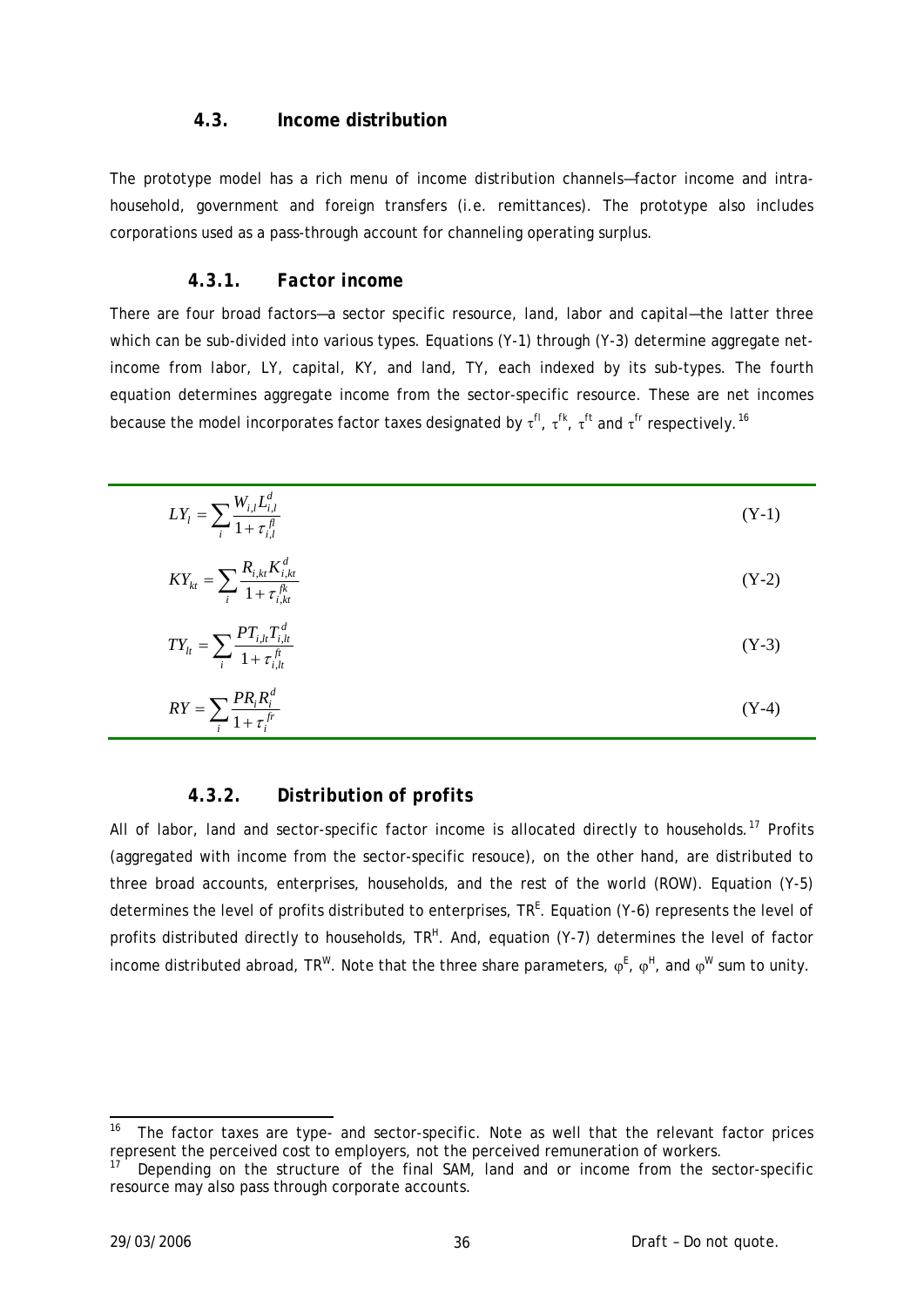### 4.3. Income distribution

The prototype model has a rich menu of income distribution channels—factor income and intra-household, government and foreign transfers (i.e. remittances). The prototype also includes corporations used as a pass-through account for channeling operating surplus.

#### 4.3.1. Factor income

There are four broad factors—a sector specific resource, land, labor and capital—the latter three which can be sub-divided into various types. Equations (Y-1) through (Y-3) determine aggregate net-income from labor, LY, capital, KY, and land, TY, each indexed by its sub-types. The fourth equation determines aggregate income from the sector-specific resource. These are net incomes because the model incorporates factor taxes designated by $\tau^{fl}$, $\tau^{fk}$, $\tau^{ft}$ and $\tau^{fr}$ respectively.[16]

$$LY_l = \sum_i \frac{W_{i,l} L_{i,l}^d}{1 + \tau_{i,l}^{fl}} \qquad \text{(Y-1)}$$

$$KY_{kt} = \sum_i \frac{R_{i,kt} K_{i,kt}^d}{1 + \tau_{i,kt}^{fk}} \qquad \text{(Y-2)}$$

$$TY_{lt} = \sum_i \frac{PT_{i,lt} T_{i,lt}^d}{1 + \tau_{i,lt}^{ft}} \qquad \text{(Y-3)}$$

$$RY = \sum_i \frac{PR_i R_i^d}{1 + \tau_i^{fr}} \qquad \text{(Y-4)}$$

#### 4.3.2. Distribution of profits

All of labor, land and sector-specific factor income is allocated directly to households.[17] Profits (aggregated with income from the sector-specific resouce), on the other hand, are distributed to three broad accounts, enterprises, households, and the rest of the world (ROW). Equation (Y-5) determines the level of profits distributed to enterprises, $TR^E$. Equation (Y-6) represents the level of profits distributed directly to households, $TR^H$. And, equation (Y-7) determines the level of factor income distributed abroad, $TR^W$. Note that the three share parameters, $\varphi^E$, $\varphi^H$, and $\varphi^W$ sum to unity.

---

[16] The factor taxes are type- and sector-specific. Note as well that the relevant factor prices represent the perceived cost to employers, not the perceived remuneration of workers.

[17] Depending on the structure of the final SAM, land and or income from the sector-specific resource may also pass through corporate accounts.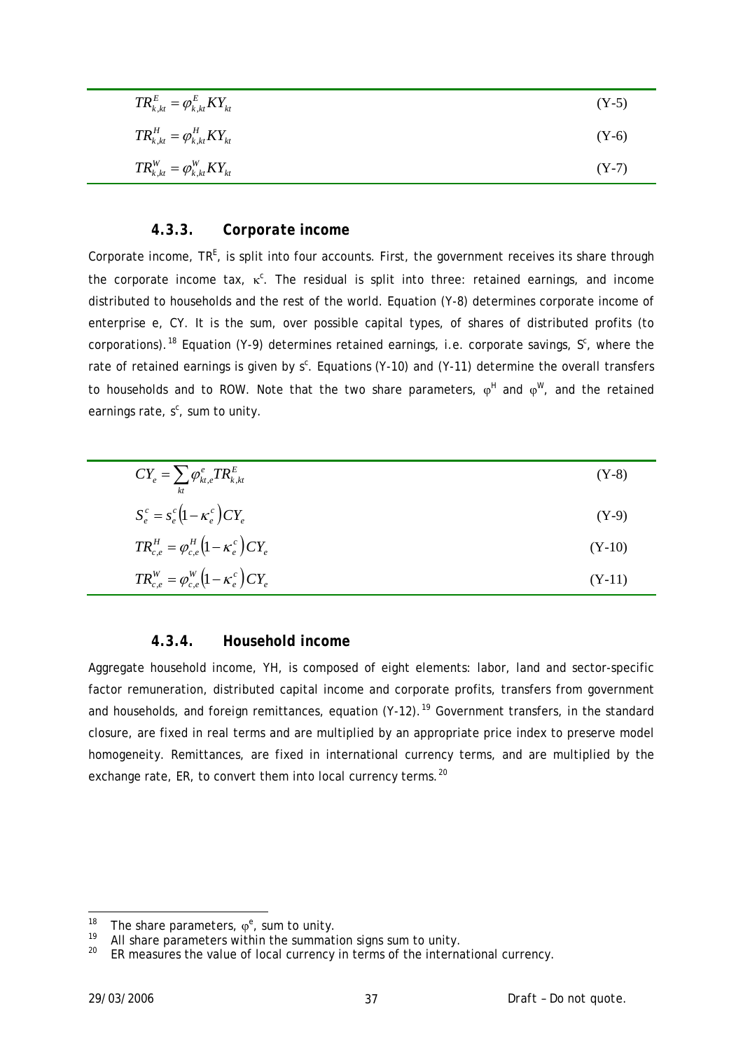$$TR^{E}_{k,kt} = \varphi^{E}_{k,kt} KY_{kt} \tag{Y-5}$$

$$TR^{H}_{k,kt} = \varphi^{H}_{k,kt} KY_{kt} \tag{Y-6}$$

$$TR^{W}_{k,kt} = \varphi^{W}_{k,kt} KY_{kt} \tag{Y-7}$$

### 4.3.3. Corporate income

Corporate income, $TR^E$, is split into four accounts. First, the government receives its share through the corporate income tax, $\kappa^c$. The residual is split into three: retained earnings, and income distributed to households and the rest of the world. Equation (Y-8) determines corporate income of enterprise e, CY. It is the sum, over possible capital types, of shares of distributed profits (to corporations).[18] Equation (Y-9) determines retained earnings, i.e. corporate savings, $S^c$, where the rate of retained earnings is given by $s^c$. Equations (Y-10) and (Y-11) determine the overall transfers to households and to ROW. Note that the two share parameters, $\varphi^H$ and $\varphi^W$, and the retained earnings rate, $s^c$, sum to unity.

$$CY_e = \sum_{kt} \varphi^{e}_{kt,e} TR^{E}_{k,kt} \tag{Y-8}$$

$$S^{c}_{e} = s^{c}_{e}\left(1 - \kappa^{c}_{e}\right) CY_e \tag{Y-9}$$

$$TR^{H}_{c,e} = \varphi^{H}_{c,e}\left(1 - \kappa^{c}_{e}\right) CY_e \tag{Y-10}$$

$$TR^{W}_{c,e} = \varphi^{W}_{c,e}\left(1 - \kappa^{c}_{e}\right) CY_e \tag{Y-11}$$

### 4.3.4. Household income

Aggregate household income, YH, is composed of eight elements: labor, land and sector-specific factor remuneration, distributed capital income and corporate profits, transfers from government and households, and foreign remittances, equation (Y-12).[19] Government transfers, in the standard closure, are fixed in real terms and are multiplied by an appropriate price index to preserve model homogeneity. Remittances, are fixed in international currency terms, and are multiplied by the exchange rate, ER, to convert them into local currency terms.[20]

---

[18] The share parameters, $\varphi^e$, sum to unity.

[19] All share parameters within the summation signs sum to unity.

[20] ER measures the value of local currency in terms of the international currency.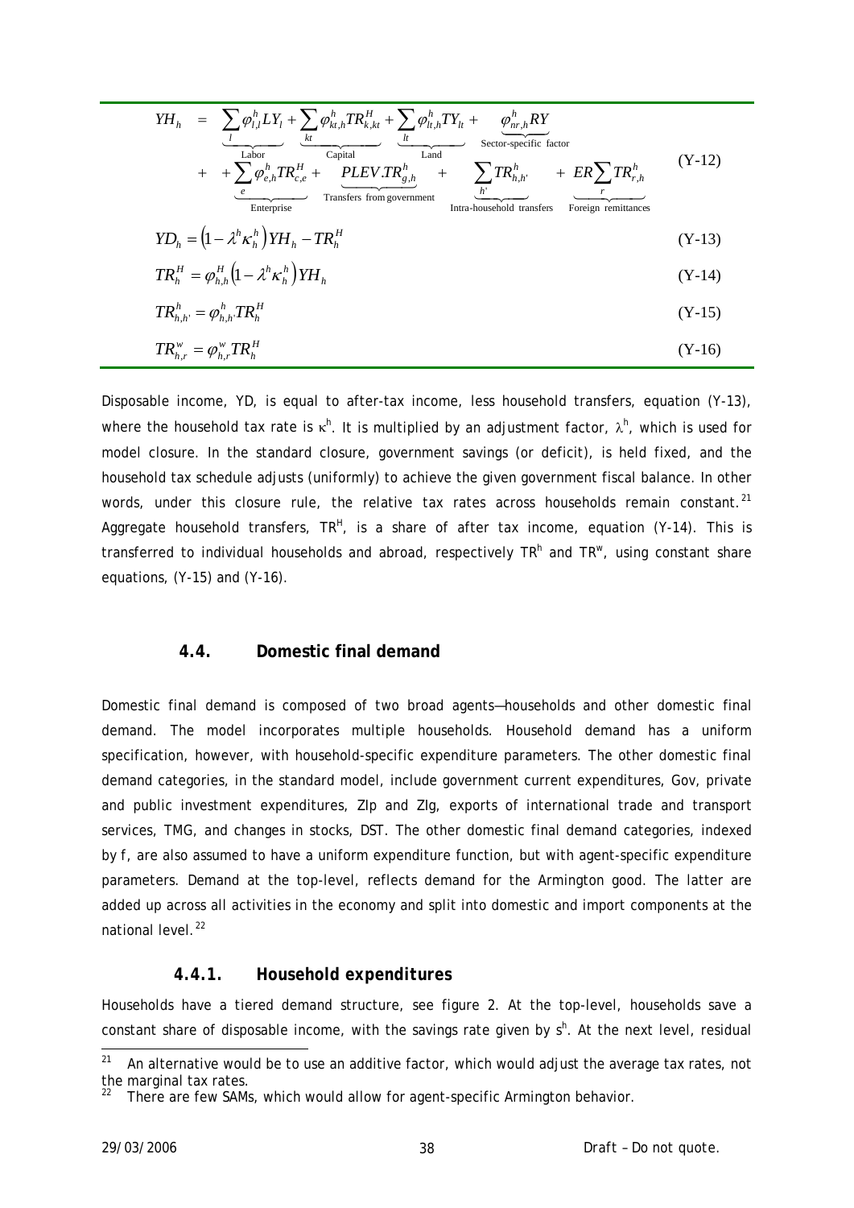$$
\begin{aligned}
YH_h \quad = \quad & \underbrace{\sum_l \varphi_{l,l}^h LY_l}_{\text{Labor}} + \underbrace{\sum_{kt} \varphi_{kt,h}^h TR_{k,kt}^H}_{\text{Capital}} + \underbrace{\sum_{lt} \varphi_{lt,h}^h TY_{lt}}_{\text{Land}} + \underbrace{\varphi_{nr,h}^h RY}_{\text{Sector-specific factor}} \\
& + \underbrace{+\sum_e \varphi_{e,h}^h TR_{c,e}^H}_{\text{Enterprise}} + \underbrace{PLEV.TR_{g,h}^h}_{\text{Transfers from government}} + \underbrace{\sum_{h'} TR_{h,h'}^h}_{\text{Intra-household transfers}} + \underbrace{ER\sum_r TR_{r,h}^h}_{\text{Foreign remittances}}
\end{aligned}
\qquad \text{(Y-12)}
$$

$$
YD_h = \left(1 - \lambda^h \kappa_h^h\right) YH_h - TR_h^H \qquad \text{(Y-13)}
$$

$$
TR_h^H = \varphi_{h,h}^H \left(1 - \lambda^h \kappa_h^h\right) YH_h \qquad \text{(Y-14)}
$$

$$
TR_{h,h'}^h = \varphi_{h,h'}^h TR_h^H \qquad \text{(Y-15)}
$$

$$
TR_{h,r}^w = \varphi_{h,r}^w TR_h^H \qquad \text{(Y-16)}
$$

Disposable income, YD, is equal to after-tax income, less household transfers, equation (Y-13), where the household tax rate is $\kappa^h$. It is multiplied by an adjustment factor, $\lambda^h$, which is used for model closure. In the standard closure, government savings (or deficit), is held fixed, and the household tax schedule adjusts (uniformly) to achieve the given government fiscal balance. In other words, under this closure rule, the relative tax rates across households remain constant.[21] Aggregate household transfers, $TR^H$, is a share of after tax income, equation (Y-14). This is transferred to individual households and abroad, respectively $TR^h$ and $TR^w$, using constant share equations, (Y-15) and (Y-16).

## 4.4. Domestic final demand

Domestic final demand is composed of two broad agents—households and other domestic final demand. The model incorporates multiple households. Household demand has a uniform specification, however, with household-specific expenditure parameters. The other domestic final demand categories, in the standard model, include government current expenditures, Gov, private and public investment expenditures, ZIp and ZIg, exports of international trade and transport services, TMG, and changes in stocks, DST. The other domestic final demand categories, indexed by f, are also assumed to have a uniform expenditure function, but with agent-specific expenditure parameters. Demand at the top-level, reflects demand for the Armington good. The latter are added up across all activities in the economy and split into domestic and import components at the national level.[22]

### 4.4.1. *Household expenditures*

Households have a tiered demand structure, see figure 2. At the top-level, households save a constant share of disposable income, with the savings rate given by $s^h$. At the next level, residual

[21] An alternative would be to use an additive factor, which would adjust the average tax rates, not the marginal tax rates.

[22] There are few SAMs, which would allow for agent-specific Armington behavior.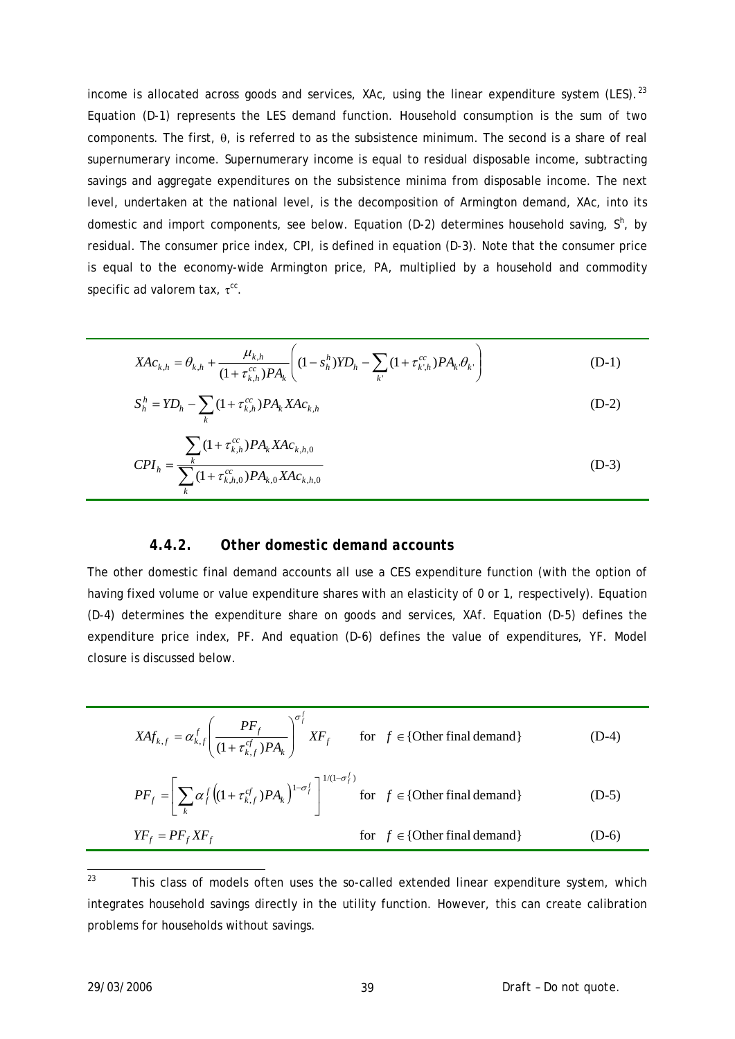income is allocated across goods and services, XAc, using the linear expenditure system (LES).[23] Equation (D-1) represents the LES demand function. Household consumption is the sum of two components. The first, $\theta$, is referred to as the subsistence minimum. The second is a share of real supernumerary income. Supernumerary income is equal to residual disposable income, subtracting savings and aggregate expenditures on the subsistence minima from disposable income. The next level, undertaken at the national level, is the decomposition of Armington demand, XAc, into its domestic and import components, see below. Equation (D-2) determines household saving, $S^h$, by residual. The consumer price index, CPI, is defined in equation (D-3). Note that the consumer price is equal to the economy-wide Armington price, PA, multiplied by a household and commodity specific ad valorem tax, $\tau^{cc}$.

$$XAc_{k,h} = \theta_{k,h} + \frac{\mu_{k,h}}{(1+\tau_{k,h}^{cc})PA_k}\left((1-s_h^h)YD_h - \sum_{k'}(1+\tau_{k',h}^{cc})PA_{k'}\theta_{k'}\right) \tag{D-1}$$

$$S_h^h = YD_h - \sum_k (1+\tau_{k,h}^{cc})PA_k XAc_{k,h} \tag{D-2}$$

$$CPI_h = \frac{\sum_k (1+\tau_{k,h}^{cc})PA_k XAc_{k,h,0}}{\sum_k (1+\tau_{k,h,0}^{cc})PA_{k,0} XAc_{k,h,0}} \tag{D-3}$$

### 4.4.2. Other domestic demand accounts

The other domestic final demand accounts all use a CES expenditure function (with the option of having fixed volume or value expenditure shares with an elasticity of 0 or 1, respectively). Equation (D-4) determines the expenditure share on goods and services, XAf. Equation (D-5) defines the expenditure price index, PF. And equation (D-6) defines the value of expenditures, YF. Model closure is discussed below.

$$XAf_{k,f} = \alpha_{k,f}^f \left(\frac{PF_f}{(1+\tau_{k,f}^{cf})PA_k}\right)^{\sigma_f^f} XF_f \qquad \text{for} \quad f \in \{\text{Other final demand}\} \tag{D-4}$$

$$PF_f = \left[\sum_k \alpha_f^f \left((1+\tau_{k,f}^{cf})PA_k\right)^{1-\sigma_f^f}\right]^{1/(1-\sigma_f^f)} \qquad \text{for} \quad f \in \{\text{Other final demand}\} \tag{D-5}$$

$$YF_f = PF_f XF_f \qquad \text{for} \quad f \in \{\text{Other final demand}\} \tag{D-6}$$

---

[23] This class of models often uses the so-called extended linear expenditure system, which integrates household savings directly in the utility function. However, this can create calibration problems for households without savings.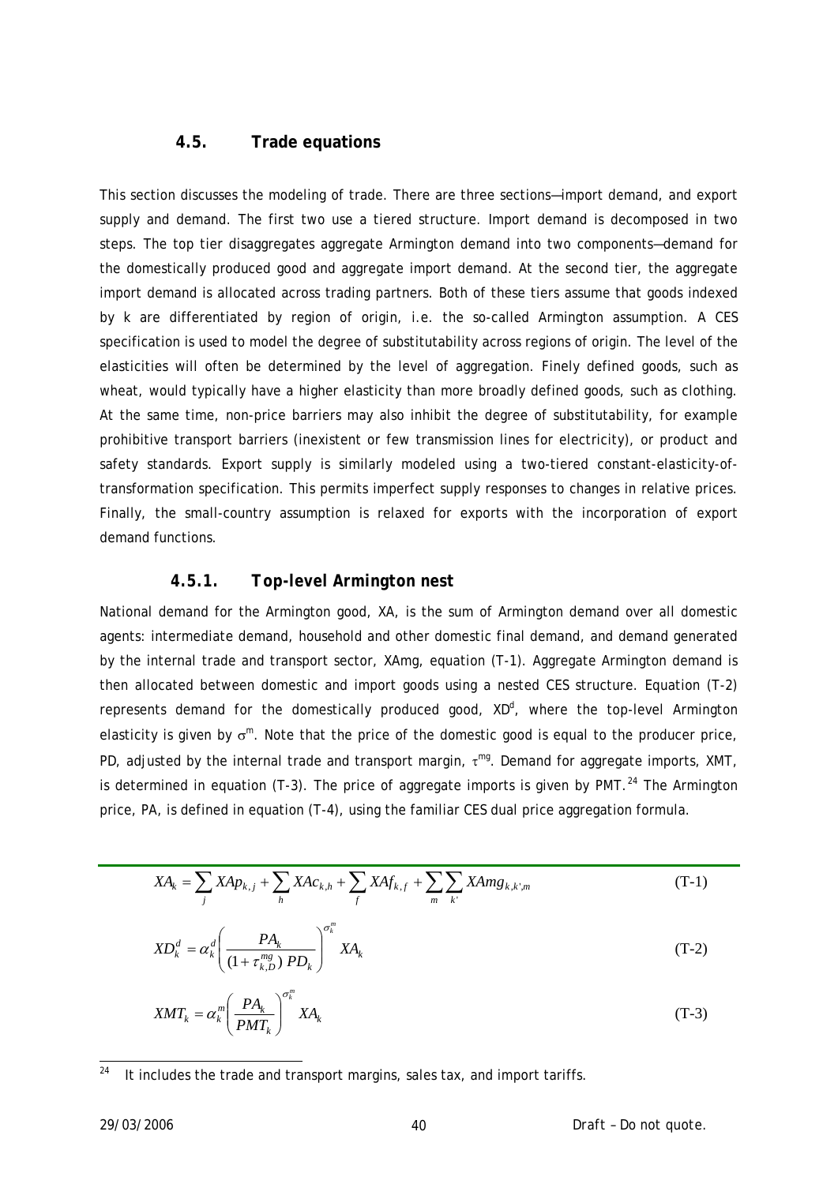### 4.5. Trade equations

This section discusses the modeling of trade. There are three sections—import demand, and export supply and demand. The first two use a tiered structure. Import demand is decomposed in two steps. The top tier disaggregates aggregate Armington demand into two components—demand for the domestically produced good and aggregate import demand. At the second tier, the aggregate import demand is allocated across trading partners. Both of these tiers assume that goods indexed by k are differentiated by region of origin, i.e. the so-called Armington assumption. A CES specification is used to model the degree of substitutability across regions of origin. The level of the elasticities will often be determined by the level of aggregation. Finely defined goods, such as wheat, would typically have a higher elasticity than more broadly defined goods, such as clothing. At the same time, non-price barriers may also inhibit the degree of substitutability, for example prohibitive transport barriers (inexistent or few transmission lines for electricity), or product and safety standards. Export supply is similarly modeled using a two-tiered constant-elasticity-of-transformation specification. This permits imperfect supply responses to changes in relative prices. Finally, the small-country assumption is relaxed for exports with the incorporation of export demand functions.

#### 4.5.1. Top-level Armington nest

National demand for the Armington good, XA, is the sum of Armington demand over all domestic agents: intermediate demand, household and other domestic final demand, and demand generated by the internal trade and transport sector, XAmg, equation (T-1). Aggregate Armington demand is then allocated between domestic and import goods using a nested CES structure. Equation (T-2) represents demand for the domestically produced good, $XD^d$, where the top-level Armington elasticity is given by $\sigma^m$. Note that the price of the domestic good is equal to the producer price, PD, adjusted by the internal trade and transport margin, $\tau^{mg}$. Demand for aggregate imports, XMT, is determined in equation (T-3). The price of aggregate imports is given by PMT.[24] The Armington price, PA, is defined in equation (T-4), using the familiar CES dual price aggregation formula.

$$XA_k = \sum_j XAp_{k,j} + \sum_h XAc_{k,h} + \sum_f XAf_{k,f} + \sum_m \sum_{k'} XAmg_{k,k',m} \tag{T-1}$$

$$XD_k^d = \alpha_k^d \left( \frac{PA_k}{(1+\tau_{k,D}^{mg})\, PD_k} \right)^{\sigma_k^m} XA_k \tag{T-2}$$

$$XMT_k = \alpha_k^m \left( \frac{PA_k}{PMT_k} \right)^{\sigma_k^m} XA_k \tag{T-3}$$

[24] It includes the trade and transport margins, sales tax, and import tariffs.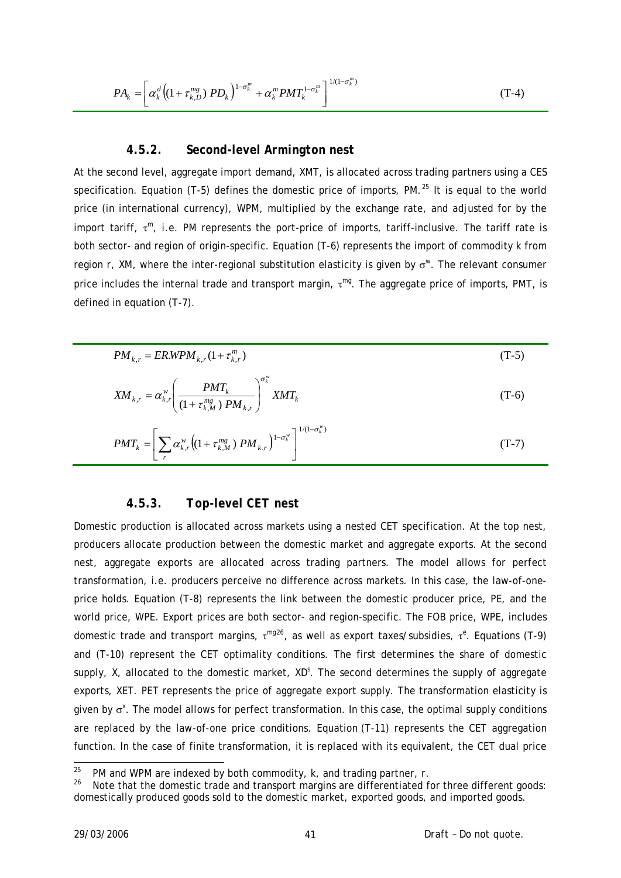$$PA_k = \left[ \alpha_k^d \left( (1+\tau_{k,D}^{mg})\, PD_k \right)^{1-\sigma_k^m} + \alpha_k^m PMT_k^{1-\sigma_k^m} \right]^{1/(1-\sigma_k^m)} \tag{T-4}$$

### 4.5.2. Second-level Armington nest

At the second level, aggregate import demand, XMT, is allocated across trading partners using a CES specification. Equation (T-5) defines the domestic price of imports, PM.[25] It is equal to the world price (in international currency), WPM, multiplied by the exchange rate, and adjusted for by the import tariff, $\tau^m$, i.e. PM represents the port-price of imports, tariff-inclusive. The tariff rate is both sector- and region of origin-specific. Equation (T-6) represents the import of commodity k from region r, XM, where the inter-regional substitution elasticity is given by $\sigma^w$. The relevant consumer price includes the internal trade and transport margin, $\tau^{mg}$. The aggregate price of imports, PMT, is defined in equation (T-7).

$$PM_{k,r} = ER.WPM_{k,r}(1+\tau_{k,r}^m) \tag{T-5}$$

$$XM_{k,r} = \alpha_{k,r}^w \left( \frac{PMT_k}{(1+\tau_{k,M}^{mg})\, PM_{k,r}} \right)^{\sigma_k^w} XMT_k \tag{T-6}$$

$$PMT_k = \left[ \sum_r \alpha_{k,r}^w \left( (1+\tau_{k,M}^{mg})\, PM_{k,r} \right)^{1-\sigma_k^w} \right]^{1/(1-\sigma_k^w)} \tag{T-7}$$

### 4.5.3. Top-level CET nest

Domestic production is allocated across markets using a nested CET specification. At the top nest, producers allocate production between the domestic market and aggregate exports. At the second nest, aggregate exports are allocated across trading partners. The model allows for perfect transformation, i.e. producers perceive no difference across markets. In this case, the law-of-one-price holds. Equation (T-8) represents the link between the domestic producer price, PE, and the world price, WPE. Export prices are both sector- and region-specific. The FOB price, WPE, includes domestic trade and transport margins, $\tau^{mg}$[26], as well as export taxes/subsidies, $\tau^e$. Equations (T-9) and (T-10) represent the CET optimality conditions. The first determines the share of domestic supply, X, allocated to the domestic market, $XD^s$. The second determines the supply of aggregate exports, XET. PET represents the price of aggregate export supply. The transformation elasticity is given by $\sigma^x$. The model allows for perfect transformation. In this case, the optimal supply conditions are replaced by the law-of-one price conditions. Equation (T-11) represents the CET aggregation function. In the case of finite transformation, it is replaced with its equivalent, the CET dual price

---

[25] PM and WPM are indexed by both commodity, k, and trading partner, r.

[26] Note that the domestic trade and transport margins are differentiated for three different goods: domestically produced goods sold to the domestic market, exported goods, and imported goods.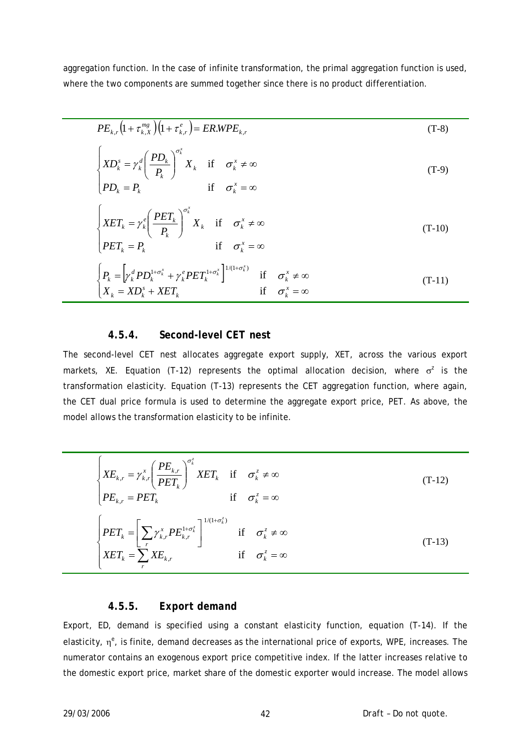aggregation function. In the case of infinite transformation, the primal aggregation function is used, where the two components are summed together since there is no product differentiation.

$$PE_{k,r}\left(1+\tau_{k,X}^{mg}\right)\left(1+\tau_{k,r}^{e}\right)=ER.WPE_{k,r} \tag{T-8}$$

$$\begin{cases} XD_k^s = \gamma_k^d \left(\dfrac{PD_k}{P_k}\right)^{\sigma_k^x} X_k & \text{if} \quad \sigma_k^x \neq \infty \\ PD_k = P_k & \text{if} \quad \sigma_k^x = \infty \end{cases} \tag{T-9}$$

$$\begin{cases} XET_k = \gamma_k^e \left(\dfrac{PET_k}{P_k}\right)^{\sigma_k^x} X_k & \text{if} \quad \sigma_k^x \neq \infty \\ PET_k = P_k & \text{if} \quad \sigma_k^x = \infty \end{cases} \tag{T-10}$$

$$\begin{cases} P_k = \left[\gamma_k^d PD_k^{1+\sigma_k^x} + \gamma_k^e PET_k^{1+\sigma_k^x}\right]^{1/(1+\sigma_k^x)} & \text{if} \quad \sigma_k^x \neq \infty \\ X_k = XD_k^s + XET_k & \text{if} \quad \sigma_k^x = \infty \end{cases} \tag{T-11}$$

### 4.5.4. Second-level CET nest

The second-level CET nest allocates aggregate export supply, XET, across the various export markets, XE. Equation (T-12) represents the optimal allocation decision, where $\sigma^z$ is the transformation elasticity. Equation (T-13) represents the CET aggregation function, where again, the CET dual price formula is used to determine the aggregate export price, PET. As above, the model allows the transformation elasticity to be infinite.

$$\begin{cases} XE_{k,r} = \gamma_{k,r}^x \left(\dfrac{PE_{k,r}}{PET_k}\right)^{\sigma_k^z} XET_k & \text{if} \quad \sigma_k^z \neq \infty \\ PE_{k,r} = PET_k & \text{if} \quad \sigma_k^z = \infty \end{cases} \tag{T-12}$$

$$\begin{cases} PET_k = \left[\displaystyle\sum_r \gamma_{k,r}^x PE_{k,r}^{1+\sigma_k^z}\right]^{1/(1+\sigma_k^z)} & \text{if} \quad \sigma_k^z \neq \infty \\ XET_k = \displaystyle\sum_r XE_{k,r} & \text{if} \quad \sigma_k^z = \infty \end{cases} \tag{T-13}$$

### 4.5.5. Export demand

Export, ED, demand is specified using a constant elasticity function, equation (T-14). If the elasticity, $\eta^e$, is finite, demand decreases as the international price of exports, WPE, increases. The numerator contains an exogenous export price competitive index. If the latter increases relative to the domestic export price, market share of the domestic exporter would increase. The model allows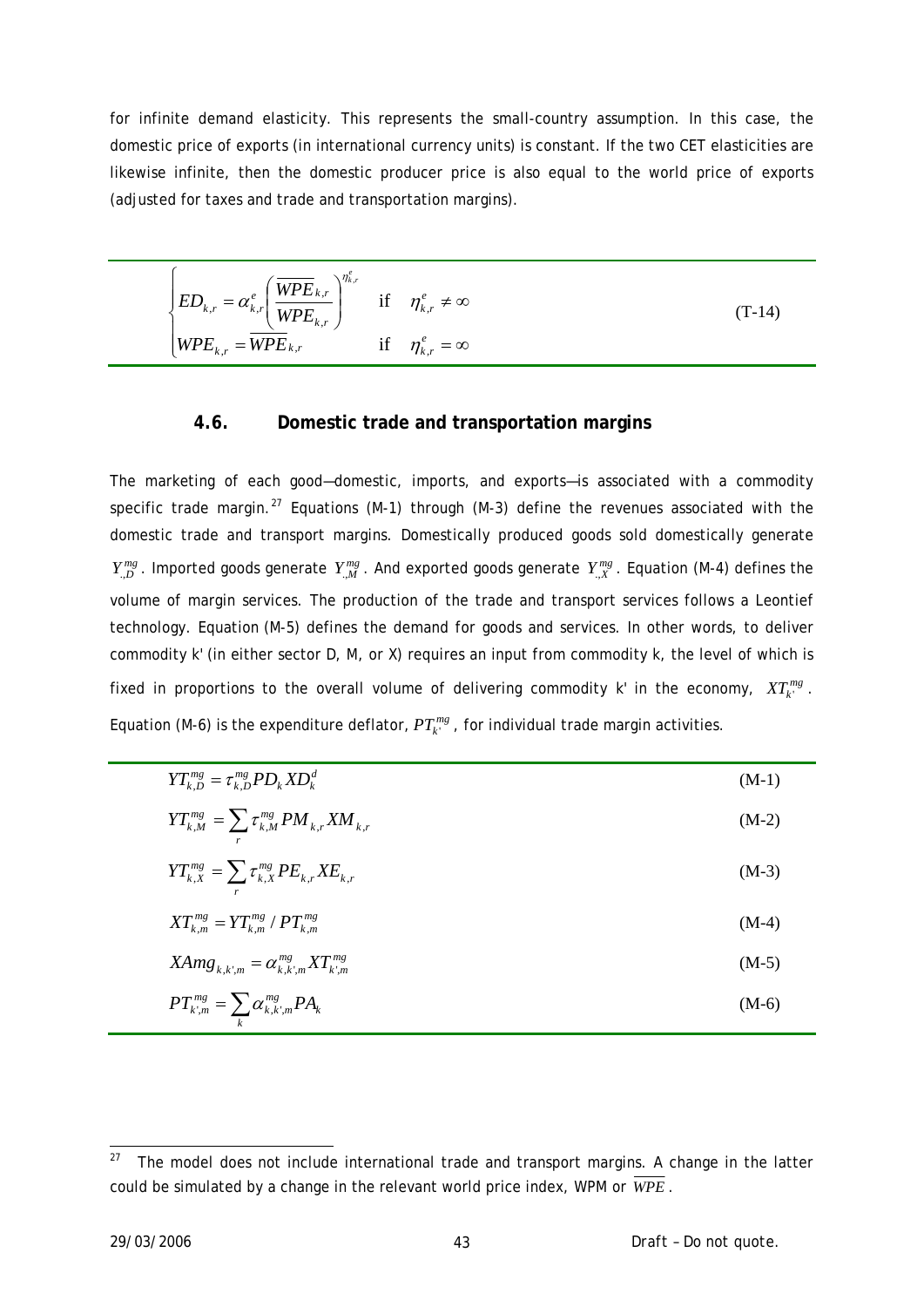for infinite demand elasticity. This represents the small-country assumption. In this case, the domestic price of exports (in international currency units) is constant. If the two CET elasticities are likewise infinite, then the domestic producer price is also equal to the world price of exports (adjusted for taxes and trade and transportation margins).

$$
\begin{cases} ED_{k,r} = \alpha^e_{k,r}\left(\dfrac{\overline{WPE}_{k,r}}{WPE_{k,r}}\right)^{\eta^e_{k,r}} & \text{if} \quad \eta^e_{k,r} \neq \infty \\ WPE_{k,r} = \overline{WPE}_{k,r} & \text{if} \quad \eta^e_{k,r} = \infty \end{cases} \tag{T-14}
$$

### 4.6. Domestic trade and transportation margins

The marketing of each good—domestic, imports, and exports—is associated with a commodity specific trade margin.[27] Equations (M-1) through (M-3) define the revenues associated with the domestic trade and transport margins. Domestically produced goods sold domestically generate $Y^{mg}_{.,D}$. Imported goods generate $Y^{mg}_{.,M}$. And exported goods generate $Y^{mg}_{.,X}$. Equation (M-4) defines the volume of margin services. The production of the trade and transport services follows a Leontief technology. Equation (M-5) defines the demand for goods and services. In other words, to deliver commodity k' (in either sector D, M, or X) requires an input from commodity k, the level of which is fixed in proportions to the overall volume of delivering commodity k' in the economy, $XT^{mg}_{k'}$. Equation (M-6) is the expenditure deflator, $PT^{mg}_{k'}$, for individual trade margin activities.

$$YT^{mg}_{k,D} = \tau^{mg}_{k,D} PD_k XD^d_k \tag{M-1}$$

$$YT^{mg}_{k,M} = \sum_r \tau^{mg}_{k,M} PM_{k,r} XM_{k,r} \tag{M-2}$$

$$YT^{mg}_{k,X} = \sum_r \tau^{mg}_{k,X} PE_{k,r} XE_{k,r} \tag{M-3}$$

$$XT^{mg}_{k,m} = YT^{mg}_{k,m} / PT^{mg}_{k,m} \tag{M-4}$$

$$XAmg_{k,k',m} = \alpha^{mg}_{k,k',m} XT^{mg}_{k',m} \tag{M-5}$$

$$PT^{mg}_{k',m} = \sum_k \alpha^{mg}_{k,k',m} PA_k \tag{M-6}$$

[27] The model does not include international trade and transport margins. A change in the latter could be simulated by a change in the relevant world price index, WPM or $\overline{WPE}$.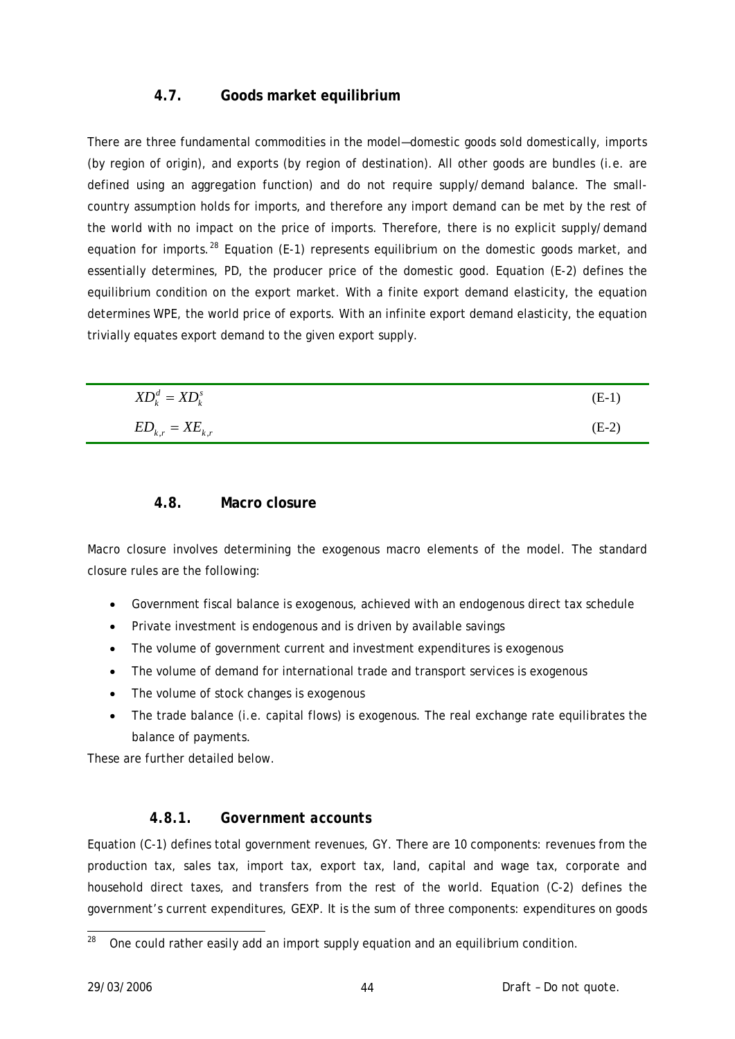## 4.7. Goods market equilibrium

There are three fundamental commodities in the model—domestic goods sold domestically, imports (by region of origin), and exports (by region of destination). All other goods are bundles (i.e. are defined using an aggregation function) and do not require supply/demand balance. The small-country assumption holds for imports, and therefore any import demand can be met by the rest of the world with no impact on the price of imports. Therefore, there is no explicit supply/demand equation for imports.[28] Equation (E-1) represents equilibrium on the domestic goods market, and essentially determines, PD, the producer price of the domestic good. Equation (E-2) defines the equilibrium condition on the export market. With a finite export demand elasticity, the equation determines WPE, the world price of exports. With an infinite export demand elasticity, the equation trivially equates export demand to the given export supply.

$$XD_k^d = XD_k^s \tag{E-1}$$

$$ED_{k,r} = XE_{k,r} \tag{E-2}$$

## 4.8. Macro closure

Macro closure involves determining the exogenous macro elements of the model. The standard closure rules are the following:

- Government fiscal balance is exogenous, achieved with an endogenous direct tax schedule
- Private investment is endogenous and is driven by available savings
- The volume of government current and investment expenditures is exogenous
- The volume of demand for international trade and transport services is exogenous
- The volume of stock changes is exogenous
- The trade balance (i.e. capital flows) is exogenous. The real exchange rate equilibrates the balance of payments.

These are further detailed below.

### 4.8.1. *Government accounts*

Equation (C-1) defines total government revenues, GY. There are 10 components: revenues from the production tax, sales tax, import tax, export tax, land, capital and wage tax, corporate and household direct taxes, and transfers from the rest of the world. Equation (C-2) defines the government's current expenditures, GEXP. It is the sum of three components: expenditures on goods

[28] One could rather easily add an import supply equation and an equilibrium condition.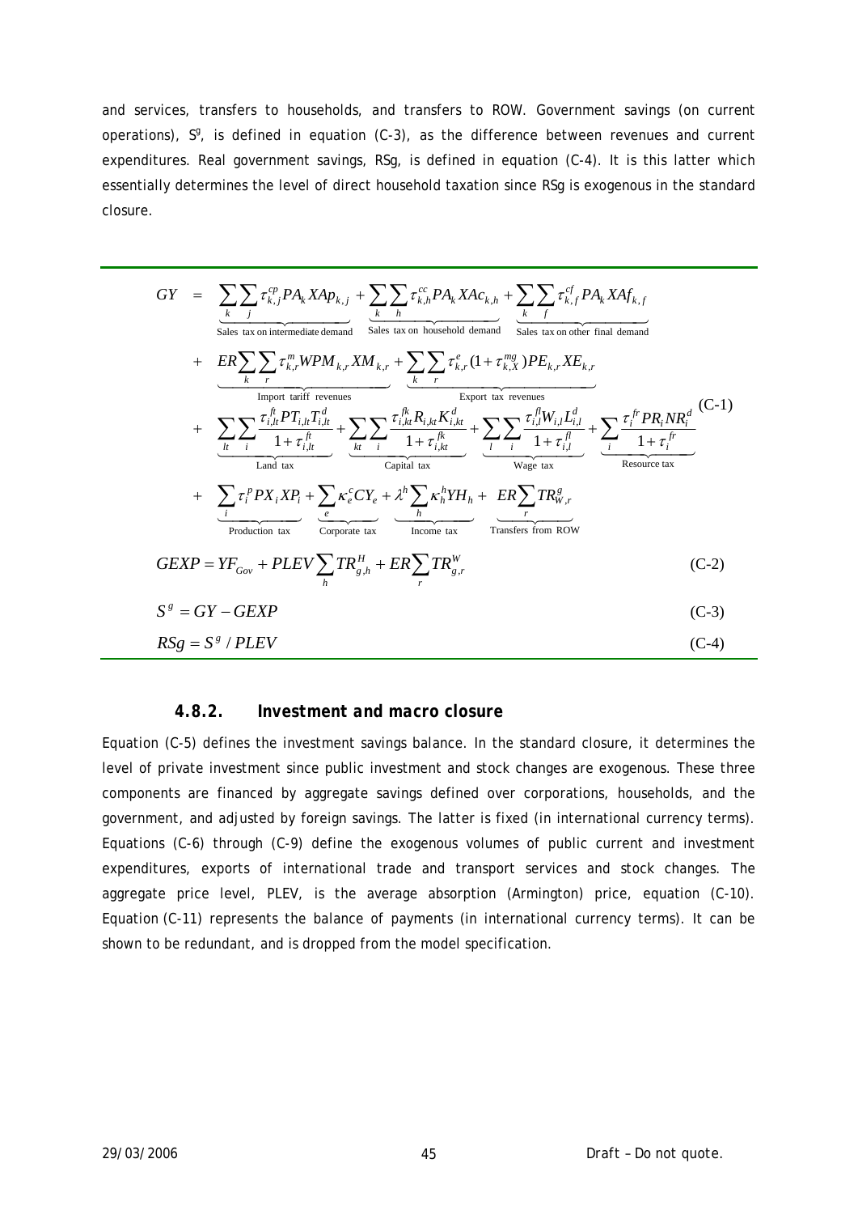and services, transfers to households, and transfers to ROW. Government savings (on current operations), $S^g$, is defined in equation (C-3), as the difference between revenues and current expenditures. Real government savings, RSg, is defined in equation (C-4). It is this latter which essentially determines the level of direct household taxation since RSg is exogenous in the standard closure.

$$
\begin{aligned}
GY \;=\; & \underbrace{\sum_k \sum_j \tau^{cp}_{k,j} PA_k XAp_{k,j}}_{\text{Sales tax on intermediate demand}} + \underbrace{\sum_k \sum_h \tau^{cc}_{k,h} PA_k XAc_{k,h}}_{\text{Sales tax on household demand}} + \underbrace{\sum_k \sum_f \tau^{cf}_{k,f} PA_k XAf_{k,f}}_{\text{Sales tax on other final demand}} \\
& + \underbrace{ER \sum_k \sum_r \tau^m_{k,r} WPM_{k,r} XM_{k,r}}_{\text{Import tariff revenues}} + \underbrace{\sum_k \sum_r \tau^e_{k,r}(1+\tau^{mg}_{k,X}) PE_{k,r} XE_{k,r}}_{\text{Export tax revenues}} \\
& + \underbrace{\sum_{lt} \sum_i \frac{\tau^{ft}_{i,lt} PT_{i,lt} T^d_{i,lt}}{1+\tau^{ft}_{i,lt}}}_{\text{Land tax}} + \underbrace{\sum_{kt} \sum_i \frac{\tau^{fk}_{i,kt} R_{i,kt} K^d_{i,kt}}{1+\tau^{fk}_{i,kt}}}_{\text{Capital tax}} + \underbrace{\sum_l \sum_i \frac{\tau^{fl}_{i,l} W_{i,l} L^d_{i,l}}{1+\tau^{fl}_{i,l}}}_{\text{Wage tax}} + \underbrace{\sum_i \frac{\tau^{fr}_i PR_i NR^d_i}{1+\tau^{fr}_i}}_{\text{Resource tax}} \\
& + \underbrace{\sum_i \tau^p_i PX_i XP_i}_{\text{Production tax}} + \underbrace{\sum_e \kappa^c_e CY_e}_{\text{Corporate tax}} + \underbrace{\lambda^h \sum_h \kappa^h_h YH_h}_{\text{Income tax}} + \underbrace{ER \sum_r TR^g_{W,r}}_{\text{Transfers from ROW}}
\end{aligned}
\qquad \text{(C-1)}
$$

$$GEXP = YF_{Gov} + PLEV \sum_h TR^H_{g,h} + ER \sum_r TR^W_{g,r} \qquad \text{(C-2)}$$

$$S^g = GY - GEXP \qquad \text{(C-3)}$$

$$RSg = S^g / PLEV \qquad \text{(C-4)}$$

### 4.8.2. Investment and macro closure

Equation (C-5) defines the investment savings balance. In the standard closure, it determines the level of private investment since public investment and stock changes are exogenous. These three components are financed by aggregate savings defined over corporations, households, and the government, and adjusted by foreign savings. The latter is fixed (in international currency terms). Equations (C-6) through (C-9) define the exogenous volumes of public current and investment expenditures, exports of international trade and transport services and stock changes. The aggregate price level, PLEV, is the average absorption (Armington) price, equation (C-10). Equation (C-11) represents the balance of payments (in international currency terms). It can be shown to be redundant, and is dropped from the model specification.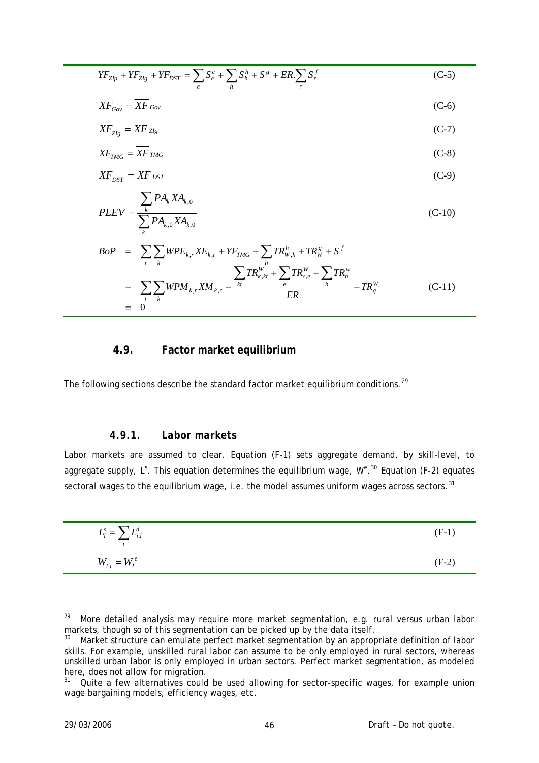$$YF_{ZIp} + YF_{ZIg} + YF_{DST} = \sum_e S_e^c + \sum_h S_h^h + S^g + ER.\sum_r S_r^f \tag{C-5}$$

$$XF_{Gov} = \overline{XF}_{Gov} \tag{C-6}$$

$$XF_{ZIg} = \overline{XF}_{ZIg} \tag{C-7}$$

$$XF_{TMG} = \overline{XF}_{TMG} \tag{C-8}$$

$$XF_{DST} = \overline{XF}_{DST} \tag{C-9}$$

$$PLEV = \frac{\sum_k PA_k XA_{k,0}}{\sum_k PA_{k,0} XA_{k,0}} \tag{C-10}$$

$$\begin{aligned} BoP &= \sum_r \sum_k WPE_{k,r} XE_{k,r} + YF_{TMG} + \sum_h TR_{W,h}^h + TR_W^g + S^f \\ &- \sum_r \sum_k WPM_{k,r} XM_{k,r} - \frac{\sum_{kt} TR_{k,kt}^W + \sum_e TR_{c,e}^W + \sum_h TR_h^w}{ER} - TR_g^W \\ &\equiv 0 \end{aligned} \tag{C-11}$$

## 4.9. Factor market equilibrium

The following sections describe the standard factor market equilibrium conditions.[29]

### 4.9.1. Labor markets

Labor markets are assumed to clear. Equation (F-1) sets aggregate demand, by skill-level, to aggregate supply, $L^s$. This equation determines the equilibrium wage, $W^e$.[30] Equation (F-2) equates sectoral wages to the equilibrium wage, i.e. the model assumes uniform wages across sectors.[31]

$$L_l^s = \sum_i L_{i,l}^d \tag{F-1}$$

$$W_{i,l} = W_l^e \tag{F-2}$$

---

[29] More detailed analysis may require more market segmentation, e.g. rural versus urban labor markets, though so of this segmentation can be picked up by the data itself.

[30] Market structure can emulate perfect market segmentation by an appropriate definition of labor skills. For example, unskilled rural labor can assume to be only employed in rural sectors, whereas unskilled urban labor is only employed in urban sectors. Perfect market segmentation, as modeled here, does not allow for migration.

[31] Quite a few alternatives could be used allowing for sector-specific wages, for example union wage bargaining models, efficiency wages, etc.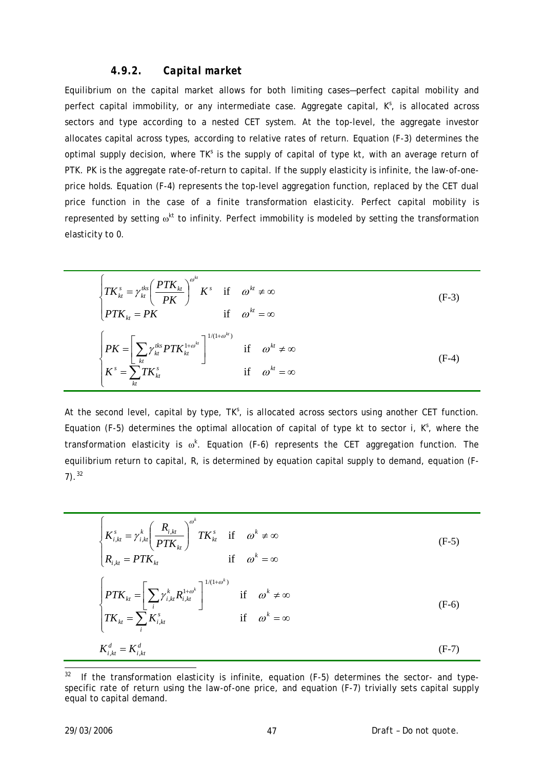### 4.9.2. Capital market

Equilibrium on the capital market allows for both limiting cases—perfect capital mobility and perfect capital immobility, or any intermediate case. Aggregate capital, $K^s$, is allocated across sectors and type according to a nested CET system. At the top-level, the aggregate investor allocates capital across types, according to relative rates of return. Equation (F-3) determines the optimal supply decision, where $TK^s$ is the supply of capital of type kt, with an average return of PTK. PK is the aggregate rate-of-return to capital. If the supply elasticity is infinite, the law-of-one-price holds. Equation (F-4) represents the top-level aggregation function, replaced by the CET dual price function in the case of a finite transformation elasticity. Perfect capital mobility is represented by setting $\omega^{kt}$ to infinity. Perfect immobility is modeled by setting the transformation elasticity to 0.

$$\begin{cases} TK_{kt}^s = \gamma_{kt}^{tks} \left( \dfrac{PTK_{kt}}{PK} \right)^{\omega^{kt}} K^s & \text{if} \quad \omega^{kt} \neq \infty \\ PTK_{kt} = PK & \text{if} \quad \omega^{kt} = \infty \end{cases} \tag{F-3}$$

$$\begin{cases} PK = \left[ \sum_{kt} \gamma_{kt}^{tks} PTK_{kt}^{1+\omega^{kt}} \right]^{1/(1+\omega^{kt})} & \text{if} \quad \omega^{kt} \neq \infty \\ K^s = \sum_{kt} TK_{kt}^s & \text{if} \quad \omega^{kt} = \infty \end{cases} \tag{F-4}$$

At the second level, capital by type, $TK^s$, is allocated across sectors using another CET function. Equation (F-5) determines the optimal allocation of capital of type kt to sector i, $K^s$, where the transformation elasticity is $\omega^k$. Equation (F-6) represents the CET aggregation function. The equilibrium return to capital, R, is determined by equation capital supply to demand, equation (F-7).[32]

$$\begin{cases} K_{i,kt}^s = \gamma_{i,kt}^{k} \left( \dfrac{R_{i,kt}}{PTK_{kt}} \right)^{\omega^{k}} TK_{kt}^s & \text{if} \quad \omega^{k} \neq \infty \\ R_{i,kt} = PTK_{kt} & \text{if} \quad \omega^{k} = \infty \end{cases} \tag{F-5}$$

$$\begin{cases} PTK_{kt} = \left[ \sum_{i} \gamma_{i,kt}^{k} R_{i,kt}^{1+\omega^{k}} \right]^{1/(1+\omega^{k})} & \text{if} \quad \omega^{k} \neq \infty \\ TK_{kt} = \sum_{i} K_{i,kt}^s & \text{if} \quad \omega^{k} = \infty \end{cases} \tag{F-6}$$

$$K_{i,kt}^d = K_{i,kt}^d \tag{F-7}$$

---

[32] If the transformation elasticity is infinite, equation (F-5) determines the sector- and type-specific rate of return using the law-of-one price, and equation (F-7) trivially sets capital supply equal to capital demand.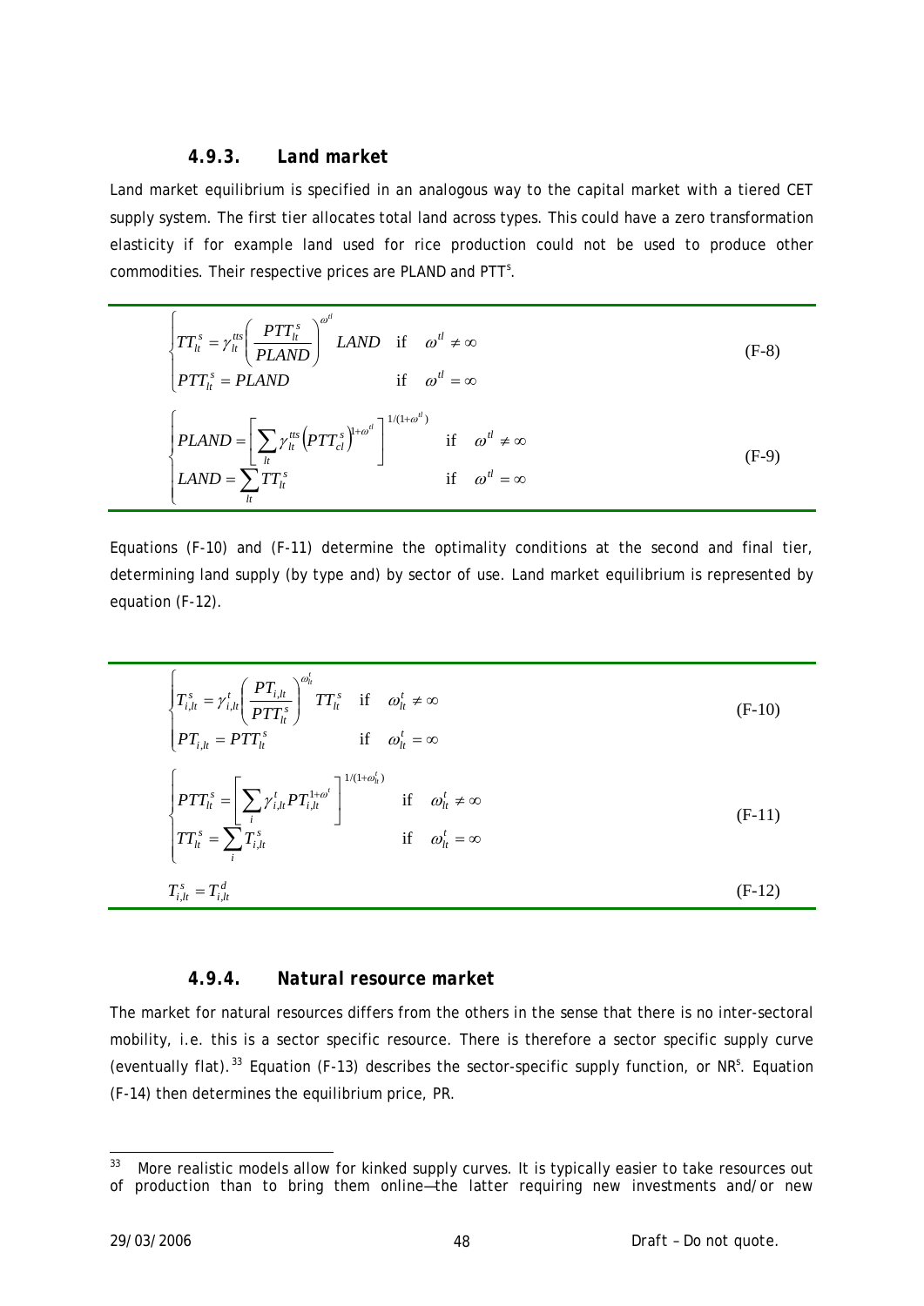### 4.9.3. Land market

Land market equilibrium is specified in an analogous way to the capital market with a tiered CET supply system. The first tier allocates total land across types. This could have a zero transformation elasticity if for example land used for rice production could not be used to produce other commodities. Their respective prices are PLAND and $PTT^s$.

$$\begin{cases} TT_{lt}^s = \gamma_{lt}^{tts}\left(\dfrac{PTT_{lt}^s}{PLAND}\right)^{\omega^{tl}} LAND & \text{if} \quad \omega^{tl} \neq \infty \\ PTT_{lt}^s = PLAND & \text{if} \quad \omega^{tl} = \infty \end{cases} \tag{F-8}$$

$$\begin{cases} PLAND = \left[\displaystyle\sum_{lt} \gamma_{lt}^{tts}\left(PTT_{cl}^s\right)^{1+\omega^{tl}}\right]^{1/(1+\omega^{tl})} & \text{if} \quad \omega^{tl} \neq \infty \\ LAND = \displaystyle\sum_{lt} TT_{lt}^s & \text{if} \quad \omega^{tl} = \infty \end{cases} \tag{F-9}$$

Equations (F-10) and (F-11) determine the optimality conditions at the second and final tier, determining land supply (by type and) by sector of use. Land market equilibrium is represented by equation (F-12).

$$\begin{cases} T_{i,lt}^s = \gamma_{i,lt}^t\left(\dfrac{PT_{i,lt}}{PTT_{lt}^s}\right)^{\omega_{lt}^t} TT_{lt}^s & \text{if} \quad \omega_{lt}^t \neq \infty \\ PT_{i,lt} = PTT_{lt}^s & \text{if} \quad \omega_{lt}^t = \infty \end{cases} \tag{F-10}$$

$$\begin{cases} PTT_{lt}^s = \left[\displaystyle\sum_{i} \gamma_{i,lt}^t PT_{i,lt}^{1+\omega^t}\right]^{1/(1+\omega_{lt}^t)} & \text{if} \quad \omega_{lt}^t \neq \infty \\ TT_{lt}^s = \displaystyle\sum_{i} T_{i,lt}^s & \text{if} \quad \omega_{lt}^t = \infty \end{cases} \tag{F-11}$$

$$T_{i,lt}^s = T_{i,lt}^d \tag{F-12}$$

### 4.9.4. Natural resource market

The market for natural resources differs from the others in the sense that there is no inter-sectoral mobility, i.e. this is a sector specific resource. There is therefore a sector specific supply curve (eventually flat).[33] Equation (F-13) describes the sector-specific supply function, or $NR^s$. Equation (F-14) then determines the equilibrium price, PR.

[33] More realistic models allow for kinked supply curves. It is typically easier to take resources out of production than to bring them online—the latter requiring new investments and/or new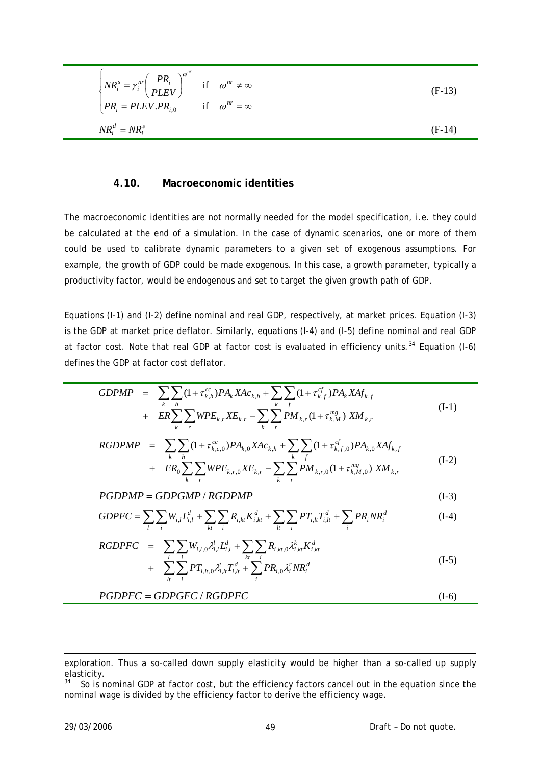$$
\begin{cases} NR_i^s = \gamma_i^{nr}\left(\dfrac{PR_i}{PLEV}\right)^{\omega^{nr}} & \text{if} \quad \omega^{nr} \neq \infty \\ PR_i = PLEV.PR_{i,0} & \text{if} \quad \omega^{nr} = \infty \end{cases} \tag{F-13}
$$

$$
NR_i^d = NR_i^s \tag{F-14}
$$

### 4.10. Macroeconomic identities

The macroeconomic identities are not normally needed for the model specification, i.e. they could be calculated at the end of a simulation. In the case of dynamic scenarios, one or more of them could be used to calibrate dynamic parameters to a given set of exogenous assumptions. For example, the growth of GDP could be made exogenous. In this case, a growth parameter, typically a productivity factor, would be endogenous and set to target the given growth path of GDP.

Equations (I-1) and (I-2) define nominal and real GDP, respectively, at market prices. Equation (I-3) is the GDP at market price deflator. Similarly, equations (I-4) and (I-5) define nominal and real GDP at factor cost. Note that real GDP at factor cost is evaluated in efficiency units.[34] Equation (I-6) defines the GDP at factor cost deflator.

$$
\begin{aligned}
GDPMP \;=\; & \sum_k \sum_h (1+\tau_{k,h}^{cc}) PA_k XAc_{k,h} + \sum_k \sum_f (1+\tau_{k,f}^{cf}) PA_k XAf_{k,f} \\
+ \; & ER \sum_k \sum_r WPE_{k,r} XE_{k,r} - \sum_k \sum_r PM_{k,r} (1+\tau_{k,M}^{mg}) \, XM_{k,r}
\end{aligned} \tag{I-1}
$$

$$
\begin{aligned}
RGDPMP \;=\; & \sum_k \sum_h (1+\tau_{k,c,0}^{cc}) PA_{k,0} XAc_{k,h} + \sum_k \sum_f (1+\tau_{k,f,0}^{cf}) PA_{k,0} XAf_{k,f} \\
+ \; & ER_0 \sum_k \sum_r WPE_{k,r,0} XE_{k,r} - \sum_k \sum_r PM_{k,r,0} (1+\tau_{k,M,0}^{mg}) \, XM_{k,r}
\end{aligned} \tag{I-2}
$$

$$
PGDPMP = GDPGMP / RGDPMP \tag{I-3}
$$

$$
GDPFC = \sum_l \sum_i W_{i,l} L_{i,l}^d + \sum_{kt} \sum_i R_{i,kt} K_{i,kt}^d + \sum_{lt} \sum_i PT_{i,lt} T_{i,lt}^d + \sum_i PR_i NR_i^d \tag{I-4}
$$

$$
\begin{aligned}
RGDPFC \;=\; & \sum_l \sum_i W_{i,l,0} \lambda_{i,l}^l L_{i,l}^d + \sum_{kt} \sum_i R_{i,kt,0} \lambda_{i,kt}^k K_{i,kt}^d \\
+ \; & \sum_{lt} \sum_i PT_{i,lt,0} \lambda_{i,lt}^t T_{i,lt}^d + \sum_i PR_{i,0} \lambda_i^r NR_i^d
\end{aligned} \tag{I-5}
$$

$$
PGDPFC = GDPGFC / RGDPFC \tag{I-6}
$$

---

exploration. Thus a so-called down supply elasticity would be higher than a so-called up supply elasticity.

[34] So is nominal GDP at factor cost, but the efficiency factors cancel out in the equation since the nominal wage is divided by the efficiency factor to derive the efficiency wage.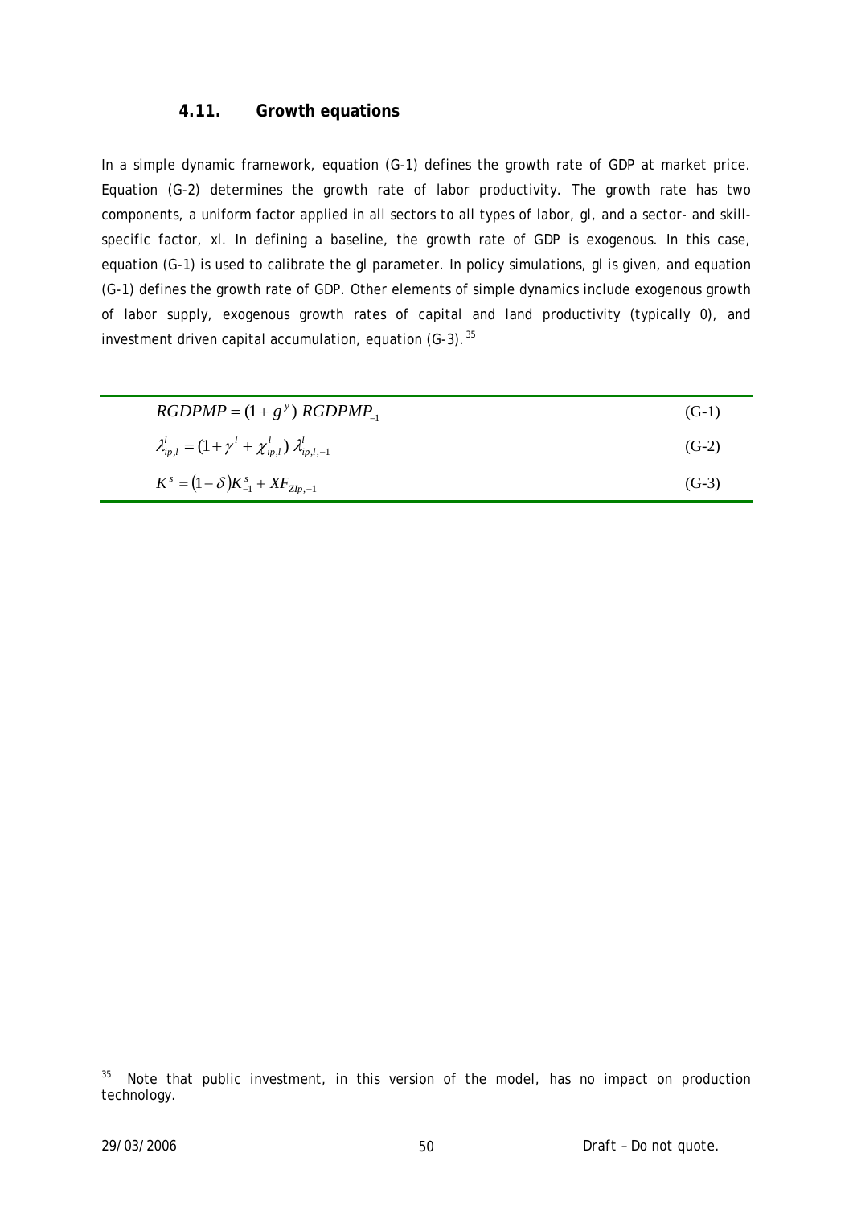### 4.11. Growth equations

In a simple dynamic framework, equation (G-1) defines the growth rate of GDP at market price. Equation (G-2) determines the growth rate of labor productivity. The growth rate has two components, a uniform factor applied in all sectors to all types of labor, gl, and a sector- and skill-specific factor, xl. In defining a baseline, the growth rate of GDP is exogenous. In this case, equation (G-1) is used to calibrate the gl parameter. In policy simulations, gl is given, and equation (G-1) defines the growth rate of GDP. Other elements of simple dynamics include exogenous growth of labor supply, exogenous growth rates of capital and land productivity (typically 0), and investment driven capital accumulation, equation (G-3).[35]

$$RGDPMP = (1 + g^y)\ RGDPMP_{-1} \tag{G-1}$$

$$\lambda^l_{ip,l} = (1 + \gamma^l + \chi^l_{ip,l})\ \lambda^l_{ip,l,-1} \tag{G-2}$$

$$K^s = (1 - \delta)K^s_{-1} + XF_{ZIp,-1} \tag{G-3}$$

---

[35] Note that public investment, in this version of the model, has no impact on production technology.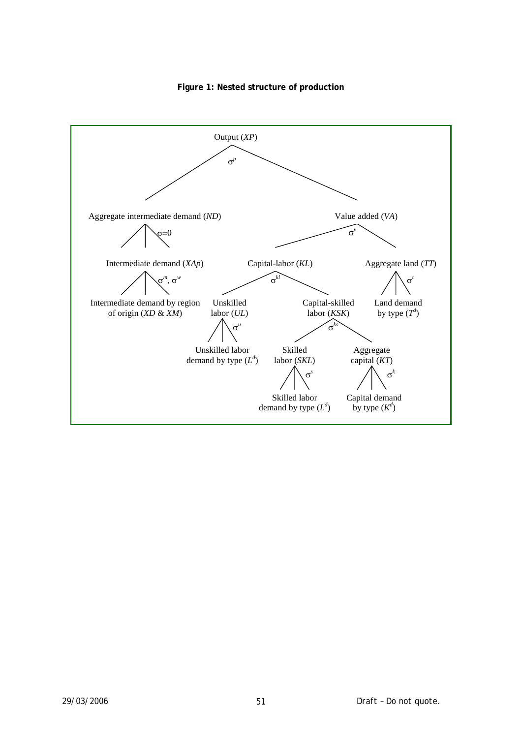**Figure 1: Nested structure of production**

- Output ($XP$) — $\sigma^p$
  - Aggregate intermediate demand ($ND$) — $\sigma=0$
    - Intermediate demand ($XAp$) — $\sigma^m$, $\sigma^w$
      - Intermediate demand by region of origin ($XD$ & $XM$)
  - Value added ($VA$) — $\sigma^v$
    - Capital-labor ($KL$) — $\sigma^{kl}$
      - Unskilled labor ($UL$) — $\sigma^u$
        - Unskilled labor demand by type ($L^d$)
      - Capital-skilled labor ($KSK$) — $\sigma^{ks}$
        - Skilled labor ($SKL$) — $\sigma^s$
          - Skilled labor demand by type ($L^d$)
        - Aggregate capital ($KT$) — $\sigma^k$
          - Capital demand by type ($K^d$)
    - Aggregate land ($TT$) — $\sigma^t$
      - Land demand by type ($T^d$)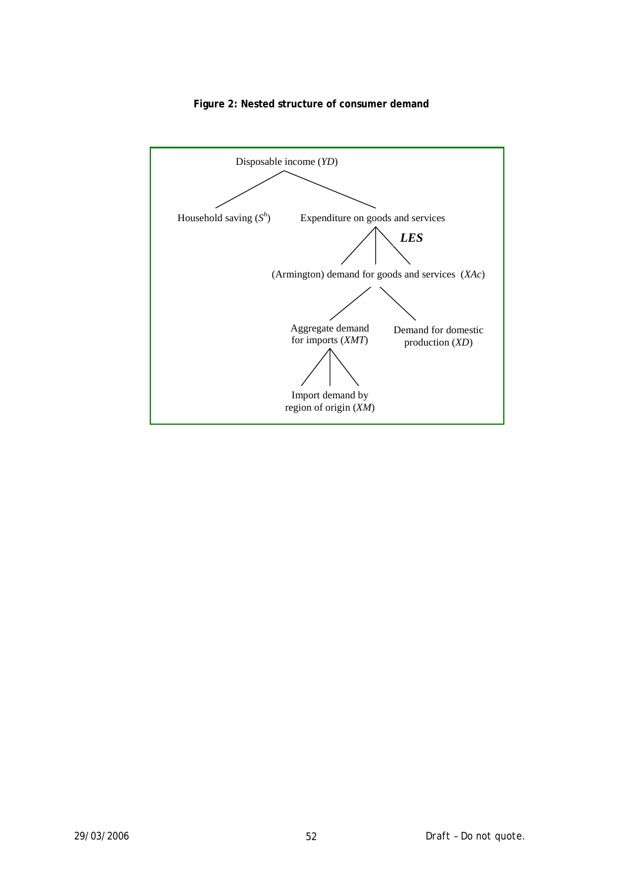**Figure 2: Nested structure of consumer demand**

Disposable income (*YD*)

Household saving ($S^h$)

Expenditure on goods and services

***LES***

(Armington) demand for goods and services (*XAc*)

Aggregate demand for imports (*XMT*)

Demand for domestic production (*XD*)

Import demand by region of origin (*XM*)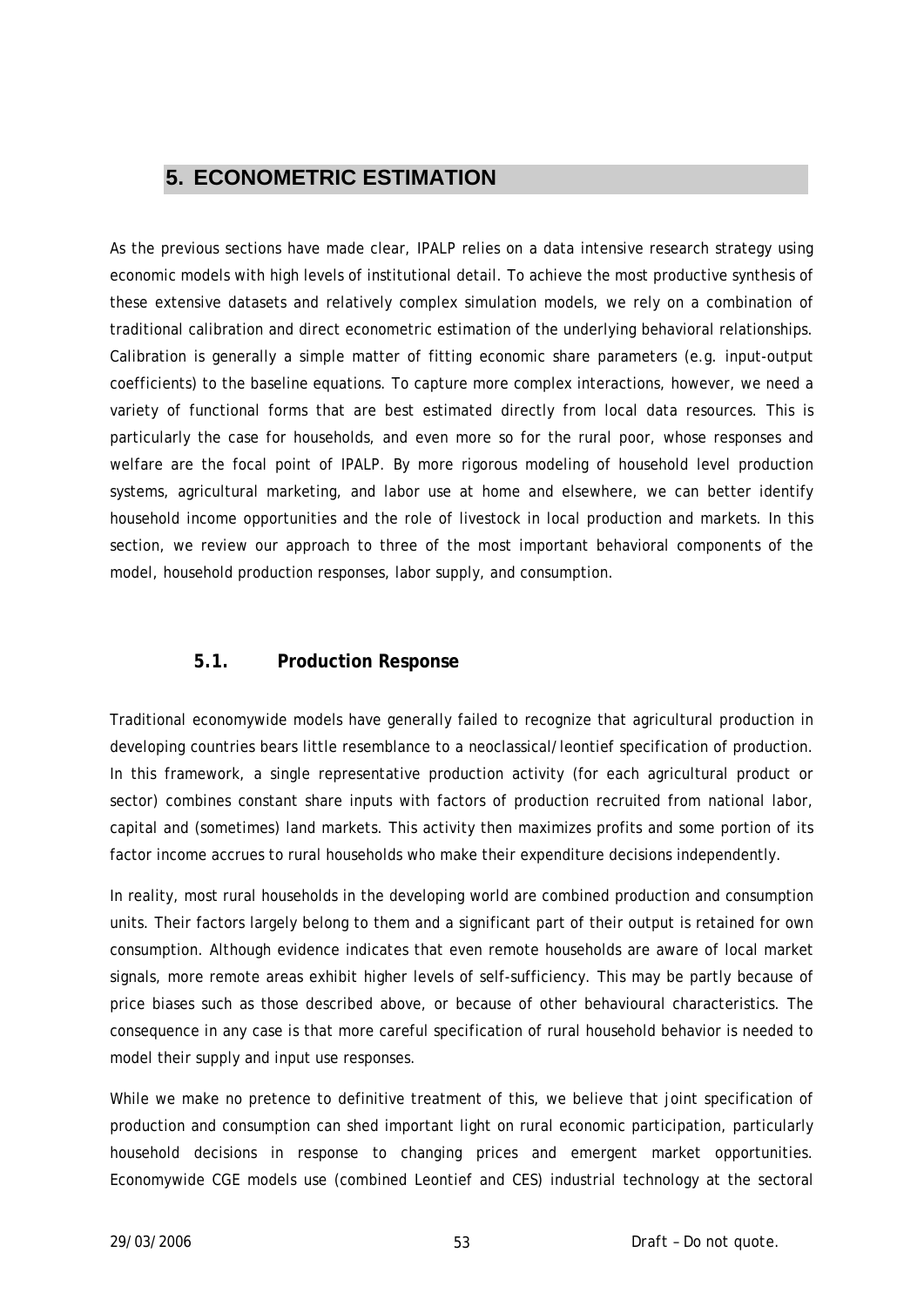# 5. ECONOMETRIC ESTIMATION

As the previous sections have made clear, IPALP relies on a data intensive research strategy using economic models with high levels of institutional detail. To achieve the most productive synthesis of these extensive datasets and relatively complex simulation models, we rely on a combination of traditional calibration and direct econometric estimation of the underlying behavioral relationships. Calibration is generally a simple matter of fitting economic share parameters (e.g. input-output coefficients) to the baseline equations. To capture more complex interactions, however, we need a variety of functional forms that are best estimated directly from local data resources. This is particularly the case for households, and even more so for the rural poor, whose responses and welfare are the focal point of IPALP. By more rigorous modeling of household level production systems, agricultural marketing, and labor use at home and elsewhere, we can better identify household income opportunities and the role of livestock in local production and markets. In this section, we review our approach to three of the most important behavioral components of the model, household production responses, labor supply, and consumption.

## 5.1. Production Response

Traditional economywide models have generally failed to recognize that agricultural production in developing countries bears little resemblance to a neoclassical/leontief specification of production. In this framework, a single representative production activity (for each agricultural product or sector) combines constant share inputs with factors of production recruited from national labor, capital and (sometimes) land markets. This activity then maximizes profits and some portion of its factor income accrues to rural households who make their expenditure decisions independently.

In reality, most rural households in the developing world are combined production and consumption units. Their factors largely belong to them and a significant part of their output is retained for own consumption. Although evidence indicates that even remote households are aware of local market signals, more remote areas exhibit higher levels of self-sufficiency. This may be partly because of price biases such as those described above, or because of other behavioural characteristics. The consequence in any case is that more careful specification of rural household behavior is needed to model their supply and input use responses.

While we make no pretence to definitive treatment of this, we believe that joint specification of production and consumption can shed important light on rural economic participation, particularly household decisions in response to changing prices and emergent market opportunities. Economywide CGE models use (combined Leontief and CES) industrial technology at the sectoral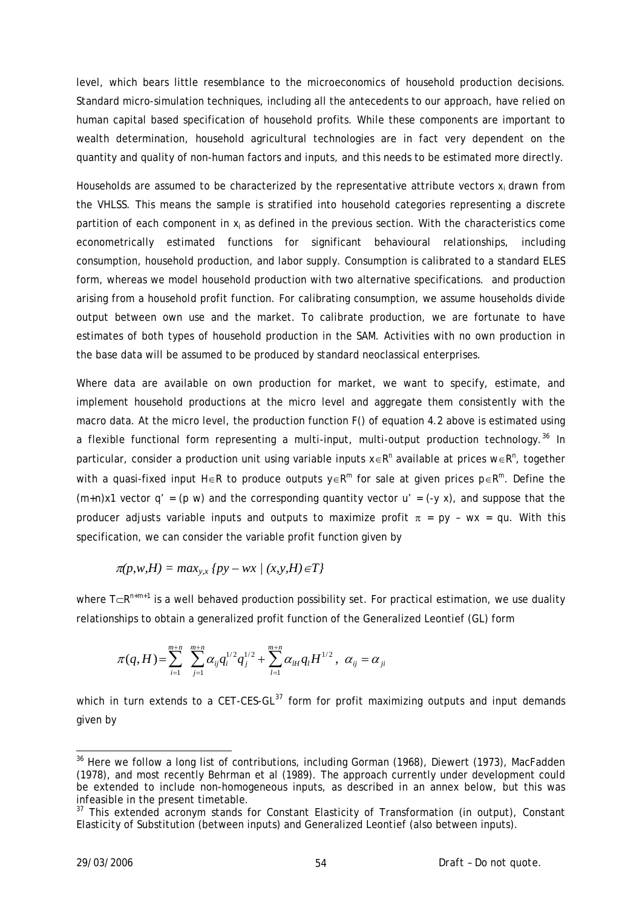level, which bears little resemblance to the microeconomics of household production decisions. Standard micro-simulation techniques, including all the antecedents to our approach, have relied on human capital based specification of household profits. While these components are important to wealth determination, household agricultural technologies are in fact very dependent on the quantity and quality of non-human factors and inputs, and this needs to be estimated more directly.

Households are assumed to be characterized by the representative attribute vectors $x_i$ drawn from the VHLSS. This means the sample is stratified into household categories representing a discrete partition of each component in $x_i$ as defined in the previous section. With the characteristics come econometrically estimated functions for significant behavioural relationships, including consumption, household production, and labor supply. Consumption is calibrated to a standard ELES form, whereas we model household production with two alternative specifications. and production arising from a household profit function. For calibrating consumption, we assume households divide output between own use and the market. To calibrate production, we are fortunate to have estimates of both types of household production in the SAM. Activities with no own production in the base data will be assumed to be produced by standard neoclassical enterprises.

Where data are available on own production for market, we want to specify, estimate, and implement household productions at the micro level and aggregate them consistently with the macro data. At the micro level, the production function F() of equation 4.2 above is estimated using a flexible functional form representing a multi-input, multi-output production technology.[36] In particular, consider a production unit using variable inputs $x \in R^n$ available at prices $w \in R^n$, together with a quasi-fixed input $H \in R$ to produce outputs $y \in R^m$ for sale at given prices $p \in R^m$. Define the $(m+n)$x1 vector $q' = (p\ w)$ and the corresponding quantity vector $u' = (-y\ x)$, and suppose that the producer adjusts variable inputs and outputs to maximize profit $\pi = py - wx = qu$. With this specification, we can consider the variable profit function given by

$$\pi(p,w,H) = max_{y,x}\, \{py - wx \mid (x,y,H) \in T\}$$

where $T \subset R^{n+m+1}$ is a well behaved production possibility set. For practical estimation, we use duality relationships to obtain a generalized profit function of the Generalized Leontief (GL) form

$$\pi(q,H) = \sum_{i=1}^{m+n} \sum_{j=1}^{m+n} \alpha_{ij} q_i^{1/2} q_j^{1/2} + \sum_{l=1}^{m+n} \alpha_{lH} q_l H^{1/2}, \ \ \alpha_{ij} = \alpha_{ji}$$

which in turn extends to a CET-CES-GL[37] form for profit maximizing outputs and input demands given by

[36] Here we follow a long list of contributions, including Gorman (1968), Diewert (1973), MacFadden (1978), and most recently Behrman et al (1989). The approach currently under development could be extended to include non-homogeneous inputs, as described in an annex below, but this was infeasible in the present timetable.

[37] This extended acronym stands for Constant Elasticity of Transformation (in output), Constant Elasticity of Substitution (between inputs) and Generalized Leontief (also between inputs).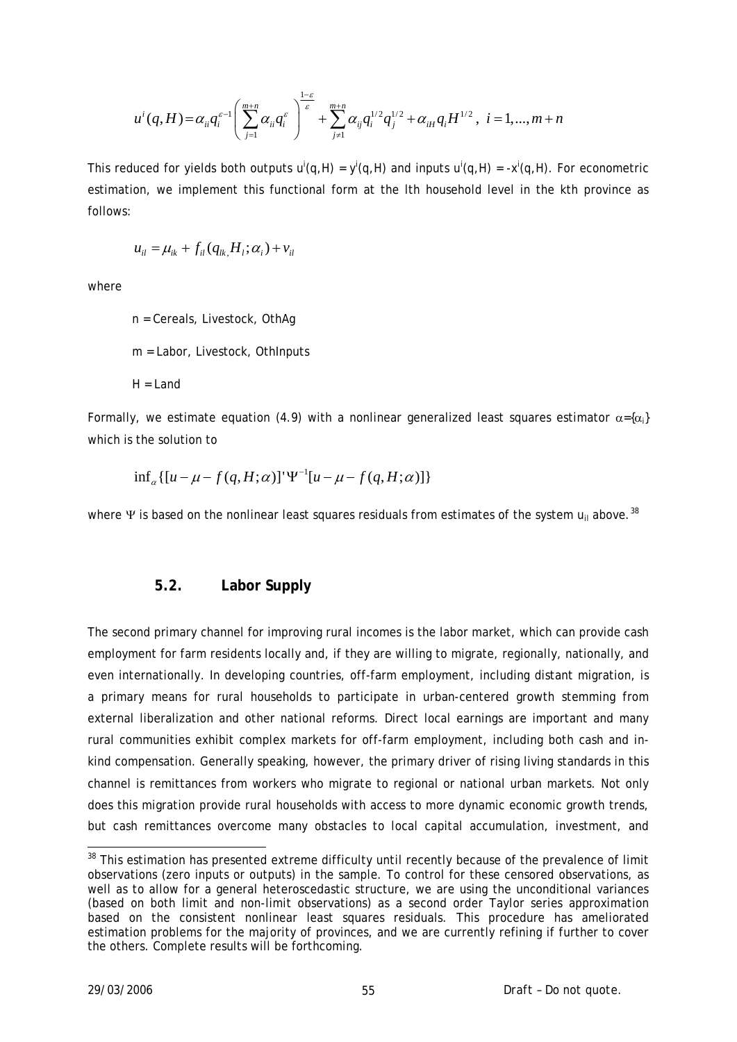$$u^i(q,H) = \alpha_{ii} q_i^{\varepsilon-1} \left( \sum_{j=1}^{m+n} \alpha_{ii} q_i^{\varepsilon} \right)^{\frac{1-\varepsilon}{\varepsilon}} + \sum_{j \neq 1}^{m+n} \alpha_{ij} q_i^{1/2} q_j^{1/2} + \alpha_{iH} q_i H^{1/2}, \; i = 1, \ldots, m+n$$

This reduced for yields both outputs $u^i(q,H) = y^i(q,H)$ and inputs $u^i(q,H) = -x^i(q,H)$. For econometric estimation, we implement this functional form at the lth household level in the kth province as follows:

$$u_{il} = \mu_{ik} + f_{il}(q_{lk,} H_l; \alpha_i) + v_{il}$$

where

n = Cereals, Livestock, OthAg

m = Labor, Livestock, OthInputs

H = Land

Formally, we estimate equation (4.9) with a nonlinear generalized least squares estimator $\alpha = \{\alpha_i\}$ which is the solution to

$$\inf_{\alpha} \{ [u - \mu - f(q,H;\alpha)]' \Psi^{-1} [u - \mu - f(q,H;\alpha)] \}$$

where $\Psi$ is based on the nonlinear least squares residuals from estimates of the system $u_{il}$ above.[38]

## 5.2. Labor Supply

The second primary channel for improving rural incomes is the labor market, which can provide cash employment for farm residents locally and, if they are willing to migrate, regionally, nationally, and even internationally. In developing countries, off-farm employment, including distant migration, is a primary means for rural households to participate in urban-centered growth stemming from external liberalization and other national reforms. Direct local earnings are important and many rural communities exhibit complex markets for off-farm employment, including both cash and in-kind compensation. Generally speaking, however, the primary driver of rising living standards in this channel is remittances from workers who migrate to regional or national urban markets. Not only does this migration provide rural households with access to more dynamic economic growth trends, but cash remittances overcome many obstacles to local capital accumulation, investment, and

[38] This estimation has presented extreme difficulty until recently because of the prevalence of limit observations (zero inputs or outputs) in the sample. To control for these censored observations, as well as to allow for a general heteroscedastic structure, we are using the unconditional variances (based on both limit and non-limit observations) as a second order Taylor series approximation based on the consistent nonlinear least squares residuals. This procedure has ameliorated estimation problems for the majority of provinces, and we are currently refining if further to cover the others. Complete results will be forthcoming.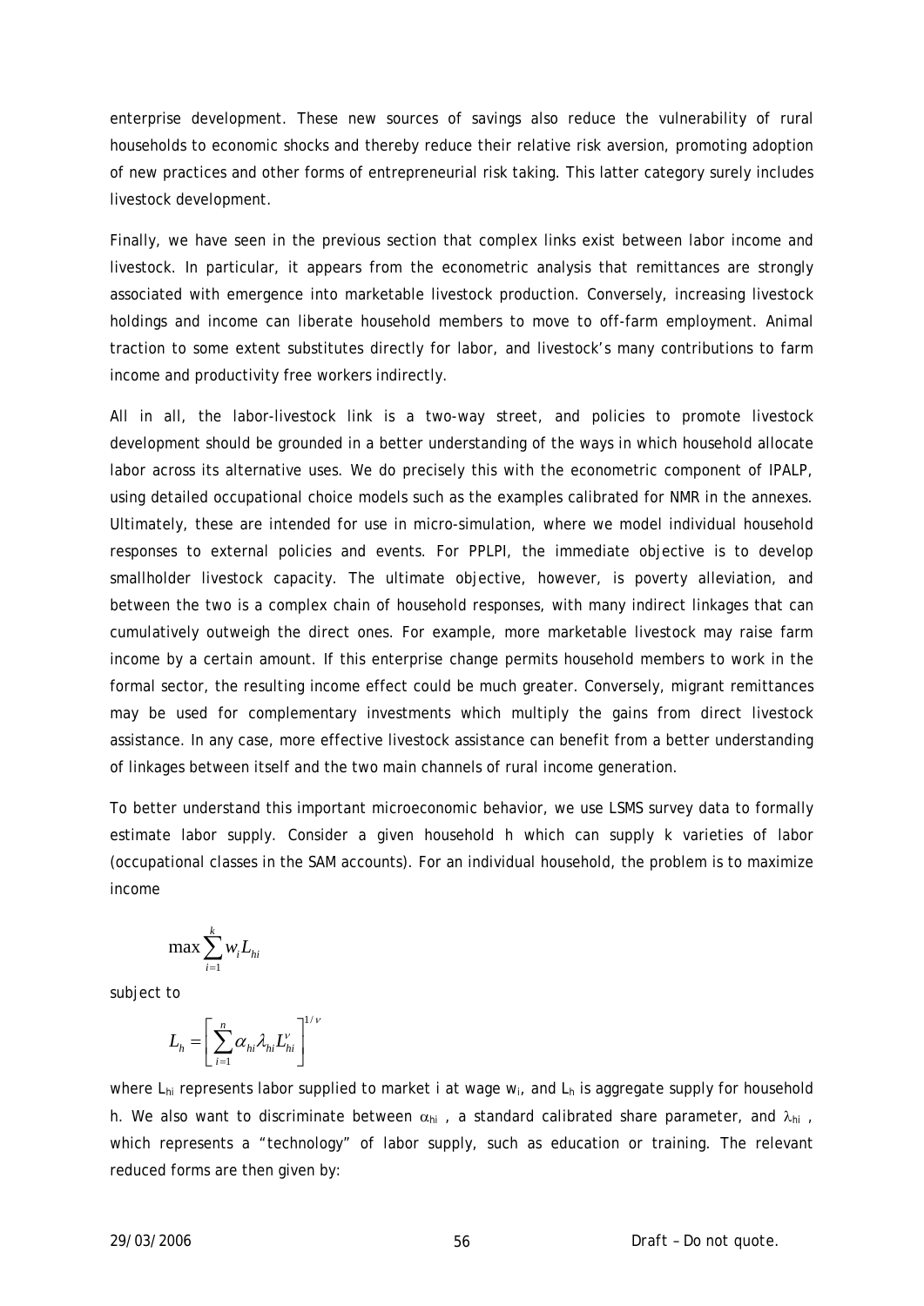enterprise development. These new sources of savings also reduce the vulnerability of rural households to economic shocks and thereby reduce their relative risk aversion, promoting adoption of new practices and other forms of entrepreneurial risk taking. This latter category surely includes livestock development.

Finally, we have seen in the previous section that complex links exist between labor income and livestock. In particular, it appears from the econometric analysis that remittances are strongly associated with emergence into marketable livestock production. Conversely, increasing livestock holdings and income can liberate household members to move to off-farm employment. Animal traction to some extent substitutes directly for labor, and livestock's many contributions to farm income and productivity free workers indirectly.

All in all, the labor-livestock link is a two-way street, and policies to promote livestock development should be grounded in a better understanding of the ways in which household allocate labor across its alternative uses. We do precisely this with the econometric component of IPALP, using detailed occupational choice models such as the examples calibrated for NMR in the annexes. Ultimately, these are intended for use in micro-simulation, where we model individual household responses to external policies and events. For PPLPI, the immediate objective is to develop smallholder livestock capacity. The ultimate objective, however, is poverty alleviation, and between the two is a complex chain of household responses, with many indirect linkages that can cumulatively outweigh the direct ones. For example, more marketable livestock may raise farm income by a certain amount. If this enterprise change permits household members to work in the formal sector, the resulting income effect could be much greater. Conversely, migrant remittances may be used for complementary investments which multiply the gains from direct livestock assistance. In any case, more effective livestock assistance can benefit from a better understanding of linkages between itself and the two main channels of rural income generation.

To better understand this important microeconomic behavior, we use LSMS survey data to formally estimate labor supply. Consider a given household h which can supply k varieties of labor (occupational classes in the SAM accounts). For an individual household, the problem is to maximize income

$$\max \sum_{i=1}^{k} w_i L_{hi}$$

subject to

$$L_h = \left[ \sum_{i=1}^{n} \alpha_{hi} \lambda_{hi} L_{hi}^{\nu} \right]^{1/\nu}$$

where $L_{hi}$ represents labor supplied to market i at wage $w_i$, and $L_h$ is aggregate supply for household h. We also want to discriminate between $\alpha_{hi}$, a standard calibrated share parameter, and $\lambda_{hi}$, which represents a "technology" of labor supply, such as education or training. The relevant reduced forms are then given by: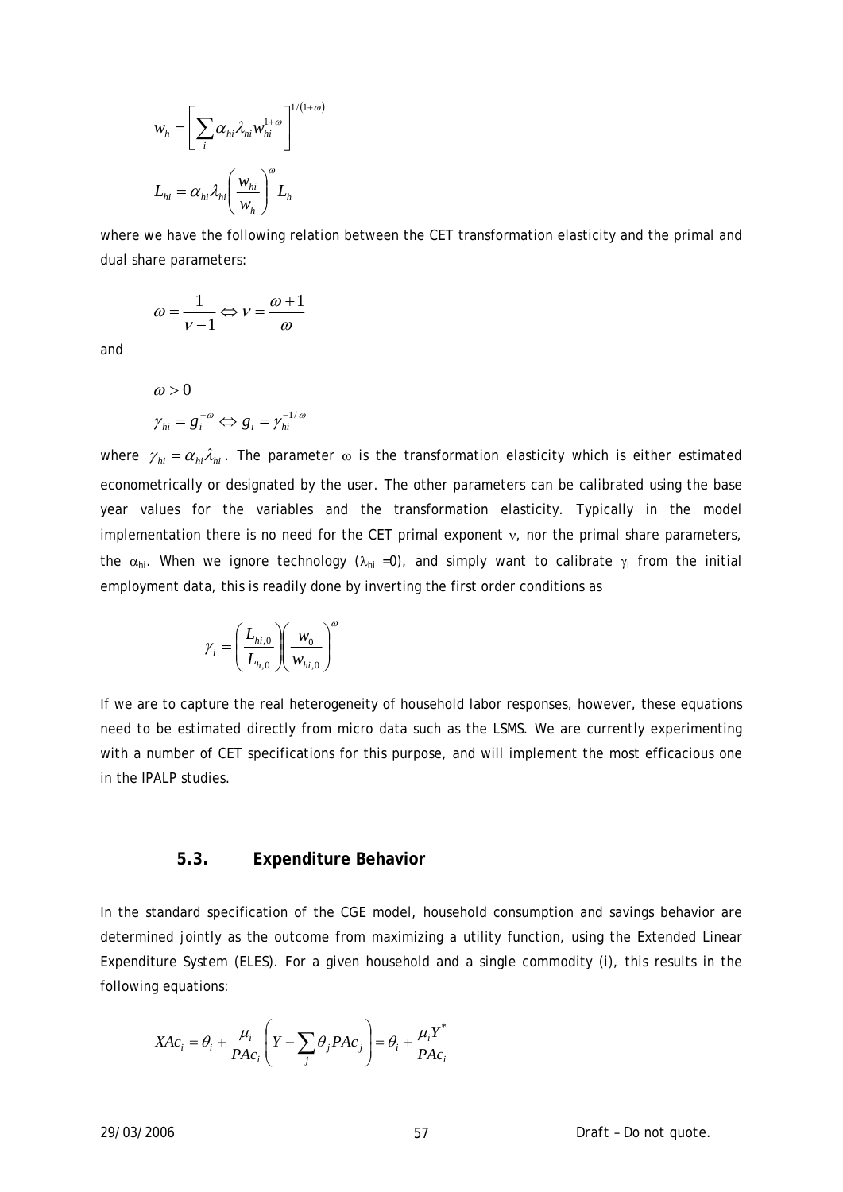$$w_h = \left[ \sum_i \alpha_{hi} \lambda_{hi} w_{hi}^{1+\omega} \right]^{1/(1+\omega)}$$

$$L_{hi} = \alpha_{hi} \lambda_{hi} \left( \frac{w_{hi}}{w_h} \right)^{\omega} L_h$$

where we have the following relation between the CET transformation elasticity and the primal and dual share parameters:

$$\omega = \frac{1}{\nu - 1} \Leftrightarrow \nu = \frac{\omega + 1}{\omega}$$

and

$$\omega > 0$$

$$\gamma_{hi} = g_i^{-\omega} \Leftrightarrow g_i = \gamma_{hi}^{-1/\omega}$$

where $\gamma_{hi} = \alpha_{hi} \lambda_{hi}$. The parameter $\omega$ is the transformation elasticity which is either estimated econometrically or designated by the user. The other parameters can be calibrated using the base year values for the variables and the transformation elasticity. Typically in the model implementation there is no need for the CET primal exponent $\nu$, nor the primal share parameters, the $\alpha_{hi}$. When we ignore technology ($\lambda_{hi} = 0$), and simply want to calibrate $\gamma_i$ from the initial employment data, this is readily done by inverting the first order conditions as

$$\gamma_i = \left( \frac{L_{hi,0}}{L_{h,0}} \right) \left( \frac{w_0}{w_{hi,0}} \right)^{\omega}$$

If we are to capture the real heterogeneity of household labor responses, however, these equations need to be estimated directly from micro data such as the LSMS. We are currently experimenting with a number of CET specifications for this purpose, and will implement the most efficacious one in the IPALP studies.

### 5.3. Expenditure Behavior

In the standard specification of the CGE model, household consumption and savings behavior are determined jointly as the outcome from maximizing a utility function, using the Extended Linear Expenditure System (ELES). For a given household and a single commodity (i), this results in the following equations:

$$XAc_i = \theta_i + \frac{\mu_i}{PAc_i} \left( Y - \sum_j \theta_j PAc_j \right) = \theta_i + \frac{\mu_i Y^*}{PAc_i}$$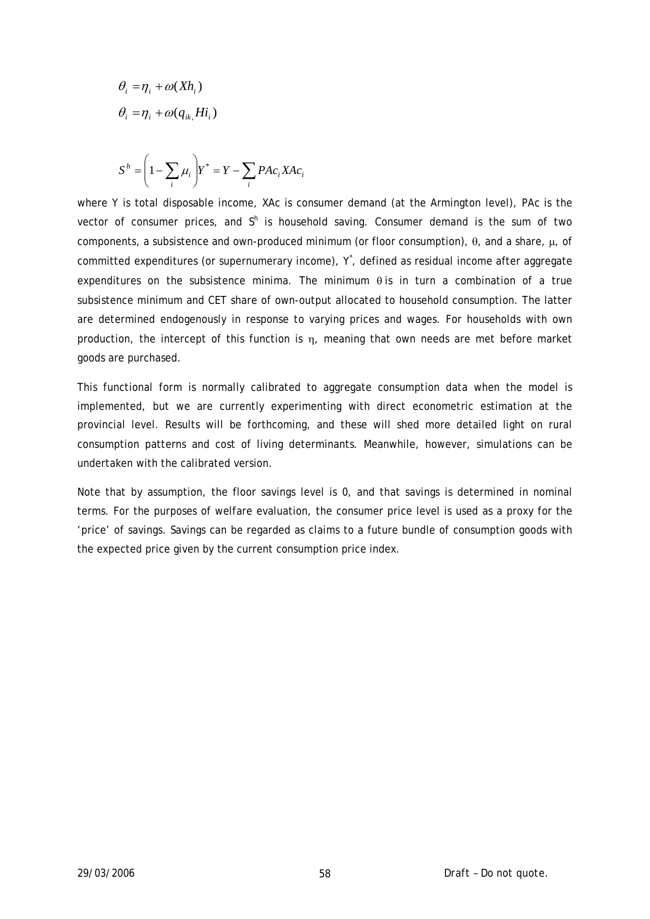$$\theta_i = \eta_i + \omega(Xh_i)$$

$$\theta_i = \eta_i + \omega(q_{ik,} Hi_i)$$

$$S^h = \left(1 - \sum_i \mu_i\right) Y^* = Y - \sum_i PAc_i XAc_i$$

where Y is total disposable income, XAc is consumer demand (at the Armington level), PAc is the vector of consumer prices, and $S^h$ is household saving. Consumer demand is the sum of two components, a subsistence and own-produced minimum (or floor consumption), $\theta$, and a share, $\mu$, of committed expenditures (or supernumerary income), $Y^*$, defined as residual income after aggregate expenditures on the subsistence minima. The minimum $\theta$ is in turn a combination of a true subsistence minimum and CET share of own-output allocated to household consumption. The latter are determined endogenously in response to varying prices and wages. For households with own production, the intercept of this function is $\eta$, meaning that own needs are met before market goods are purchased.

This functional form is normally calibrated to aggregate consumption data when the model is implemented, but we are currently experimenting with direct econometric estimation at the provincial level. Results will be forthcoming, and these will shed more detailed light on rural consumption patterns and cost of living determinants. Meanwhile, however, simulations can be undertaken with the calibrated version.

Note that by assumption, the floor savings level is 0, and that savings is determined in nominal terms. For the purposes of welfare evaluation, the consumer price level is used as a proxy for the 'price' of savings. Savings can be regarded as claims to a future bundle of consumption goods with the expected price given by the current consumption price index.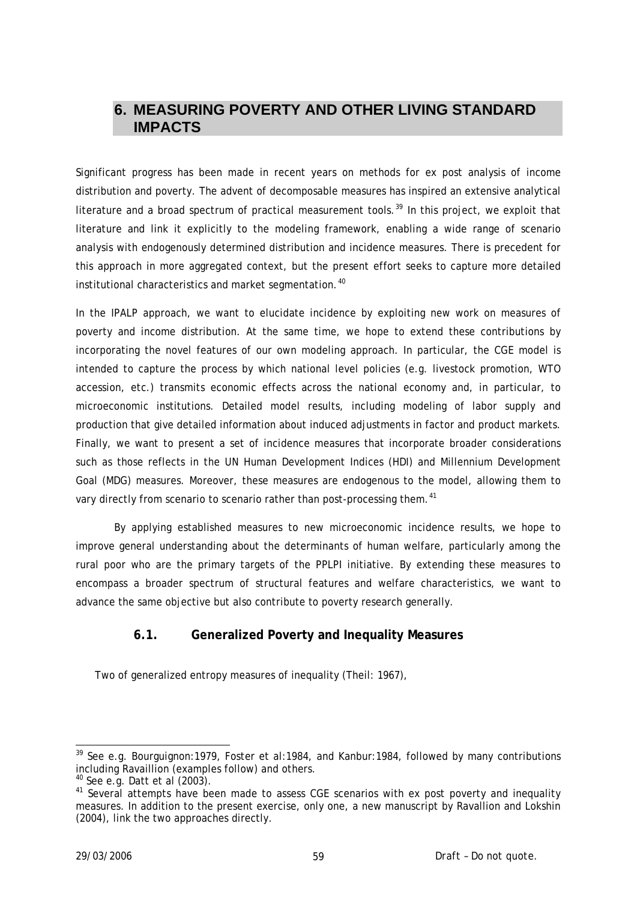# 6. MEASURING POVERTY AND OTHER LIVING STANDARD IMPACTS

Significant progress has been made in recent years on methods for ex post analysis of income distribution and poverty. The advent of decomposable measures has inspired an extensive analytical literature and a broad spectrum of practical measurement tools.[39] In this project, we exploit that literature and link it explicitly to the modeling framework, enabling a wide range of scenario analysis with endogenously determined distribution and incidence measures. There is precedent for this approach in more aggregated context, but the present effort seeks to capture more detailed institutional characteristics and market segmentation.[40]

In the IPALP approach, we want to elucidate incidence by exploiting new work on measures of poverty and income distribution. At the same time, we hope to extend these contributions by incorporating the novel features of our own modeling approach. In particular, the CGE model is intended to capture the process by which national level policies (e.g. livestock promotion, WTO accession, etc.) transmits economic effects across the national economy and, in particular, to microeconomic institutions. Detailed model results, including modeling of labor supply and production that give detailed information about induced adjustments in factor and product markets. Finally, we want to present a set of incidence measures that incorporate broader considerations such as those reflects in the UN Human Development Indices (HDI) and Millennium Development Goal (MDG) measures. Moreover, these measures are endogenous to the model, allowing them to vary directly from scenario to scenario rather than post-processing them.[41]

By applying established measures to new microeconomic incidence results, we hope to improve general understanding about the determinants of human welfare, particularly among the rural poor who are the primary targets of the PPLPI initiative. By extending these measures to encompass a broader spectrum of structural features and welfare characteristics, we want to advance the same objective but also contribute to poverty research generally.

## 6.1. Generalized Poverty and Inequality Measures

Two of generalized entropy measures of inequality (Theil: 1967),

---

[39] See e.g. Bourguignon:1979, Foster et al:1984, and Kanbur:1984, followed by many contributions including Ravaillion (examples follow) and others.

[40] See e.g. Datt et al (2003).

[41] Several attempts have been made to assess CGE scenarios with ex post poverty and inequality measures. In addition to the present exercise, only one, a new manuscript by Ravallion and Lokshin (2004), link the two approaches directly.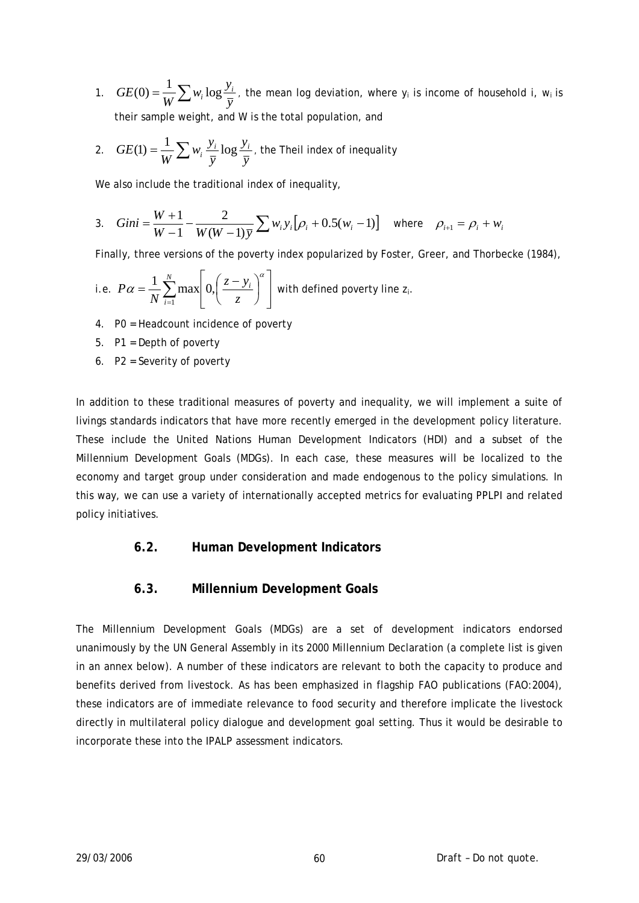1. $GE(0) = \frac{1}{W} \sum w_i \log \frac{y_i}{\bar{y}}$, the mean log deviation, where $y_i$ is income of household i, $w_i$ is their sample weight, and W is the total population, and

2. $GE(1) = \frac{1}{W} \sum w_i \frac{y_i}{\bar{y}} \log \frac{y_i}{\bar{y}}$, the Theil index of inequality

We also include the traditional index of inequality,

3. $Gini = \frac{W+1}{W-1} - \frac{2}{W(W-1)\bar{y}} \sum w_i y_i \left[\rho_i + 0.5(w_i - 1)\right]$ where $\rho_{i+1} = \rho_i + w_i$

Finally, three versions of the poverty index popularized by Foster, Greer, and Thorbecke (1984),

i.e. $P\alpha = \frac{1}{N} \sum_{i=1}^{N} \max\left[0, \left(\frac{z - y_i}{z}\right)^{\alpha}\right]$ with defined poverty line $z_i$.

4. P0 = Headcount incidence of poverty
5. P1 = Depth of poverty
6. P2 = Severity of poverty

In addition to these traditional measures of poverty and inequality, we will implement a suite of livings standards indicators that have more recently emerged in the development policy literature. These include the United Nations Human Development Indicators (HDI) and a subset of the Millennium Development Goals (MDGs). In each case, these measures will be localized to the economy and target group under consideration and made endogenous to the policy simulations. In this way, we can use a variety of internationally accepted metrics for evaluating PPLPI and related policy initiatives.

### 6.2. Human Development Indicators

### 6.3. Millennium Development Goals

The Millennium Development Goals (MDGs) are a set of development indicators endorsed unanimously by the UN General Assembly in its 2000 Millennium Declaration (a complete list is given in an annex below). A number of these indicators are relevant to both the capacity to produce and benefits derived from livestock. As has been emphasized in flagship FAO publications (FAO:2004), these indicators are of immediate relevance to food security and therefore implicate the livestock directly in multilateral policy dialogue and development goal setting. Thus it would be desirable to incorporate these into the IPALP assessment indicators.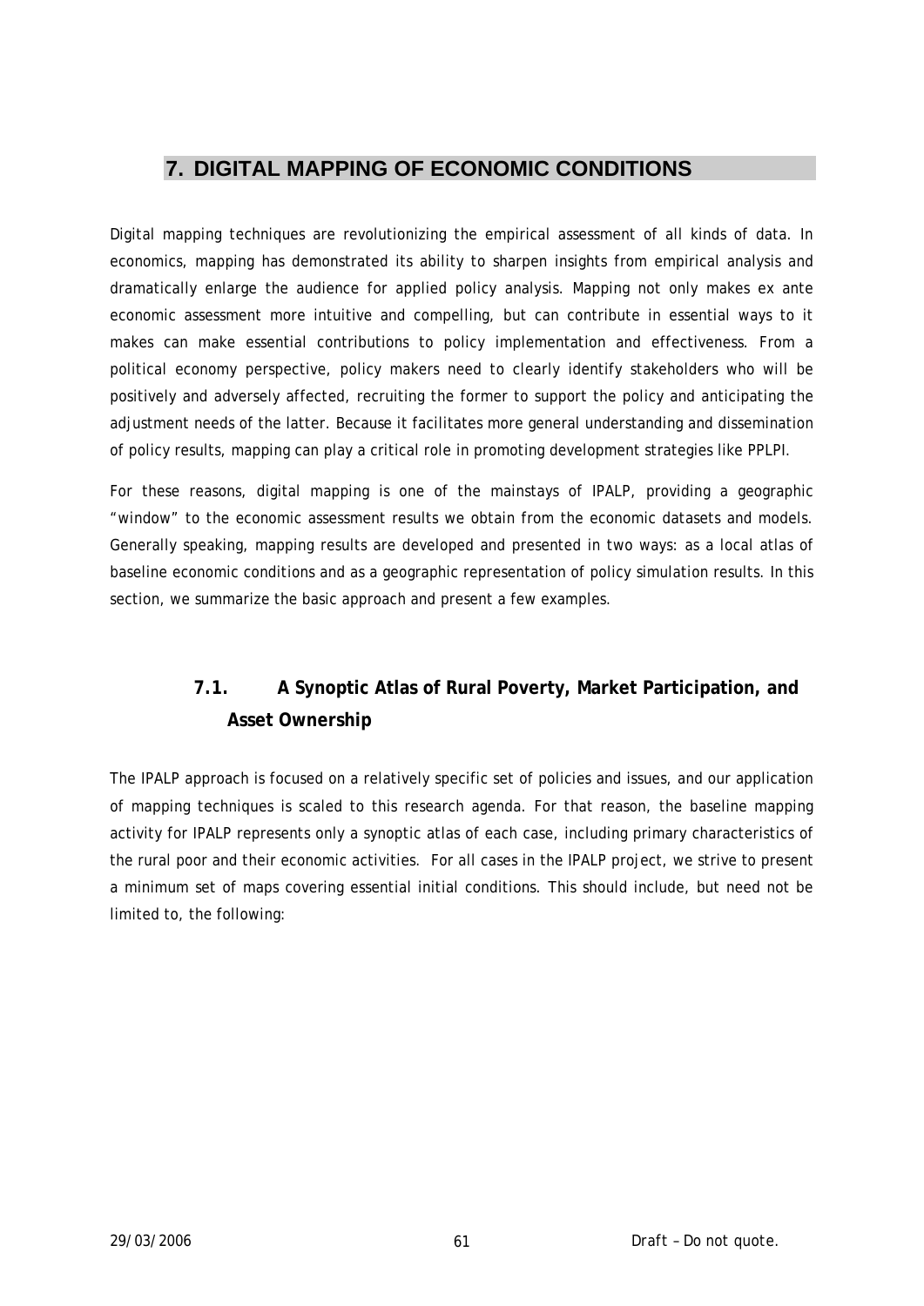# 7. DIGITAL MAPPING OF ECONOMIC CONDITIONS

Digital mapping techniques are revolutionizing the empirical assessment of all kinds of data. In economics, mapping has demonstrated its ability to sharpen insights from empirical analysis and dramatically enlarge the audience for applied policy analysis. Mapping not only makes ex ante economic assessment more intuitive and compelling, but can contribute in essential ways to it makes can make essential contributions to policy implementation and effectiveness. From a political economy perspective, policy makers need to clearly identify stakeholders who will be positively and adversely affected, recruiting the former to support the policy and anticipating the adjustment needs of the latter. Because it facilitates more general understanding and dissemination of policy results, mapping can play a critical role in promoting development strategies like PPLPI.

For these reasons, digital mapping is one of the mainstays of IPALP, providing a geographic "window" to the economic assessment results we obtain from the economic datasets and models. Generally speaking, mapping results are developed and presented in two ways: as a local atlas of baseline economic conditions and as a geographic representation of policy simulation results. In this section, we summarize the basic approach and present a few examples.

## 7.1. A Synoptic Atlas of Rural Poverty, Market Participation, and Asset Ownership

The IPALP approach is focused on a relatively specific set of policies and issues, and our application of mapping techniques is scaled to this research agenda. For that reason, the baseline mapping activity for IPALP represents only a synoptic atlas of each case, including primary characteristics of the rural poor and their economic activities. For all cases in the IPALP project, we strive to present a minimum set of maps covering essential initial conditions. This should include, but need not be limited to, the following: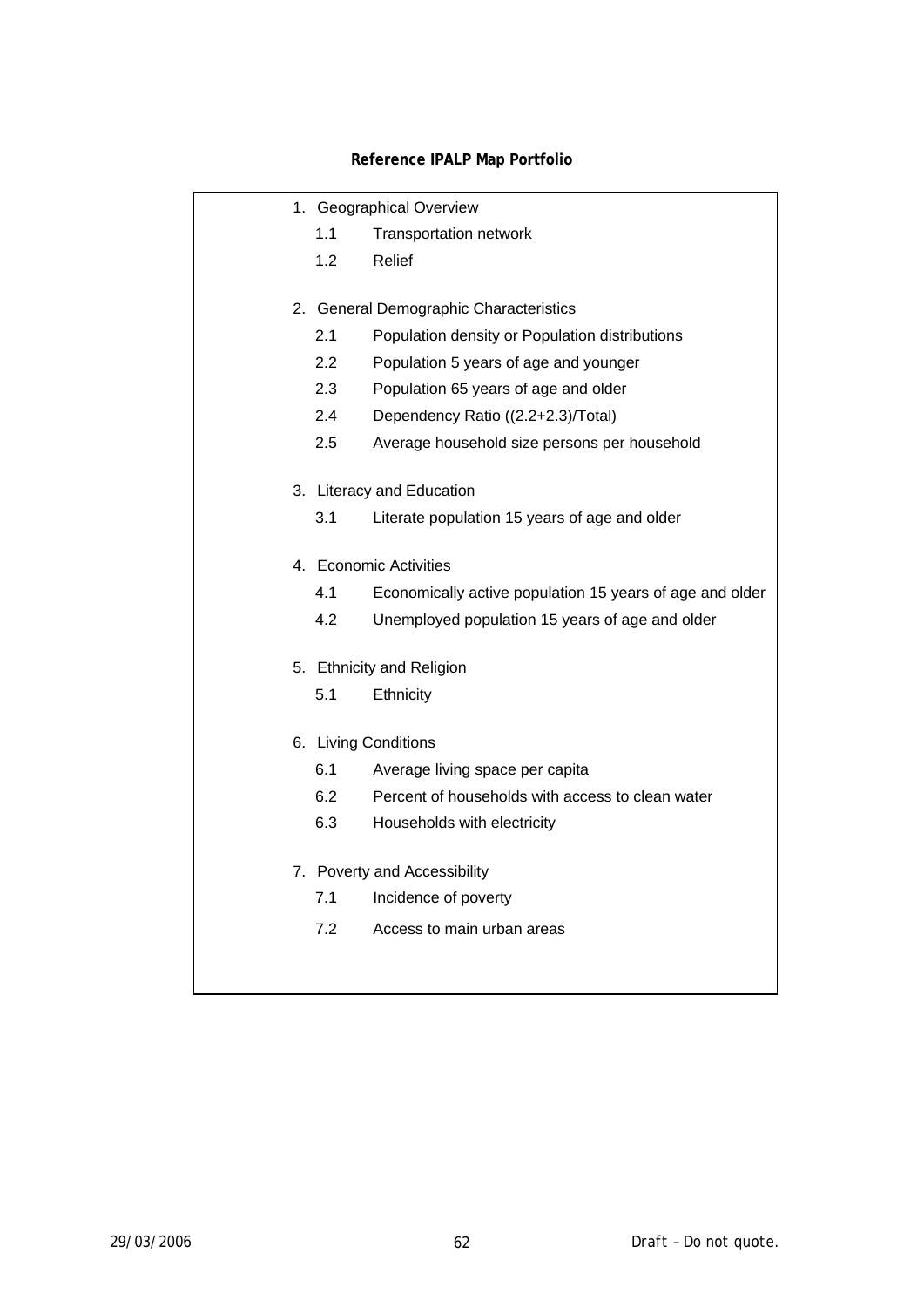**Reference IPALP Map Portfolio**

1. Geographical Overview
   - 1.1 Transportation network
   - 1.2 Relief

2. General Demographic Characteristics
   - 2.1 Population density or Population distributions
   - 2.2 Population 5 years of age and younger
   - 2.3 Population 65 years of age and older
   - 2.4 Dependency Ratio ((2.2+2.3)/Total)
   - 2.5 Average household size persons per household

3. Literacy and Education
   - 3.1 Literate population 15 years of age and older

4. Economic Activities
   - 4.1 Economically active population 15 years of age and older
   - 4.2 Unemployed population 15 years of age and older

5. Ethnicity and Religion
   - 5.1 Ethnicity

6. Living Conditions
   - 6.1 Average living space per capita
   - 6.2 Percent of households with access to clean water
   - 6.3 Households with electricity

7. Poverty and Accessibility
   - 7.1 Incidence of poverty
   - 7.2 Access to main urban areas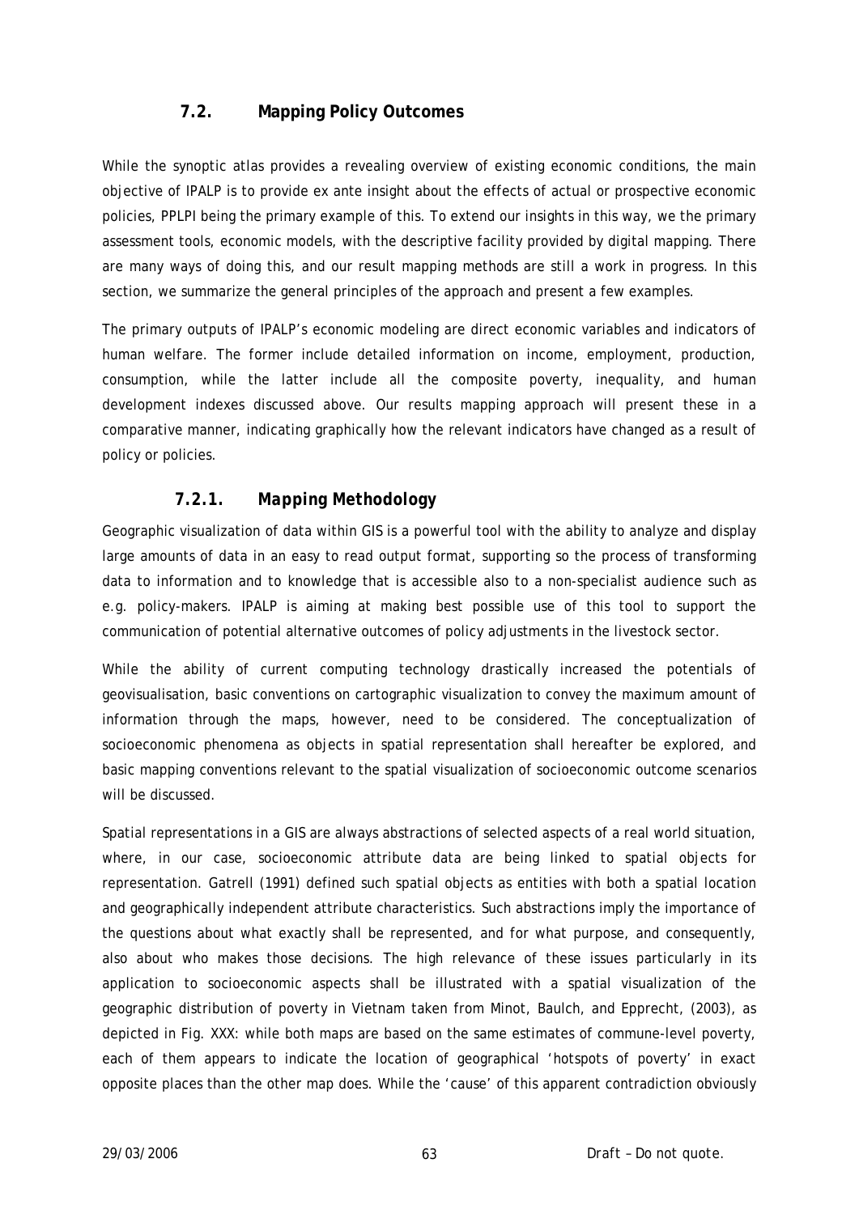### 7.2. Mapping Policy Outcomes

While the synoptic atlas provides a revealing overview of existing economic conditions, the main objective of IPALP is to provide ex ante insight about the effects of actual or prospective economic policies, PPLPI being the primary example of this. To extend our insights in this way, we the primary assessment tools, economic models, with the descriptive facility provided by digital mapping. There are many ways of doing this, and our result mapping methods are still a work in progress. In this section, we summarize the general principles of the approach and present a few examples.

The primary outputs of IPALP's economic modeling are direct economic variables and indicators of human welfare. The former include detailed information on income, employment, production, consumption, while the latter include all the composite poverty, inequality, and human development indexes discussed above. Our results mapping approach will present these in a comparative manner, indicating graphically how the relevant indicators have changed as a result of policy or policies.

#### 7.2.1. *Mapping Methodology*

Geographic visualization of data within GIS is a powerful tool with the ability to analyze and display large amounts of data in an easy to read output format, supporting so the process of transforming data to information and to knowledge that is accessible also to a non-specialist audience such as e.g. policy-makers. IPALP is aiming at making best possible use of this tool to support the communication of potential alternative outcomes of policy adjustments in the livestock sector.

While the ability of current computing technology drastically increased the potentials of geovisualisation, basic conventions on cartographic visualization to convey the maximum amount of information through the maps, however, need to be considered. The conceptualization of socioeconomic phenomena as objects in spatial representation shall hereafter be explored, and basic mapping conventions relevant to the spatial visualization of socioeconomic outcome scenarios will be discussed.

Spatial representations in a GIS are always abstractions of selected aspects of a real world situation, where, in our case, socioeconomic attribute data are being linked to spatial objects for representation. Gatrell (1991) defined such spatial objects as entities with both a spatial location and geographically independent attribute characteristics. Such abstractions imply the importance of the questions about what exactly shall be represented, and for what purpose, and consequently, also about who makes those decisions. The high relevance of these issues particularly in its application to socioeconomic aspects shall be illustrated with a spatial visualization of the geographic distribution of poverty in Vietnam taken from Minot, Baulch, and Epprecht, (2003), as depicted in Fig. XXX: while both maps are based on the same estimates of commune-level poverty, each of them appears to indicate the location of geographical 'hotspots of poverty' in exact opposite places than the other map does. While the 'cause' of this apparent contradiction obviously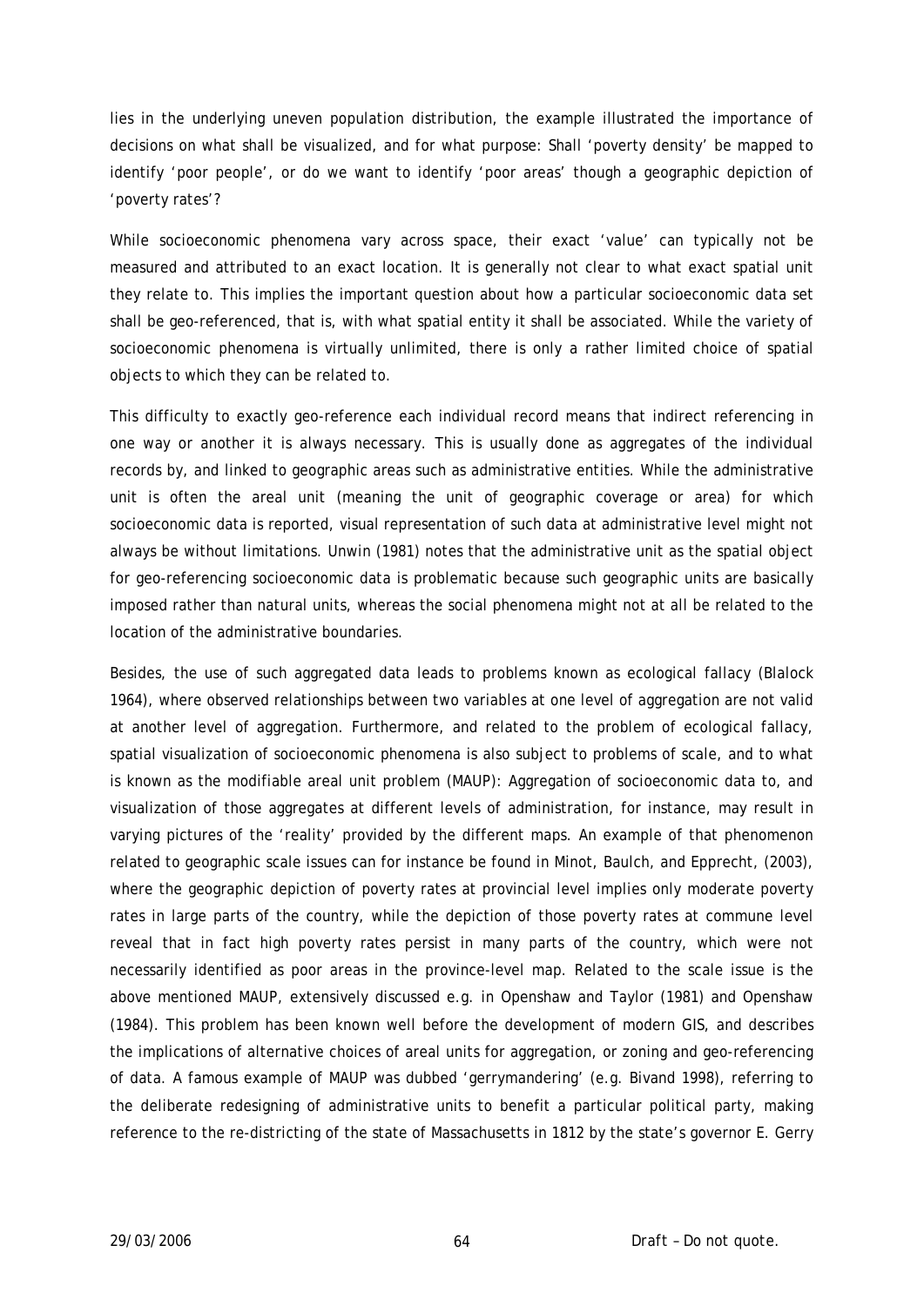lies in the underlying uneven population distribution, the example illustrated the importance of decisions on what shall be visualized, and for what purpose: Shall 'poverty density' be mapped to identify 'poor people', or do we want to identify 'poor areas' though a geographic depiction of 'poverty rates'?

While socioeconomic phenomena vary across space, their exact 'value' can typically not be measured and attributed to an exact location. It is generally not clear to what exact spatial unit they relate to. This implies the important question about how a particular socioeconomic data set shall be geo-referenced, that is, with what spatial entity it shall be associated. While the variety of socioeconomic phenomena is virtually unlimited, there is only a rather limited choice of spatial objects to which they can be related to.

This difficulty to exactly geo-reference each individual record means that indirect referencing in one way or another it is always necessary. This is usually done as aggregates of the individual records by, and linked to geographic areas such as administrative entities. While the administrative unit is often the areal unit (meaning the unit of geographic coverage or area) for which socioeconomic data is reported, visual representation of such data at administrative level might not always be without limitations. Unwin (1981) notes that the administrative unit as the spatial object for geo-referencing socioeconomic data is problematic because such geographic units are basically imposed rather than natural units, whereas the social phenomena might not at all be related to the location of the administrative boundaries.

Besides, the use of such aggregated data leads to problems known as ecological fallacy (Blalock 1964), where observed relationships between two variables at one level of aggregation are not valid at another level of aggregation. Furthermore, and related to the problem of ecological fallacy, spatial visualization of socioeconomic phenomena is also subject to problems of scale, and to what is known as the modifiable areal unit problem (MAUP): Aggregation of socioeconomic data to, and visualization of those aggregates at different levels of administration, for instance, may result in varying pictures of the 'reality' provided by the different maps. An example of that phenomenon related to geographic scale issues can for instance be found in Minot, Baulch, and Epprecht, (2003), where the geographic depiction of poverty rates at provincial level implies only moderate poverty rates in large parts of the country, while the depiction of those poverty rates at commune level reveal that in fact high poverty rates persist in many parts of the country, which were not necessarily identified as poor areas in the province-level map. Related to the scale issue is the above mentioned MAUP, extensively discussed e.g. in Openshaw and Taylor (1981) and Openshaw (1984). This problem has been known well before the development of modern GIS, and describes the implications of alternative choices of areal units for aggregation, or zoning and geo-referencing of data. A famous example of MAUP was dubbed 'gerrymandering' (e.g. Bivand 1998), referring to the deliberate redesigning of administrative units to benefit a particular political party, making reference to the re-districting of the state of Massachusetts in 1812 by the state's governor E. Gerry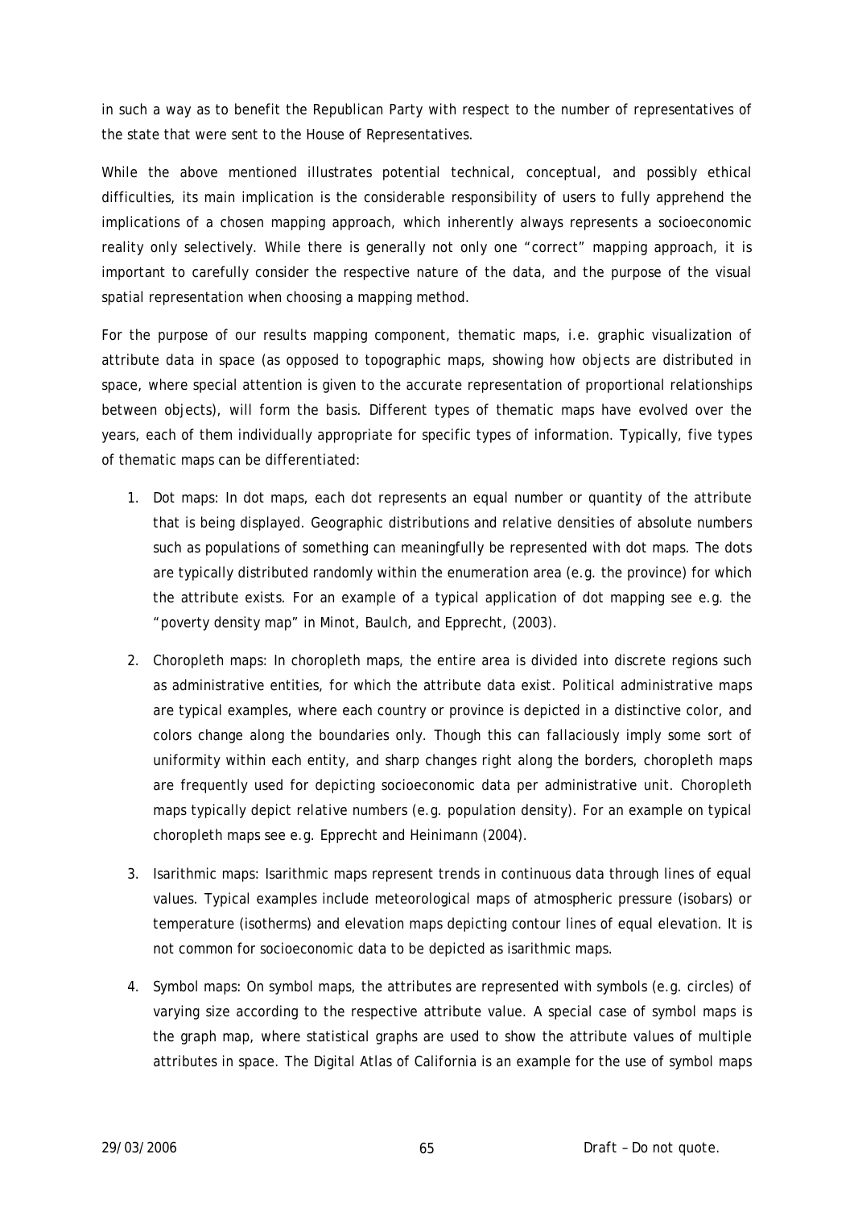in such a way as to benefit the Republican Party with respect to the number of representatives of the state that were sent to the House of Representatives.

While the above mentioned illustrates potential technical, conceptual, and possibly ethical difficulties, its main implication is the considerable responsibility of users to fully apprehend the implications of a chosen mapping approach, which inherently always represents a socioeconomic reality only selectively. While there is generally not only one "correct" mapping approach, it is important to carefully consider the respective nature of the data, and the purpose of the visual spatial representation when choosing a mapping method.

For the purpose of our results mapping component, thematic maps, i.e. graphic visualization of attribute data in space (as opposed to topographic maps, showing how objects are distributed in space, where special attention is given to the accurate representation of proportional relationships between objects), will form the basis. Different types of thematic maps have evolved over the years, each of them individually appropriate for specific types of information. Typically, five types of thematic maps can be differentiated:

1. Dot maps: In dot maps, each dot represents an equal number or quantity of the attribute that is being displayed. Geographic distributions and relative densities of absolute numbers such as populations of something can meaningfully be represented with dot maps. The dots are typically distributed randomly within the enumeration area (e.g. the province) for which the attribute exists. For an example of a typical application of dot mapping see e.g. the "poverty density map" in Minot, Baulch, and Epprecht, (2003).

2. Choropleth maps: In choropleth maps, the entire area is divided into discrete regions such as administrative entities, for which the attribute data exist. Political administrative maps are typical examples, where each country or province is depicted in a distinctive color, and colors change along the boundaries only. Though this can fallaciously imply some sort of uniformity within each entity, and sharp changes right along the borders, choropleth maps are frequently used for depicting socioeconomic data per administrative unit. Choropleth maps typically depict relative numbers (e.g. population density). For an example on typical choropleth maps see e.g. Epprecht and Heinimann (2004).

3. Isarithmic maps: Isarithmic maps represent trends in continuous data through lines of equal values. Typical examples include meteorological maps of atmospheric pressure (isobars) or temperature (isotherms) and elevation maps depicting contour lines of equal elevation. It is not common for socioeconomic data to be depicted as isarithmic maps.

4. Symbol maps: On symbol maps, the attributes are represented with symbols (e.g. circles) of varying size according to the respective attribute value. A special case of symbol maps is the graph map, where statistical graphs are used to show the attribute values of multiple attributes in space. The Digital Atlas of California is an example for the use of symbol maps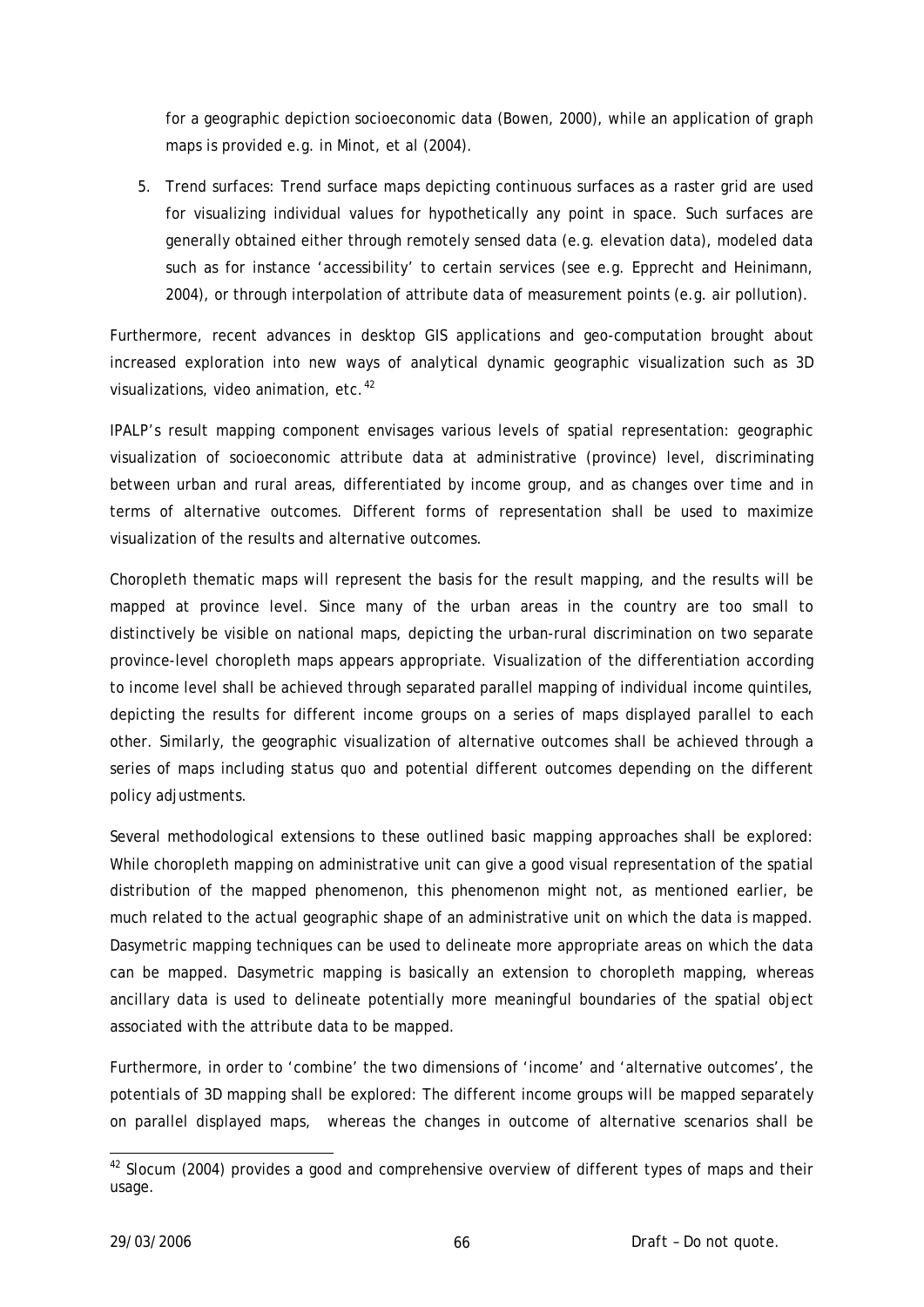for a geographic depiction socioeconomic data (Bowen, 2000), while an application of graph maps is provided e.g. in Minot, et al (2004).

5. Trend surfaces: Trend surface maps depicting continuous surfaces as a raster grid are used for visualizing individual values for hypothetically any point in space. Such surfaces are generally obtained either through remotely sensed data (e.g. elevation data), modeled data such as for instance 'accessibility' to certain services (see e.g. Epprecht and Heinimann, 2004), or through interpolation of attribute data of measurement points (e.g. air pollution).

Furthermore, recent advances in desktop GIS applications and geo-computation brought about increased exploration into new ways of analytical dynamic geographic visualization such as 3D visualizations, video animation, etc.[42]

IPALP's result mapping component envisages various levels of spatial representation: geographic visualization of socioeconomic attribute data at administrative (province) level, discriminating between urban and rural areas, differentiated by income group, and as changes over time and in terms of alternative outcomes. Different forms of representation shall be used to maximize visualization of the results and alternative outcomes.

Choropleth thematic maps will represent the basis for the result mapping, and the results will be mapped at province level. Since many of the urban areas in the country are too small to distinctively be visible on national maps, depicting the urban-rural discrimination on two separate province-level choropleth maps appears appropriate. Visualization of the differentiation according to income level shall be achieved through separated parallel mapping of individual income quintiles, depicting the results for different income groups on a series of maps displayed parallel to each other. Similarly, the geographic visualization of alternative outcomes shall be achieved through a series of maps including status quo and potential different outcomes depending on the different policy adjustments.

Several methodological extensions to these outlined basic mapping approaches shall be explored: While choropleth mapping on administrative unit can give a good visual representation of the spatial distribution of the mapped phenomenon, this phenomenon might not, as mentioned earlier, be much related to the actual geographic shape of an administrative unit on which the data is mapped. Dasymetric mapping techniques can be used to delineate more appropriate areas on which the data can be mapped. Dasymetric mapping is basically an extension to choropleth mapping, whereas ancillary data is used to delineate potentially more meaningful boundaries of the spatial object associated with the attribute data to be mapped.

Furthermore, in order to 'combine' the two dimensions of 'income' and 'alternative outcomes', the potentials of 3D mapping shall be explored: The different income groups will be mapped separately on parallel displayed maps, whereas the changes in outcome of alternative scenarios shall be

[42] Slocum (2004) provides a good and comprehensive overview of different types of maps and their usage.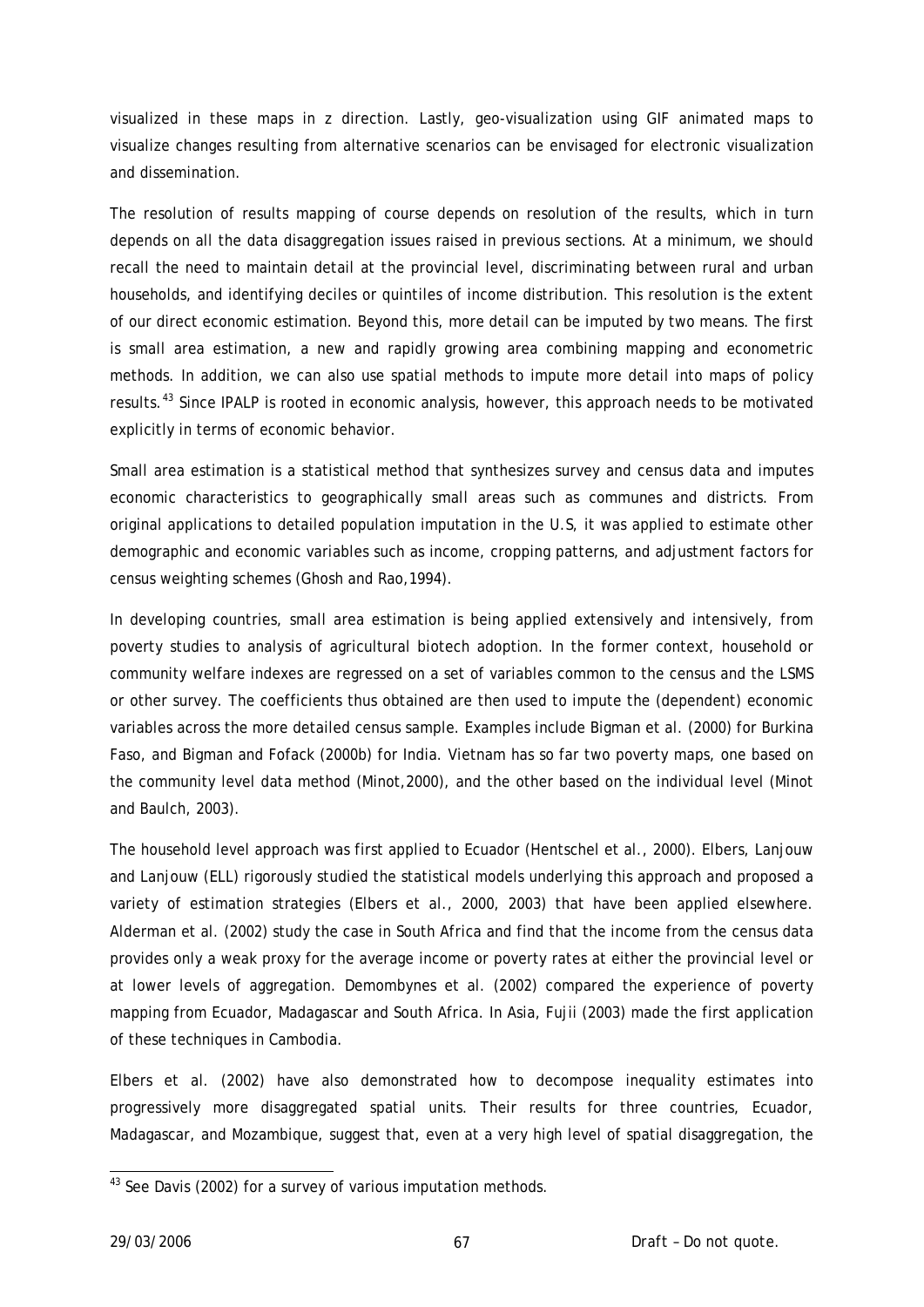visualized in these maps in z direction. Lastly, geo-visualization using GIF animated maps to visualize changes resulting from alternative scenarios can be envisaged for electronic visualization and dissemination.

The resolution of results mapping of course depends on resolution of the results, which in turn depends on all the data disaggregation issues raised in previous sections. At a minimum, we should recall the need to maintain detail at the provincial level, discriminating between rural and urban households, and identifying deciles or quintiles of income distribution. This resolution is the extent of our direct economic estimation. Beyond this, more detail can be imputed by two means. The first is small area estimation, a new and rapidly growing area combining mapping and econometric methods. In addition, we can also use spatial methods to impute more detail into maps of policy results.[43] Since IPALP is rooted in economic analysis, however, this approach needs to be motivated explicitly in terms of economic behavior.

Small area estimation is a statistical method that synthesizes survey and census data and imputes economic characteristics to geographically small areas such as communes and districts. From original applications to detailed population imputation in the U.S, it was applied to estimate other demographic and economic variables such as income, cropping patterns, and adjustment factors for census weighting schemes (Ghosh and Rao,1994).

In developing countries, small area estimation is being applied extensively and intensively, from poverty studies to analysis of agricultural biotech adoption. In the former context, household or community welfare indexes are regressed on a set of variables common to the census and the LSMS or other survey. The coefficients thus obtained are then used to impute the (dependent) economic variables across the more detailed census sample. Examples include Bigman et al. (2000) for Burkina Faso, and Bigman and Fofack (2000b) for India. Vietnam has so far two poverty maps, one based on the community level data method (Minot,2000), and the other based on the individual level (Minot and Baulch, 2003).

The household level approach was first applied to Ecuador (Hentschel et al., 2000). Elbers, Lanjouw and Lanjouw (ELL) rigorously studied the statistical models underlying this approach and proposed a variety of estimation strategies (Elbers et al., 2000, 2003) that have been applied elsewhere. Alderman et al. (2002) study the case in South Africa and find that the income from the census data provides only a weak proxy for the average income or poverty rates at either the provincial level or at lower levels of aggregation. Demombynes et al. (2002) compared the experience of poverty mapping from Ecuador, Madagascar and South Africa. In Asia, Fujii (2003) made the first application of these techniques in Cambodia.

Elbers et al. (2002) have also demonstrated how to decompose inequality estimates into progressively more disaggregated spatial units. Their results for three countries, Ecuador, Madagascar, and Mozambique, suggest that, even at a very high level of spatial disaggregation, the

[43] See Davis (2002) for a survey of various imputation methods.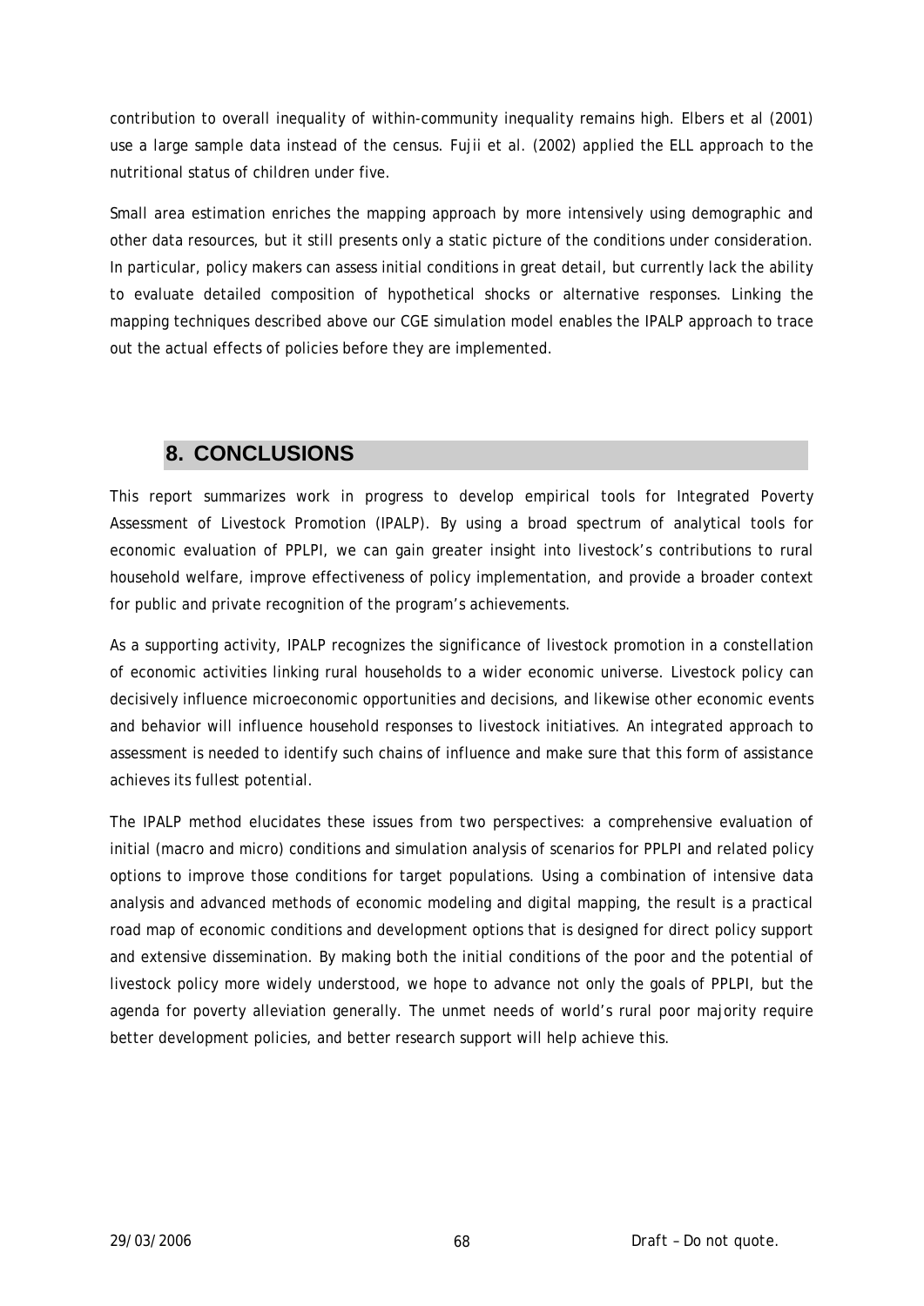contribution to overall inequality of within-community inequality remains high. Elbers et al (2001) use a large sample data instead of the census. Fujii et al. (2002) applied the ELL approach to the nutritional status of children under five.

Small area estimation enriches the mapping approach by more intensively using demographic and other data resources, but it still presents only a static picture of the conditions under consideration. In particular, policy makers can assess initial conditions in great detail, but currently lack the ability to evaluate detailed composition of hypothetical shocks or alternative responses. Linking the mapping techniques described above our CGE simulation model enables the IPALP approach to trace out the actual effects of policies before they are implemented.

# 8. CONCLUSIONS

This report summarizes work in progress to develop empirical tools for Integrated Poverty Assessment of Livestock Promotion (IPALP). By using a broad spectrum of analytical tools for economic evaluation of PPLPI, we can gain greater insight into livestock's contributions to rural household welfare, improve effectiveness of policy implementation, and provide a broader context for public and private recognition of the program's achievements.

As a supporting activity, IPALP recognizes the significance of livestock promotion in a constellation of economic activities linking rural households to a wider economic universe. Livestock policy can decisively influence microeconomic opportunities and decisions, and likewise other economic events and behavior will influence household responses to livestock initiatives. An integrated approach to assessment is needed to identify such chains of influence and make sure that this form of assistance achieves its fullest potential.

The IPALP method elucidates these issues from two perspectives: a comprehensive evaluation of initial (macro and micro) conditions and simulation analysis of scenarios for PPLPI and related policy options to improve those conditions for target populations. Using a combination of intensive data analysis and advanced methods of economic modeling and digital mapping, the result is a practical road map of economic conditions and development options that is designed for direct policy support and extensive dissemination. By making both the initial conditions of the poor and the potential of livestock policy more widely understood, we hope to advance not only the goals of PPLPI, but the agenda for poverty alleviation generally. The unmet needs of world's rural poor majority require better development policies, and better research support will help achieve this.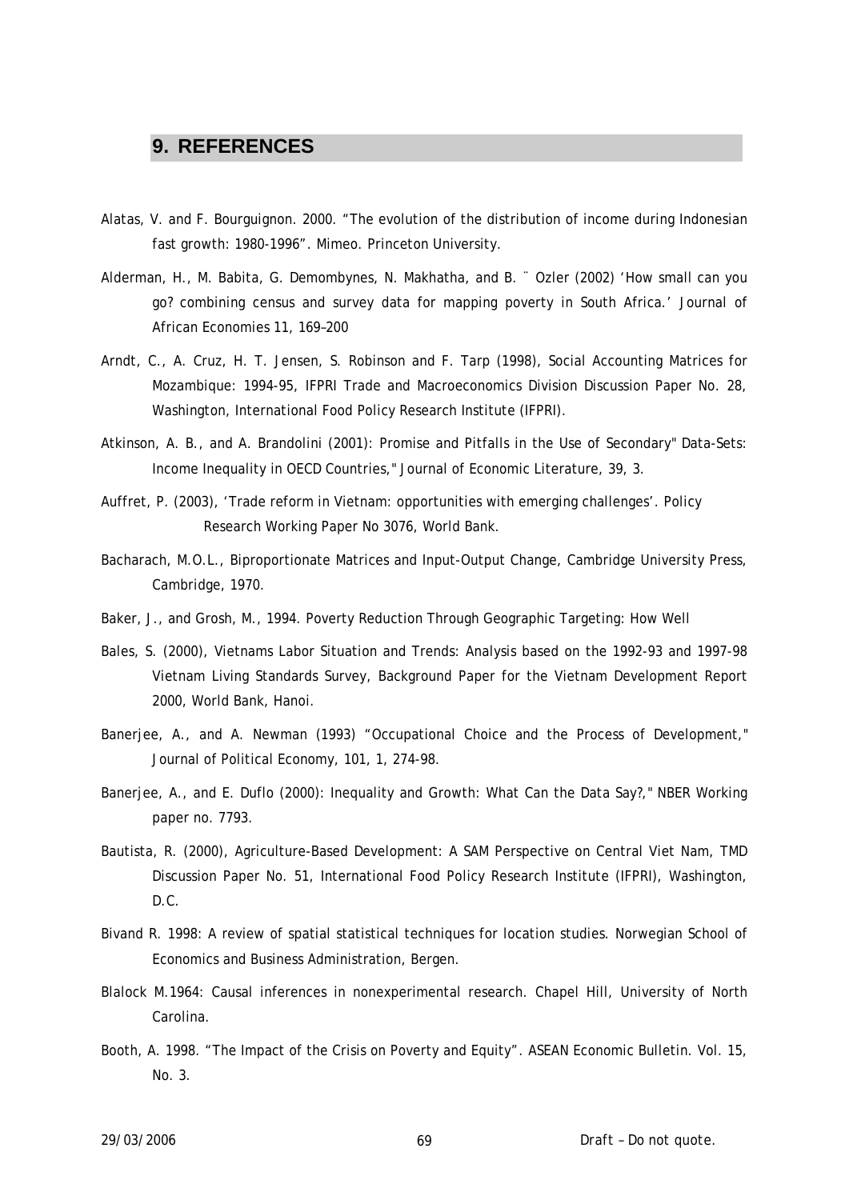## 9. REFERENCES

Alatas, V. and F. Bourguignon. 2000. "The evolution of the distribution of income during Indonesian fast growth: 1980-1996". Mimeo. Princeton University.

Alderman, H., M. Babita, G. Demombynes, N. Makhatha, and B. ¨ Ozler (2002) 'How small can you go? combining census and survey data for mapping poverty in South Africa.' Journal of African Economies 11, 169–200

Arndt, C., A. Cruz, H. T. Jensen, S. Robinson and F. Tarp (1998), Social Accounting Matrices for Mozambique: 1994-95, IFPRI Trade and Macroeconomics Division Discussion Paper No. 28, Washington, International Food Policy Research Institute (IFPRI).

Atkinson, A. B., and A. Brandolini (2001): Promise and Pitfalls in the Use of Secondary" Data-Sets: Income Inequality in OECD Countries," Journal of Economic Literature, 39, 3.

Auffret, P. (2003), 'Trade reform in Vietnam: opportunities with emerging challenges'. Policy Research Working Paper No 3076, World Bank.

Bacharach, M.O.L., Biproportionate Matrices and Input-Output Change, Cambridge University Press, Cambridge, 1970.

Baker, J., and Grosh, M., 1994. Poverty Reduction Through Geographic Targeting: How Well

Bales, S. (2000), Vietnams Labor Situation and Trends: Analysis based on the 1992-93 and 1997-98 Vietnam Living Standards Survey, Background Paper for the Vietnam Development Report 2000, World Bank, Hanoi.

Banerjee, A., and A. Newman (1993) "Occupational Choice and the Process of Development," Journal of Political Economy, 101, 1, 274-98.

Banerjee, A., and E. Duflo (2000): Inequality and Growth: What Can the Data Say?," NBER Working paper no. 7793.

Bautista, R. (2000), Agriculture-Based Development: A SAM Perspective on Central Viet Nam, TMD Discussion Paper No. 51, International Food Policy Research Institute (IFPRI), Washington, D.C.

Bivand R. 1998: A review of spatial statistical techniques for location studies. Norwegian School of Economics and Business Administration, Bergen.

Blalock M.1964: Causal inferences in nonexperimental research. Chapel Hill, University of North Carolina.

Booth, A. 1998. "The Impact of the Crisis on Poverty and Equity". ASEAN Economic Bulletin. Vol. 15, No. 3.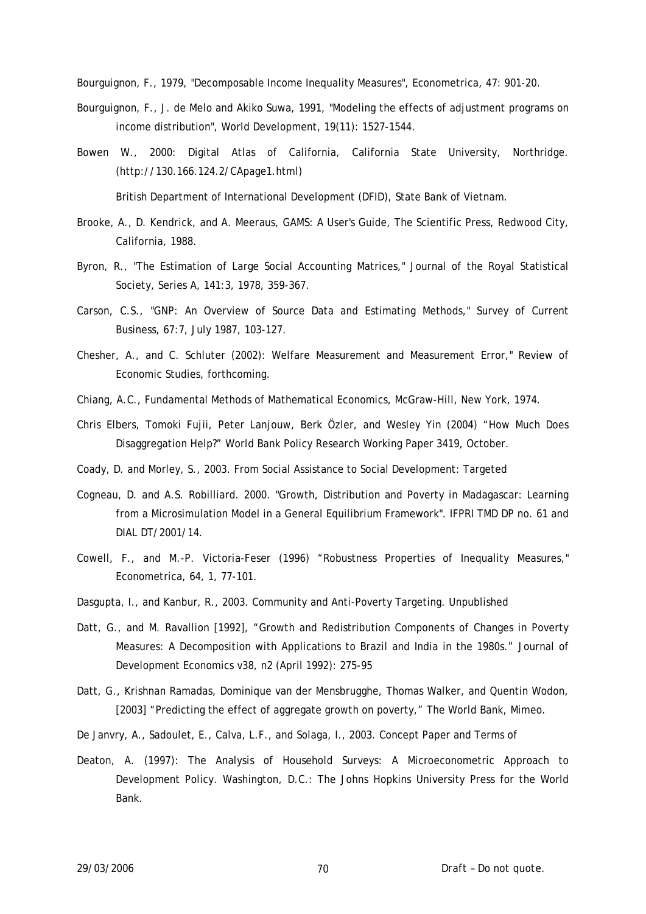Bourguignon, F., 1979, "Decomposable Income Inequality Measures", Econometrica, 47: 901-20.

Bourguignon, F., J. de Melo and Akiko Suwa, 1991, "Modeling the effects of adjustment programs on income distribution", World Development, 19(11): 1527-1544.

Bowen W., 2000: Digital Atlas of California, California State University, Northridge. (http://130.166.124.2/CApage1.html)

British Department of International Development (DFID), State Bank of Vietnam.

Brooke, A., D. Kendrick, and A. Meeraus, GAMS: A User's Guide, The Scientific Press, Redwood City, California, 1988.

Byron, R., "The Estimation of Large Social Accounting Matrices," Journal of the Royal Statistical Society, Series A, 141:3, 1978, 359-367.

Carson, C.S., "GNP: An Overview of Source Data and Estimating Methods," Survey of Current Business, 67:7, July 1987, 103-127.

Chesher, A., and C. Schluter (2002): Welfare Measurement and Measurement Error," Review of Economic Studies, forthcoming.

Chiang, A.C., Fundamental Methods of Mathematical Economics, McGraw-Hill, New York, 1974.

Chris Elbers, Tomoki Fujii, Peter Lanjouw, Berk Özler, and Wesley Yin (2004) "How Much Does Disaggregation Help?" World Bank Policy Research Working Paper 3419, October.

Coady, D. and Morley, S., 2003. From Social Assistance to Social Development: Targeted

Cogneau, D. and A.S. Robilliard. 2000. "Growth, Distribution and Poverty in Madagascar: Learning from a Microsimulation Model in a General Equilibrium Framework". IFPRI TMD DP no. 61 and DIAL DT/2001/14.

Cowell, F., and M.-P. Victoria-Feser (1996) "Robustness Properties of Inequality Measures," Econometrica, 64, 1, 77-101.

Dasgupta, I., and Kanbur, R., 2003. Community and Anti-Poverty Targeting. Unpublished

Datt, G., and M. Ravallion [1992], "Growth and Redistribution Components of Changes in Poverty Measures: A Decomposition with Applications to Brazil and India in the 1980s." Journal of Development Economics v38, n2 (April 1992): 275-95

Datt, G., Krishnan Ramadas, Dominique van der Mensbrugghe, Thomas Walker, and Quentin Wodon, [2003] "Predicting the effect of aggregate growth on poverty," The World Bank, Mimeo.

De Janvry, A., Sadoulet, E., Calva, L.F., and Solaga, I., 2003. Concept Paper and Terms of

Deaton, A. (1997): The Analysis of Household Surveys: A Microeconometric Approach to Development Policy. Washington, D.C.: The Johns Hopkins University Press for the World Bank.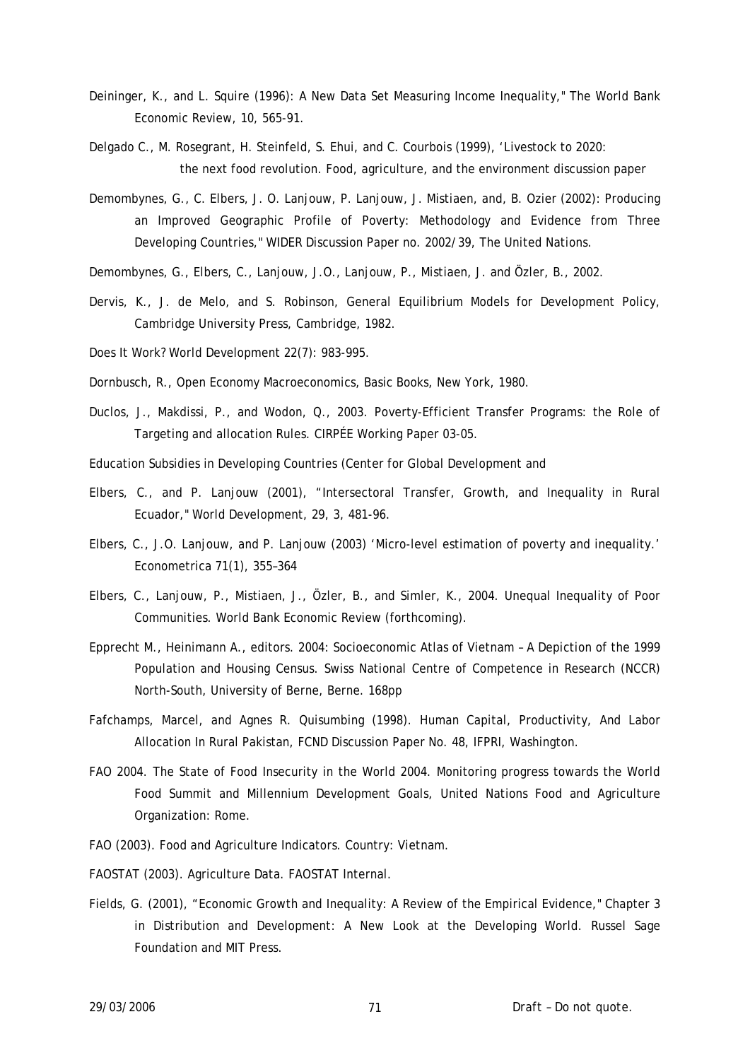Deininger, K., and L. Squire (1996): A New Data Set Measuring Income Inequality," The World Bank Economic Review, 10, 565-91.

Delgado C., M. Rosegrant, H. Steinfeld, S. Ehui, and C. Courbois (1999), 'Livestock to 2020: the next food revolution. Food, agriculture, and the environment discussion paper

Demombynes, G., C. Elbers, J. O. Lanjouw, P. Lanjouw, J. Mistiaen, and, B. Ozier (2002): Producing an Improved Geographic Profile of Poverty: Methodology and Evidence from Three Developing Countries," WIDER Discussion Paper no. 2002/39, The United Nations.

Demombynes, G., Elbers, C., Lanjouw, J.O., Lanjouw, P., Mistiaen, J. and Özler, B., 2002.

Dervis, K., J. de Melo, and S. Robinson, General Equilibrium Models for Development Policy, Cambridge University Press, Cambridge, 1982.

Does It Work? World Development 22(7): 983-995.

Dornbusch, R., Open Economy Macroeconomics, Basic Books, New York, 1980.

Duclos, J., Makdissi, P., and Wodon, Q., 2003. Poverty-Efficient Transfer Programs: the Role of Targeting and allocation Rules. CIRPÉE Working Paper 03-05.

Education Subsidies in Developing Countries (Center for Global Development and

Elbers, C., and P. Lanjouw (2001), "Intersectoral Transfer, Growth, and Inequality in Rural Ecuador," World Development, 29, 3, 481-96.

Elbers, C., J.O. Lanjouw, and P. Lanjouw (2003) 'Micro-level estimation of poverty and inequality.' Econometrica 71(1), 355–364

Elbers, C., Lanjouw, P., Mistiaen, J., Özler, B., and Simler, K., 2004. Unequal Inequality of Poor Communities. World Bank Economic Review (forthcoming).

Epprecht M., Heinimann A., editors. 2004: Socioeconomic Atlas of Vietnam – A Depiction of the 1999 Population and Housing Census. Swiss National Centre of Competence in Research (NCCR) North-South, University of Berne, Berne. 168pp

Fafchamps, Marcel, and Agnes R. Quisumbing (1998). Human Capital, Productivity, And Labor Allocation In Rural Pakistan, FCND Discussion Paper No. 48, IFPRI, Washington.

FAO 2004. The State of Food Insecurity in the World 2004. Monitoring progress towards the World Food Summit and Millennium Development Goals, United Nations Food and Agriculture Organization: Rome.

FAO (2003). Food and Agriculture Indicators. Country: Vietnam.

FAOSTAT (2003). Agriculture Data. FAOSTAT Internal.

Fields, G. (2001), "Economic Growth and Inequality: A Review of the Empirical Evidence," Chapter 3 in Distribution and Development: A New Look at the Developing World. Russel Sage Foundation and MIT Press.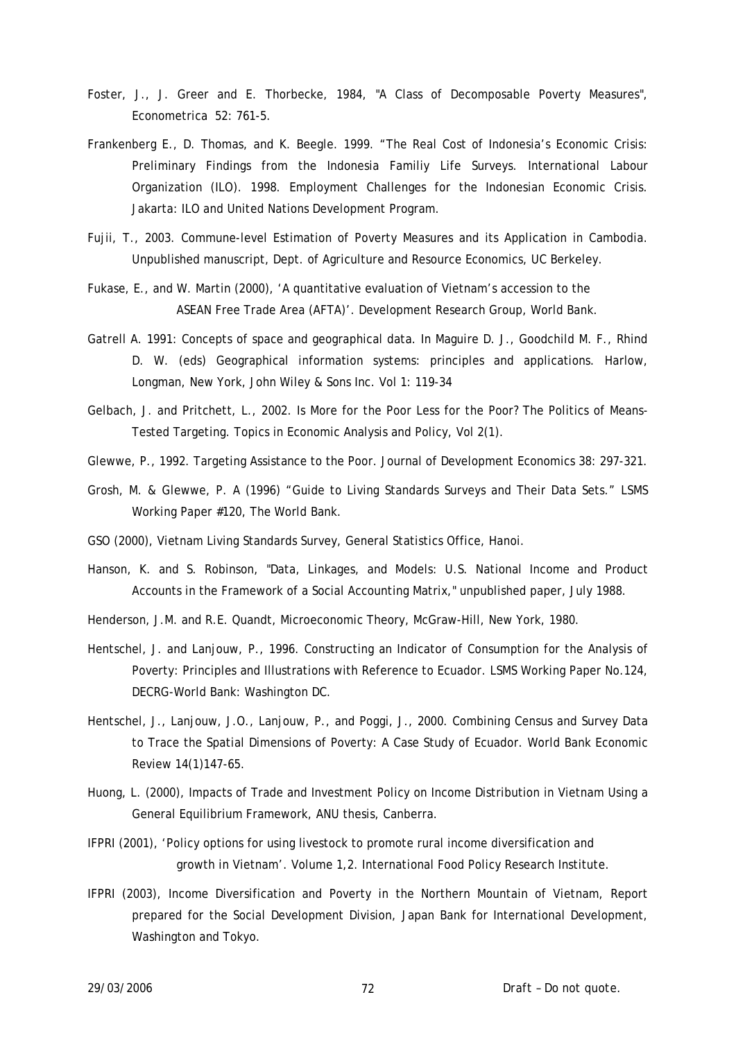Foster, J., J. Greer and E. Thorbecke, 1984, "A Class of Decomposable Poverty Measures", Econometrica 52: 761-5.

Frankenberg E., D. Thomas, and K. Beegle. 1999. "The Real Cost of Indonesia's Economic Crisis: Preliminary Findings from the Indonesia Familiy Life Surveys. International Labour Organization (ILO). 1998. Employment Challenges for the Indonesian Economic Crisis. Jakarta: ILO and United Nations Development Program.

Fujii, T., 2003. Commune-level Estimation of Poverty Measures and its Application in Cambodia. Unpublished manuscript, Dept. of Agriculture and Resource Economics, UC Berkeley.

Fukase, E., and W. Martin (2000), 'A quantitative evaluation of Vietnam's accession to the ASEAN Free Trade Area (AFTA)'. Development Research Group, World Bank.

Gatrell A. 1991: Concepts of space and geographical data. In Maguire D. J., Goodchild M. F., Rhind D. W. (eds) Geographical information systems: principles and applications. Harlow, Longman, New York, John Wiley & Sons Inc. Vol 1: 119-34

Gelbach, J. and Pritchett, L., 2002. Is More for the Poor Less for the Poor? The Politics of Means-Tested Targeting. Topics in Economic Analysis and Policy, Vol 2(1).

Glewwe, P., 1992. Targeting Assistance to the Poor. Journal of Development Economics 38: 297-321.

Grosh, M. & Glewwe, P. A (1996) "Guide to Living Standards Surveys and Their Data Sets." LSMS Working Paper #120, The World Bank.

GSO (2000), Vietnam Living Standards Survey, General Statistics Office, Hanoi.

Hanson, K. and S. Robinson, "Data, Linkages, and Models: U.S. National Income and Product Accounts in the Framework of a Social Accounting Matrix," unpublished paper, July 1988.

Henderson, J.M. and R.E. Quandt, Microeconomic Theory, McGraw-Hill, New York, 1980.

Hentschel, J. and Lanjouw, P., 1996. Constructing an Indicator of Consumption for the Analysis of Poverty: Principles and Illustrations with Reference to Ecuador. LSMS Working Paper No.124, DECRG-World Bank: Washington DC.

Hentschel, J., Lanjouw, J.O., Lanjouw, P., and Poggi, J., 2000. Combining Census and Survey Data to Trace the Spatial Dimensions of Poverty: A Case Study of Ecuador. World Bank Economic Review 14(1)147-65.

Huong, L. (2000), Impacts of Trade and Investment Policy on Income Distribution in Vietnam Using a General Equilibrium Framework, ANU thesis, Canberra.

IFPRI (2001), 'Policy options for using livestock to promote rural income diversification and growth in Vietnam'. Volume 1,2. International Food Policy Research Institute.

IFPRI (2003), Income Diversification and Poverty in the Northern Mountain of Vietnam, Report prepared for the Social Development Division, Japan Bank for International Development, Washington and Tokyo.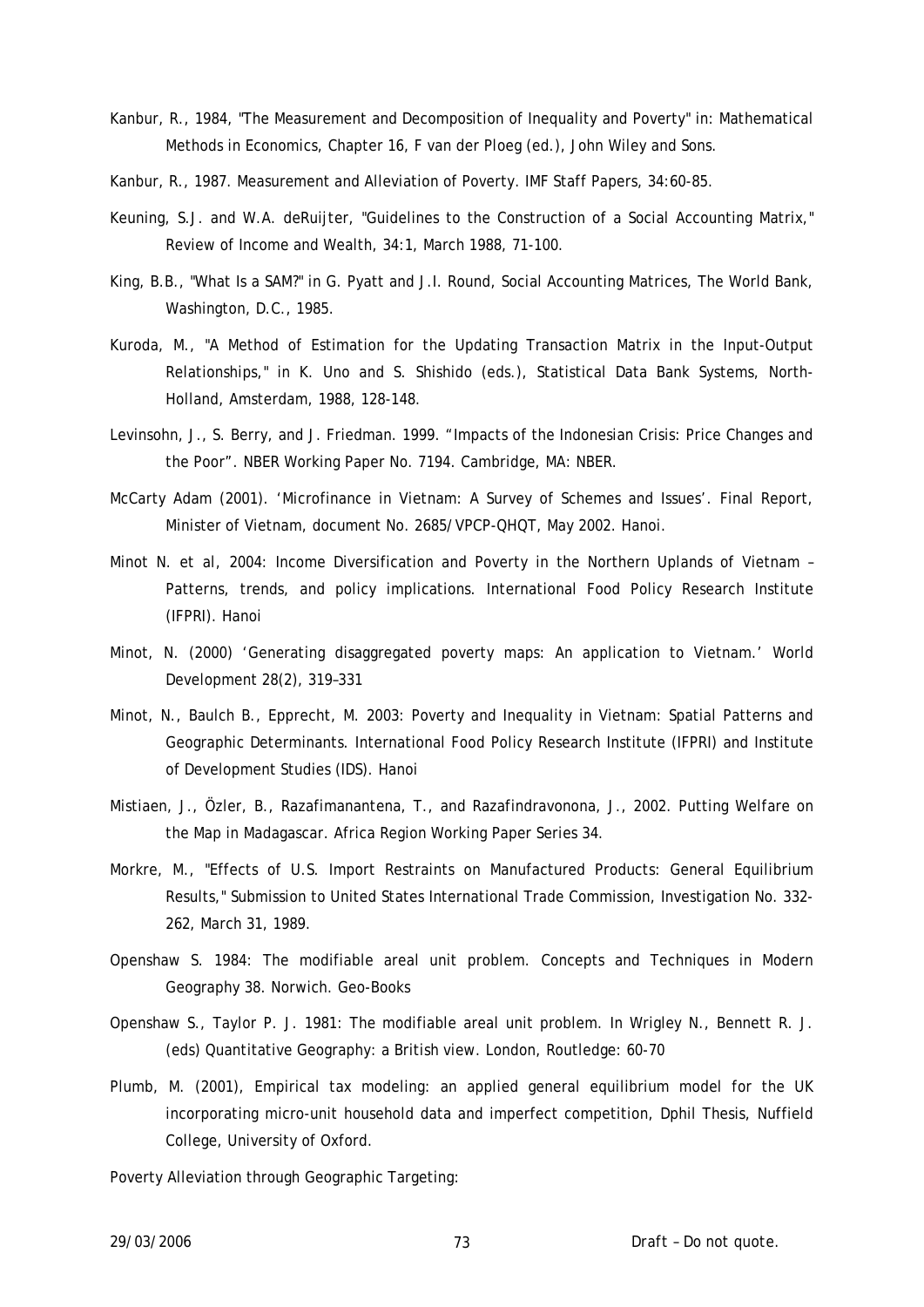Kanbur, R., 1984, "The Measurement and Decomposition of Inequality and Poverty" in: Mathematical Methods in Economics, Chapter 16, F van der Ploeg (ed.), John Wiley and Sons.

Kanbur, R., 1987. Measurement and Alleviation of Poverty. IMF Staff Papers, 34:60-85.

Keuning, S.J. and W.A. deRuijter, "Guidelines to the Construction of a Social Accounting Matrix," Review of Income and Wealth, 34:1, March 1988, 71-100.

King, B.B., "What Is a SAM?" in G. Pyatt and J.I. Round, Social Accounting Matrices, The World Bank, Washington, D.C., 1985.

Kuroda, M., "A Method of Estimation for the Updating Transaction Matrix in the Input-Output Relationships," in K. Uno and S. Shishido (eds.), Statistical Data Bank Systems, North-Holland, Amsterdam, 1988, 128-148.

Levinsohn, J., S. Berry, and J. Friedman. 1999. "Impacts of the Indonesian Crisis: Price Changes and the Poor". NBER Working Paper No. 7194. Cambridge, MA: NBER.

McCarty Adam (2001). 'Microfinance in Vietnam: A Survey of Schemes and Issues'. Final Report, Minister of Vietnam, document No. 2685/VPCP-QHQT, May 2002. Hanoi.

Minot N. et al, 2004: Income Diversification and Poverty in the Northern Uplands of Vietnam – Patterns, trends, and policy implications. International Food Policy Research Institute (IFPRI). Hanoi

Minot, N. (2000) 'Generating disaggregated poverty maps: An application to Vietnam.' World Development 28(2), 319–331

Minot, N., Baulch B., Epprecht, M. 2003: Poverty and Inequality in Vietnam: Spatial Patterns and Geographic Determinants. International Food Policy Research Institute (IFPRI) and Institute of Development Studies (IDS). Hanoi

Mistiaen, J., Özler, B., Razafimanantena, T., and Razafindravonona, J., 2002. Putting Welfare on the Map in Madagascar. Africa Region Working Paper Series 34.

Morkre, M., "Effects of U.S. Import Restraints on Manufactured Products: General Equilibrium Results," Submission to United States International Trade Commission, Investigation No. 332-262, March 31, 1989.

Openshaw S. 1984: The modifiable areal unit problem. Concepts and Techniques in Modern Geography 38. Norwich. Geo-Books

Openshaw S., Taylor P. J. 1981: The modifiable areal unit problem. In Wrigley N., Bennett R. J. (eds) Quantitative Geography: a British view. London, Routledge: 60-70

Plumb, M. (2001), Empirical tax modeling: an applied general equilibrium model for the UK incorporating micro-unit household data and imperfect competition, Dphil Thesis, Nuffield College, University of Oxford.

Poverty Alleviation through Geographic Targeting: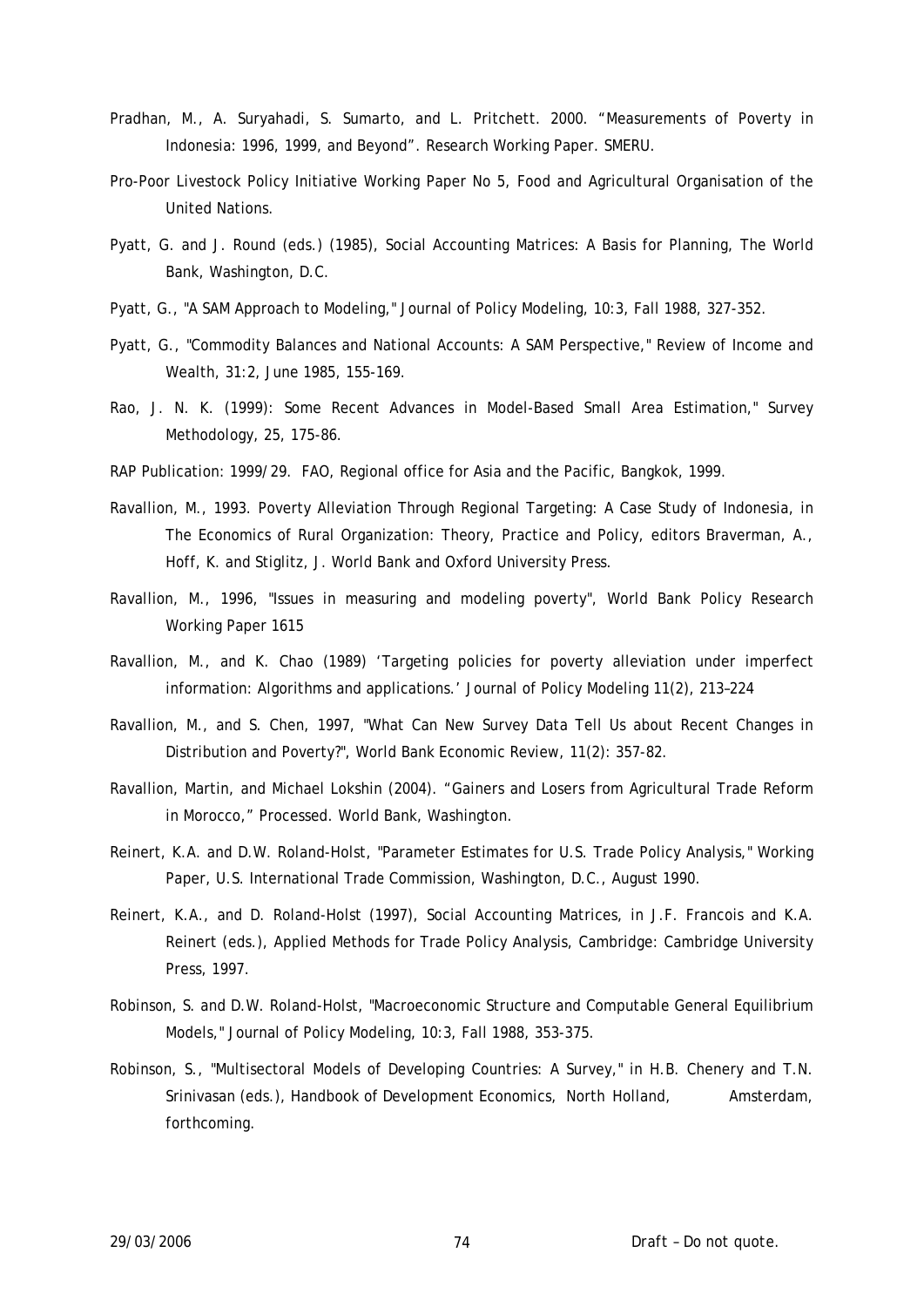Pradhan, M., A. Suryahadi, S. Sumarto, and L. Pritchett. 2000. "Measurements of Poverty in Indonesia: 1996, 1999, and Beyond". Research Working Paper. SMERU.

Pro-Poor Livestock Policy Initiative Working Paper No 5, Food and Agricultural Organisation of the United Nations.

Pyatt, G. and J. Round (eds.) (1985), Social Accounting Matrices: A Basis for Planning, The World Bank, Washington, D.C.

Pyatt, G., "A SAM Approach to Modeling," Journal of Policy Modeling, 10:3, Fall 1988, 327-352.

Pyatt, G., "Commodity Balances and National Accounts: A SAM Perspective," Review of Income and Wealth, 31:2, June 1985, 155-169.

Rao, J. N. K. (1999): Some Recent Advances in Model-Based Small Area Estimation," Survey Methodology, 25, 175-86.

RAP Publication: 1999/29. FAO, Regional office for Asia and the Pacific, Bangkok, 1999.

Ravallion, M., 1993. Poverty Alleviation Through Regional Targeting: A Case Study of Indonesia, in The Economics of Rural Organization: Theory, Practice and Policy, editors Braverman, A., Hoff, K. and Stiglitz, J. World Bank and Oxford University Press.

Ravallion, M., 1996, "Issues in measuring and modeling poverty", World Bank Policy Research Working Paper 1615

Ravallion, M., and K. Chao (1989) 'Targeting policies for poverty alleviation under imperfect information: Algorithms and applications.' Journal of Policy Modeling 11(2), 213–224

Ravallion, M., and S. Chen, 1997, "What Can New Survey Data Tell Us about Recent Changes in Distribution and Poverty?", World Bank Economic Review, 11(2): 357-82.

Ravallion, Martin, and Michael Lokshin (2004). "Gainers and Losers from Agricultural Trade Reform in Morocco," Processed. World Bank, Washington.

Reinert, K.A. and D.W. Roland-Holst, "Parameter Estimates for U.S. Trade Policy Analysis," Working Paper, U.S. International Trade Commission, Washington, D.C., August 1990.

Reinert, K.A., and D. Roland-Holst (1997), Social Accounting Matrices, in J.F. Francois and K.A. Reinert (eds.), Applied Methods for Trade Policy Analysis, Cambridge: Cambridge University Press, 1997.

Robinson, S. and D.W. Roland-Holst, "Macroeconomic Structure and Computable General Equilibrium Models," Journal of Policy Modeling, 10:3, Fall 1988, 353-375.

Robinson, S., "Multisectoral Models of Developing Countries: A Survey," in H.B. Chenery and T.N. Srinivasan (eds.), Handbook of Development Economics, North Holland, Amsterdam, forthcoming.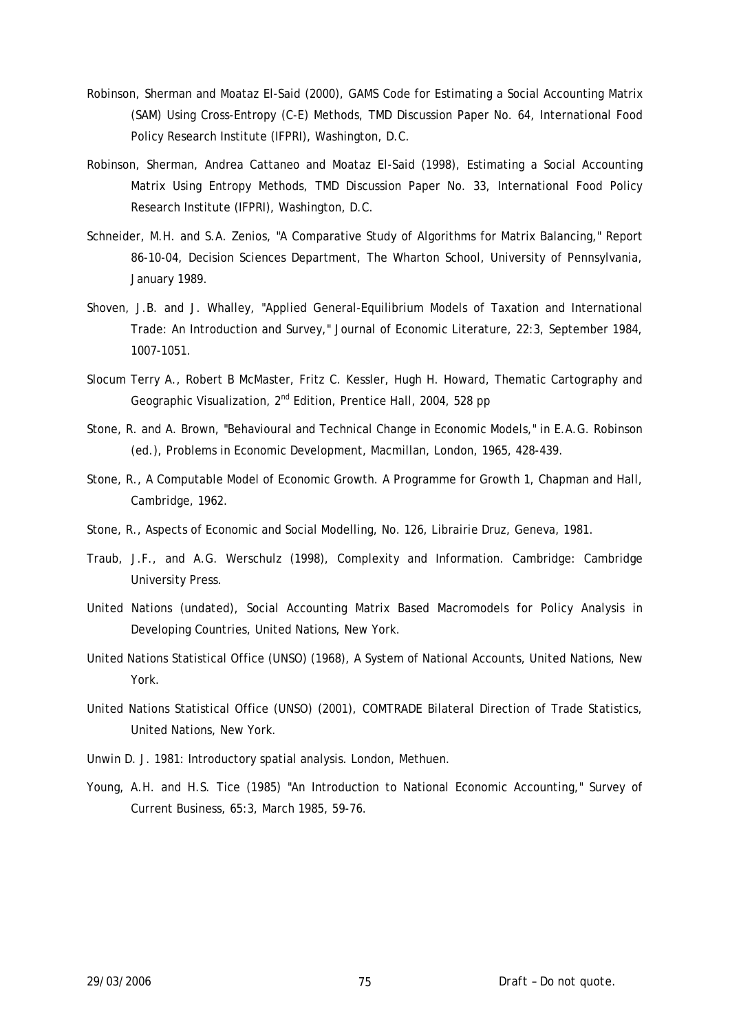Robinson, Sherman and Moataz El-Said (2000), GAMS Code for Estimating a Social Accounting Matrix (SAM) Using Cross-Entropy (C-E) Methods, TMD Discussion Paper No. 64, International Food Policy Research Institute (IFPRI), Washington, D.C.

Robinson, Sherman, Andrea Cattaneo and Moataz El-Said (1998), Estimating a Social Accounting Matrix Using Entropy Methods, TMD Discussion Paper No. 33, International Food Policy Research Institute (IFPRI), Washington, D.C.

Schneider, M.H. and S.A. Zenios, "A Comparative Study of Algorithms for Matrix Balancing," Report 86-10-04, Decision Sciences Department, The Wharton School, University of Pennsylvania, January 1989.

Shoven, J.B. and J. Whalley, "Applied General-Equilibrium Models of Taxation and International Trade: An Introduction and Survey," Journal of Economic Literature, 22:3, September 1984, 1007-1051.

Slocum Terry A., Robert B McMaster, Fritz C. Kessler, Hugh H. Howard, Thematic Cartography and Geographic Visualization, 2nd Edition, Prentice Hall, 2004, 528 pp

Stone, R. and A. Brown, "Behavioural and Technical Change in Economic Models," in E.A.G. Robinson (ed.), Problems in Economic Development, Macmillan, London, 1965, 428-439.

Stone, R., A Computable Model of Economic Growth. A Programme for Growth 1, Chapman and Hall, Cambridge, 1962.

Stone, R., Aspects of Economic and Social Modelling, No. 126, Librairie Druz, Geneva, 1981.

Traub, J.F., and A.G. Werschulz (1998), Complexity and Information. Cambridge: Cambridge University Press.

United Nations (undated), Social Accounting Matrix Based Macromodels for Policy Analysis in Developing Countries, United Nations, New York.

United Nations Statistical Office (UNSO) (1968), A System of National Accounts, United Nations, New York.

United Nations Statistical Office (UNSO) (2001), COMTRADE Bilateral Direction of Trade Statistics, United Nations, New York.

Unwin D. J. 1981: Introductory spatial analysis. London, Methuen.

Young, A.H. and H.S. Tice (1985) "An Introduction to National Economic Accounting," Survey of Current Business, 65:3, March 1985, 59-76.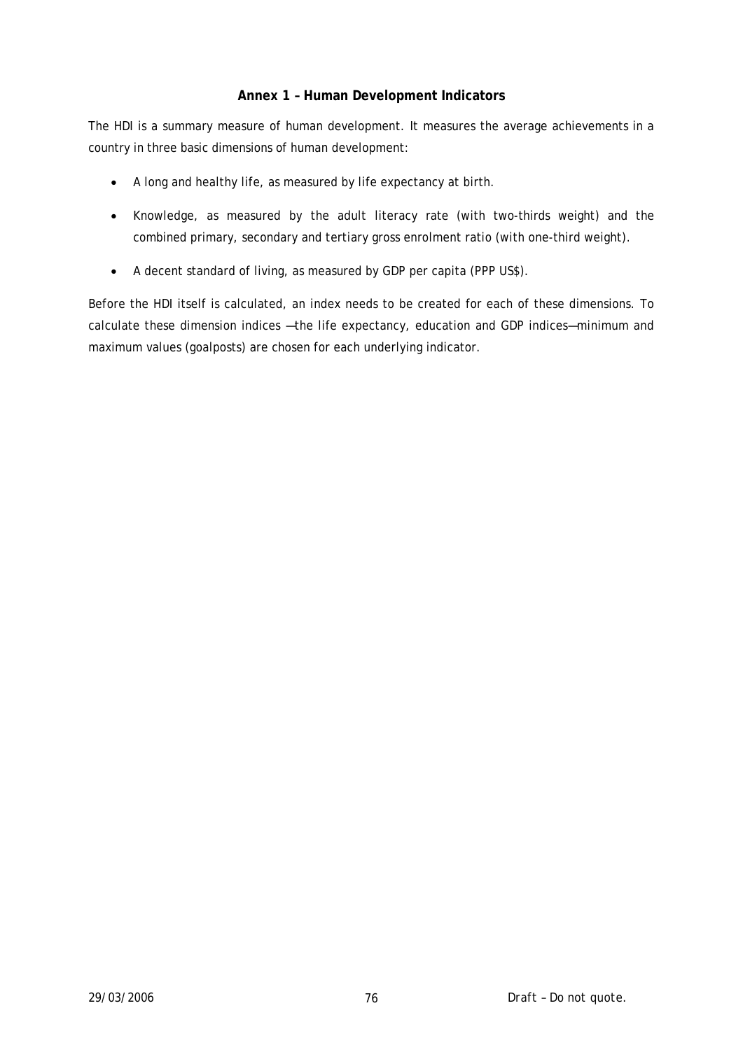## Annex 1 – Human Development Indicators

The HDI is a summary measure of human development. It measures the average achievements in a country in three basic dimensions of human development:

- A long and healthy life, as measured by life expectancy at birth.
- Knowledge, as measured by the adult literacy rate (with two-thirds weight) and the combined primary, secondary and tertiary gross enrolment ratio (with one-third weight).
- A decent standard of living, as measured by GDP per capita (PPP US$).

Before the HDI itself is calculated, an index needs to be created for each of these dimensions. To calculate these dimension indices —the life expectancy, education and GDP indices—minimum and maximum values (goalposts) are chosen for each underlying indicator.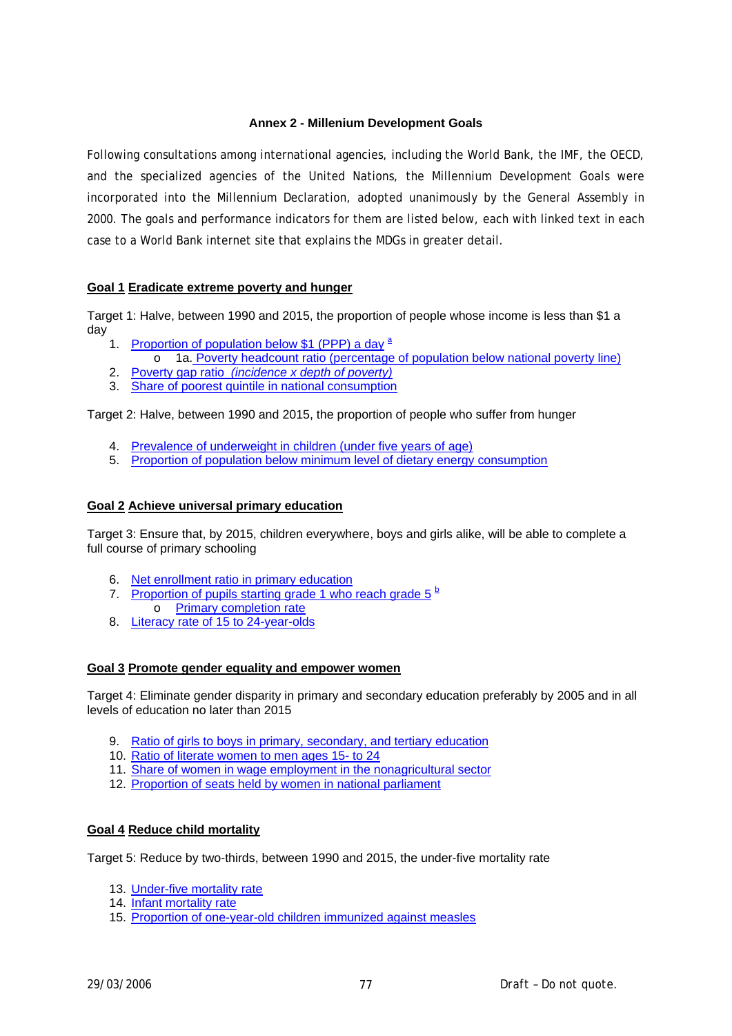## Annex 2 - Millenium Development Goals

Following consultations among international agencies, including the World Bank, the IMF, the OECD, and the specialized agencies of the United Nations, the Millennium Development Goals were incorporated into the Millennium Declaration, adopted unanimously by the General Assembly in 2000. The goals and performance indicators for them are listed below, each with linked text in each case to a World Bank internet site that explains the MDGs in greater detail.

### Goal 1 Eradicate extreme poverty and hunger

Target 1: Halve, between 1990 and 2015, the proportion of people whose income is less than $1 a day

1. Proportion of population below $1 (PPP) a day [a]
   - 1a. Poverty headcount ratio (percentage of population below national poverty line)
2. Poverty gap ratio *(incidence x depth of poverty)*
3. Share of poorest quintile in national consumption

Target 2: Halve, between 1990 and 2015, the proportion of people who suffer from hunger

4. Prevalence of underweight in children (under five years of age)
5. Proportion of population below minimum level of dietary energy consumption

### Goal 2 Achieve universal primary education

Target 3: Ensure that, by 2015, children everywhere, boys and girls alike, will be able to complete a full course of primary schooling

6. Net enrollment ratio in primary education
7. Proportion of pupils starting grade 1 who reach grade 5 [b]
   - Primary completion rate
8. Literacy rate of 15 to 24-year-olds

### Goal 3 Promote gender equality and empower women

Target 4: Eliminate gender disparity in primary and secondary education preferably by 2005 and in all levels of education no later than 2015

9. Ratio of girls to boys in primary, secondary, and tertiary education
10. Ratio of literate women to men ages 15- to 24
11. Share of women in wage employment in the nonagricultural sector
12. Proportion of seats held by women in national parliament

### Goal 4 Reduce child mortality

Target 5: Reduce by two-thirds, between 1990 and 2015, the under-five mortality rate

13. Under-five mortality rate
14. Infant mortality rate
15. Proportion of one-year-old children immunized against measles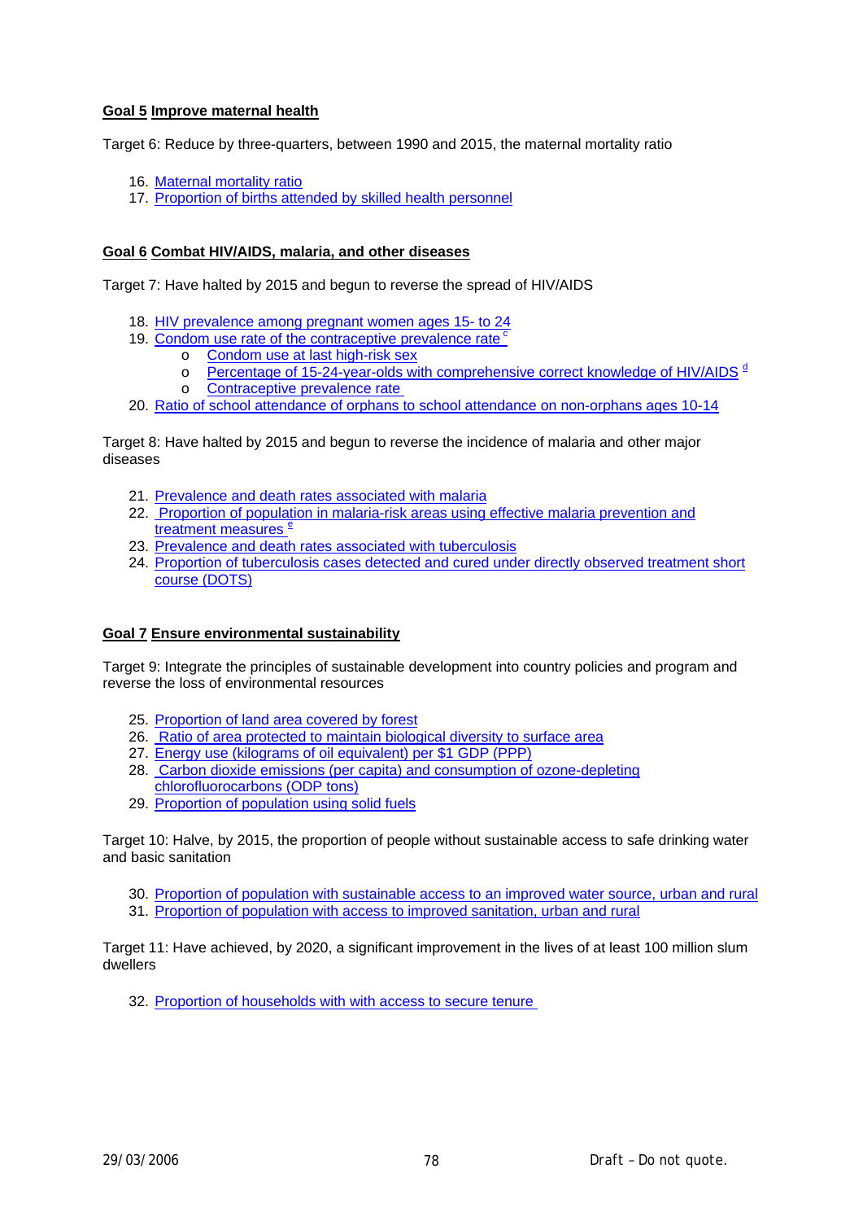**Goal 5 Improve maternal health**

Target 6: Reduce by three-quarters, between 1990 and 2015, the maternal mortality ratio

16. Maternal mortality ratio
17. Proportion of births attended by skilled health personnel

**Goal 6 Combat HIV/AIDS, malaria, and other diseases**

Target 7: Have halted by 2015 and begun to reverse the spread of HIV/AIDS

18. HIV prevalence among pregnant women ages 15- to 24
19. Condom use rate of the contraceptive prevalence rate [c]
    - Condom use at last high-risk sex
    - Percentage of 15-24-year-olds with comprehensive correct knowledge of HIV/AIDS [d]
    - Contraceptive prevalence rate
20. Ratio of school attendance of orphans to school attendance on non-orphans ages 10-14

Target 8: Have halted by 2015 and begun to reverse the incidence of malaria and other major diseases

21. Prevalence and death rates associated with malaria
22. Proportion of population in malaria-risk areas using effective malaria prevention and treatment measures [e]
23. Prevalence and death rates associated with tuberculosis
24. Proportion of tuberculosis cases detected and cured under directly observed treatment short course (DOTS)

**Goal 7 Ensure environmental sustainability**

Target 9: Integrate the principles of sustainable development into country policies and program and reverse the loss of environmental resources

25. Proportion of land area covered by forest
26. Ratio of area protected to maintain biological diversity to surface area
27. Energy use (kilograms of oil equivalent) per $1 GDP (PPP)
28. Carbon dioxide emissions (per capita) and consumption of ozone-depleting chlorofluorocarbons (ODP tons)
29. Proportion of population using solid fuels

Target 10: Halve, by 2015, the proportion of people without sustainable access to safe drinking water and basic sanitation

30. Proportion of population with sustainable access to an improved water source, urban and rural
31. Proportion of population with access to improved sanitation, urban and rural

Target 11: Have achieved, by 2020, a significant improvement in the lives of at least 100 million slum dwellers

32. Proportion of households with with access to secure tenure

29/03/2006 Draft – Do not quote.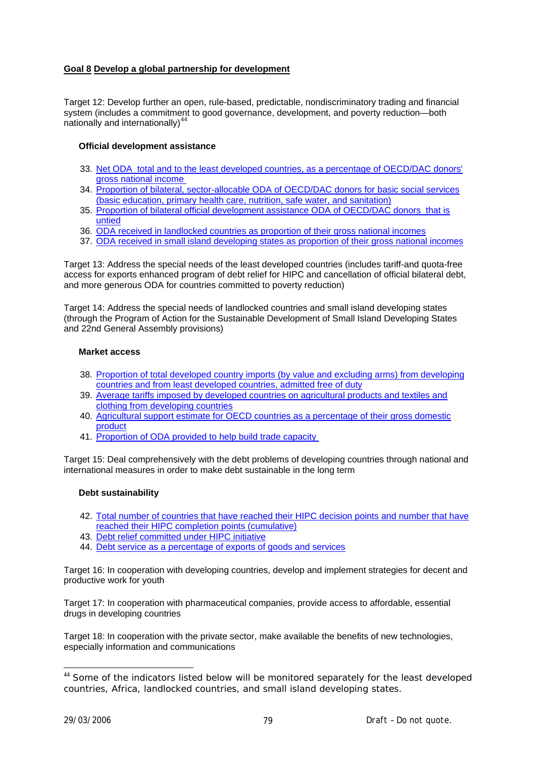**Goal 8 Develop a global partnership for development**

Target 12: Develop further an open, rule-based, predictable, nondiscriminatory trading and financial system (includes a commitment to good governance, development, and poverty reduction—both nationally and internationally)[44]

**Official development assistance**

33. Net ODA total and to the least developed countries, as a percentage of OECD/DAC donors' gross national income
34. Proportion of bilateral, sector-allocable ODA of OECD/DAC donors for basic social services (basic education, primary health care, nutrition, safe water, and sanitation)
35. Proportion of bilateral official development assistance ODA of OECD/DAC donors that is untied
36. ODA received in landlocked countries as proportion of their gross national incomes
37. ODA received in small island developing states as proportion of their gross national incomes

Target 13: Address the special needs of the least developed countries (includes tariff-and quota-free access for exports enhanced program of debt relief for HIPC and cancellation of official bilateral debt, and more generous ODA for countries committed to poverty reduction)

Target 14: Address the special needs of landlocked countries and small island developing states (through the Program of Action for the Sustainable Development of Small Island Developing States and 22nd General Assembly provisions)

**Market access**

38. Proportion of total developed country imports (by value and excluding arms) from developing countries and from least developed countries, admitted free of duty
39. Average tariffs imposed by developed countries on agricultural products and textiles and clothing from developing countries
40. Agricultural support estimate for OECD countries as a percentage of their gross domestic product
41. Proportion of ODA provided to help build trade capacity

Target 15: Deal comprehensively with the debt problems of developing countries through national and international measures in order to make debt sustainable in the long term

**Debt sustainability**

42. Total number of countries that have reached their HIPC decision points and number that have reached their HIPC completion points (cumulative)
43. Debt relief committed under HIPC initiative
44. Debt service as a percentage of exports of goods and services

Target 16: In cooperation with developing countries, develop and implement strategies for decent and productive work for youth

Target 17: In cooperation with pharmaceutical companies, provide access to affordable, essential drugs in developing countries

Target 18: In cooperation with the private sector, make available the benefits of new technologies, especially information and communications

---

[44] Some of the indicators listed below will be monitored separately for the least developed countries, Africa, landlocked countries, and small island developing states.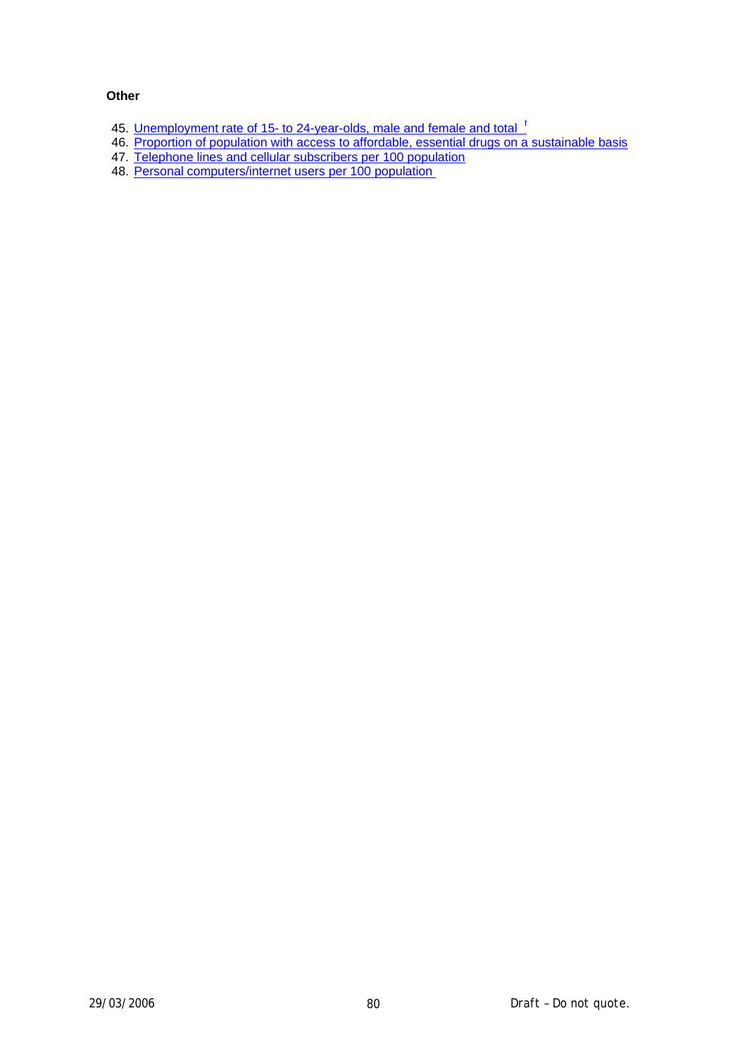**Other**

45. Unemployment rate of 15- to 24-year-olds, male and female and total [f]
46. Proportion of population with access to affordable, essential drugs on a sustainable basis
47. Telephone lines and cellular subscribers per 100 population
48. Personal computers/internet users per 100 population